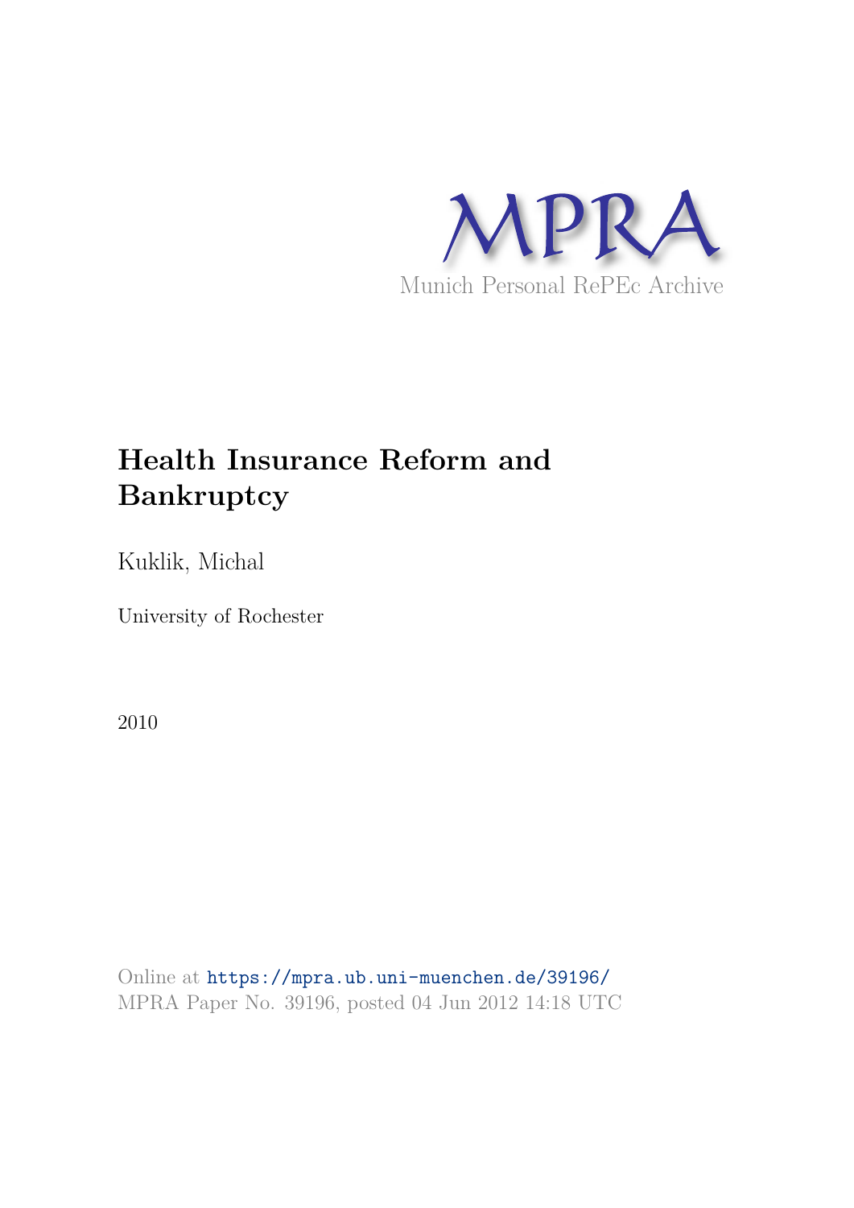MPRA

Munich Personal RePEc Archive

# Health Insurance Reform and Bankruptcy

Kuklik, Michal

University of Rochester

2010

Online at https://mpra.ub.uni-muenchen.de/39196/
MPRA Paper No. 39196, posted 04 Jun 2012 14:18 UTC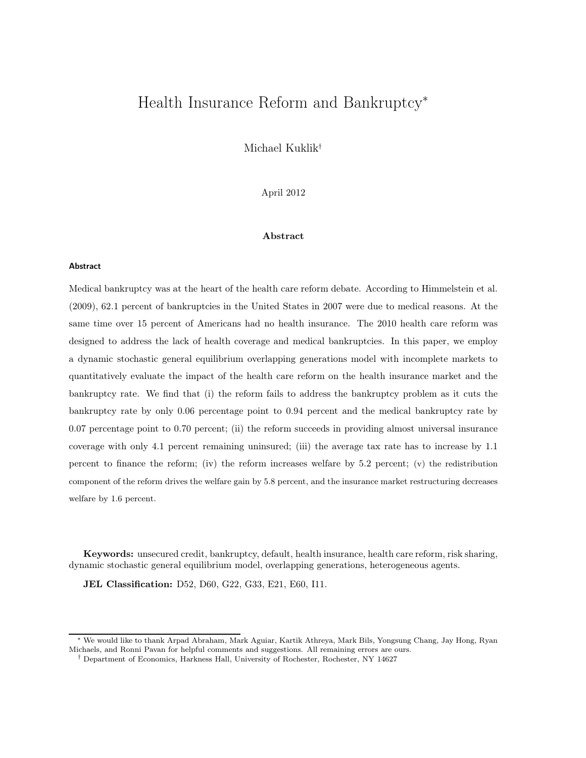# Health Insurance Reform and Bankruptcy*

Michael Kuklik†

April 2012

**Abstract**

**Abstract**

Medical bankruptcy was at the heart of the health care reform debate. According to Himmelstein et al. (2009), 62.1 percent of bankruptcies in the United States in 2007 were due to medical reasons. At the same time over 15 percent of Americans had no health insurance. The 2010 health care reform was designed to address the lack of health coverage and medical bankruptcies. In this paper, we employ a dynamic stochastic general equilibrium overlapping generations model with incomplete markets to quantitatively evaluate the impact of the health care reform on the health insurance market and the bankruptcy rate. We find that (i) the reform fails to address the bankruptcy problem as it cuts the bankruptcy rate by only 0.06 percentage point to 0.94 percent and the medical bankruptcy rate by 0.07 percentage point to 0.70 percent; (ii) the reform succeeds in providing almost universal insurance coverage with only 4.1 percent remaining uninsured; (iii) the average tax rate has to increase by 1.1 percent to finance the reform; (iv) the reform increases welfare by 5.2 percent; (v) the redistribution component of the reform drives the welfare gain by 5.8 percent, and the insurance market restructuring decreases welfare by 1.6 percent.

**Keywords:** unsecured credit, bankruptcy, default, health insurance, health care reform, risk sharing, dynamic stochastic general equilibrium model, overlapping generations, heterogeneous agents.

**JEL Classification:** D52, D60, G22, G33, E21, E60, I11.

---

* We would like to thank Arpad Abraham, Mark Aguiar, Kartik Athreya, Mark Bils, Yongsung Chang, Jay Hong, Ryan Michaels, and Ronni Pavan for helpful comments and suggestions. All remaining errors are ours.

† Department of Economics, Harkness Hall, University of Rochester, Rochester, NY 14627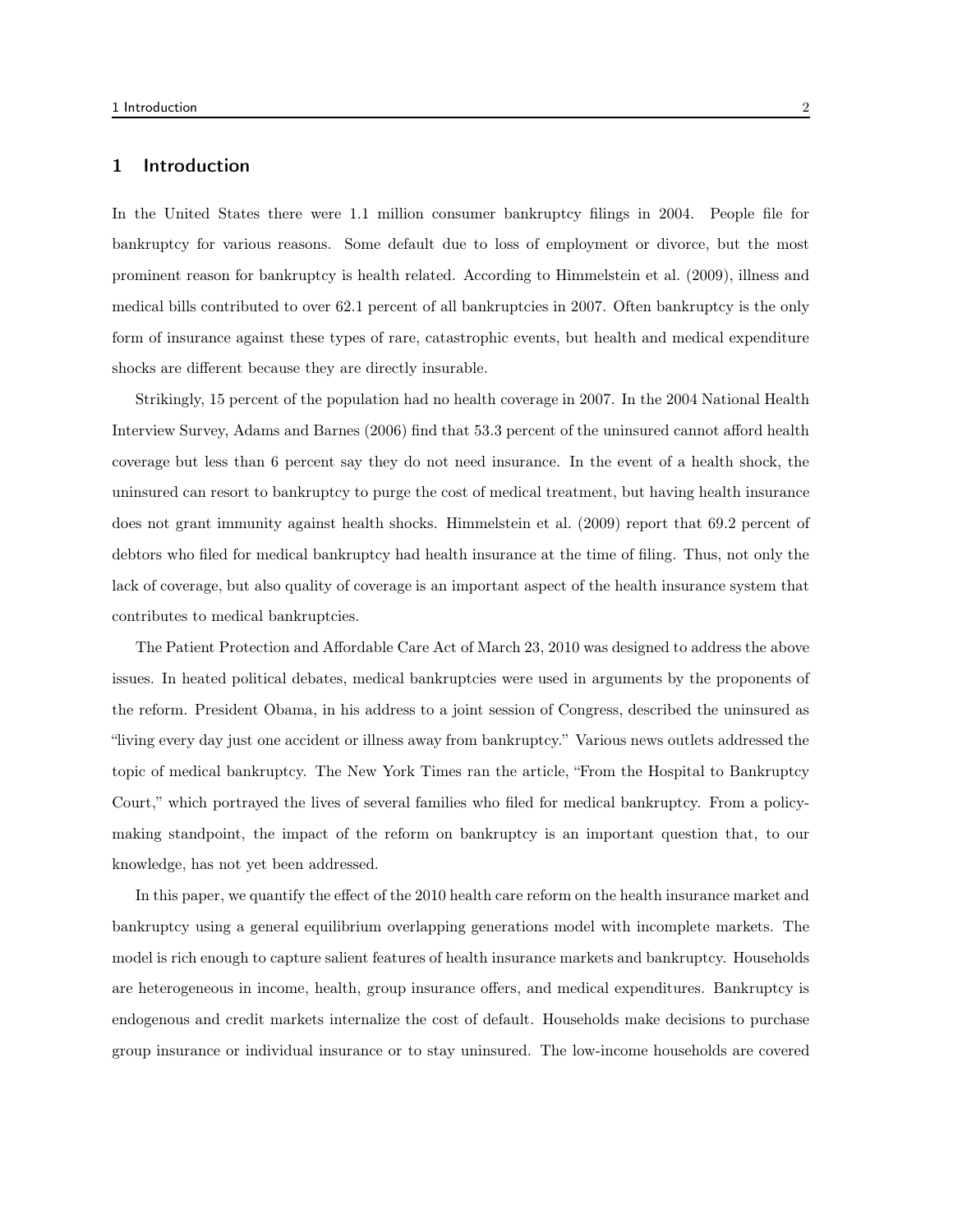# 1 Introduction

In the United States there were 1.1 million consumer bankruptcy filings in 2004. People file for bankruptcy for various reasons. Some default due to loss of employment or divorce, but the most prominent reason for bankruptcy is health related. According to Himmelstein et al. (2009), illness and medical bills contributed to over 62.1 percent of all bankruptcies in 2007. Often bankruptcy is the only form of insurance against these types of rare, catastrophic events, but health and medical expenditure shocks are different because they are directly insurable.

Strikingly, 15 percent of the population had no health coverage in 2007. In the 2004 National Health Interview Survey, Adams and Barnes (2006) find that 53.3 percent of the uninsured cannot afford health coverage but less than 6 percent say they do not need insurance. In the event of a health shock, the uninsured can resort to bankruptcy to purge the cost of medical treatment, but having health insurance does not grant immunity against health shocks. Himmelstein et al. (2009) report that 69.2 percent of debtors who filed for medical bankruptcy had health insurance at the time of filing. Thus, not only the lack of coverage, but also quality of coverage is an important aspect of the health insurance system that contributes to medical bankruptcies.

The Patient Protection and Affordable Care Act of March 23, 2010 was designed to address the above issues. In heated political debates, medical bankruptcies were used in arguments by the proponents of the reform. President Obama, in his address to a joint session of Congress, described the uninsured as "living every day just one accident or illness away from bankruptcy." Various news outlets addressed the topic of medical bankruptcy. The New York Times ran the article, "From the Hospital to Bankruptcy Court," which portrayed the lives of several families who filed for medical bankruptcy. From a policy-making standpoint, the impact of the reform on bankruptcy is an important question that, to our knowledge, has not yet been addressed.

In this paper, we quantify the effect of the 2010 health care reform on the health insurance market and bankruptcy using a general equilibrium overlapping generations model with incomplete markets. The model is rich enough to capture salient features of health insurance markets and bankruptcy. Households are heterogeneous in income, health, group insurance offers, and medical expenditures. Bankruptcy is endogenous and credit markets internalize the cost of default. Households make decisions to purchase group insurance or individual insurance or to stay uninsured. The low-income households are covered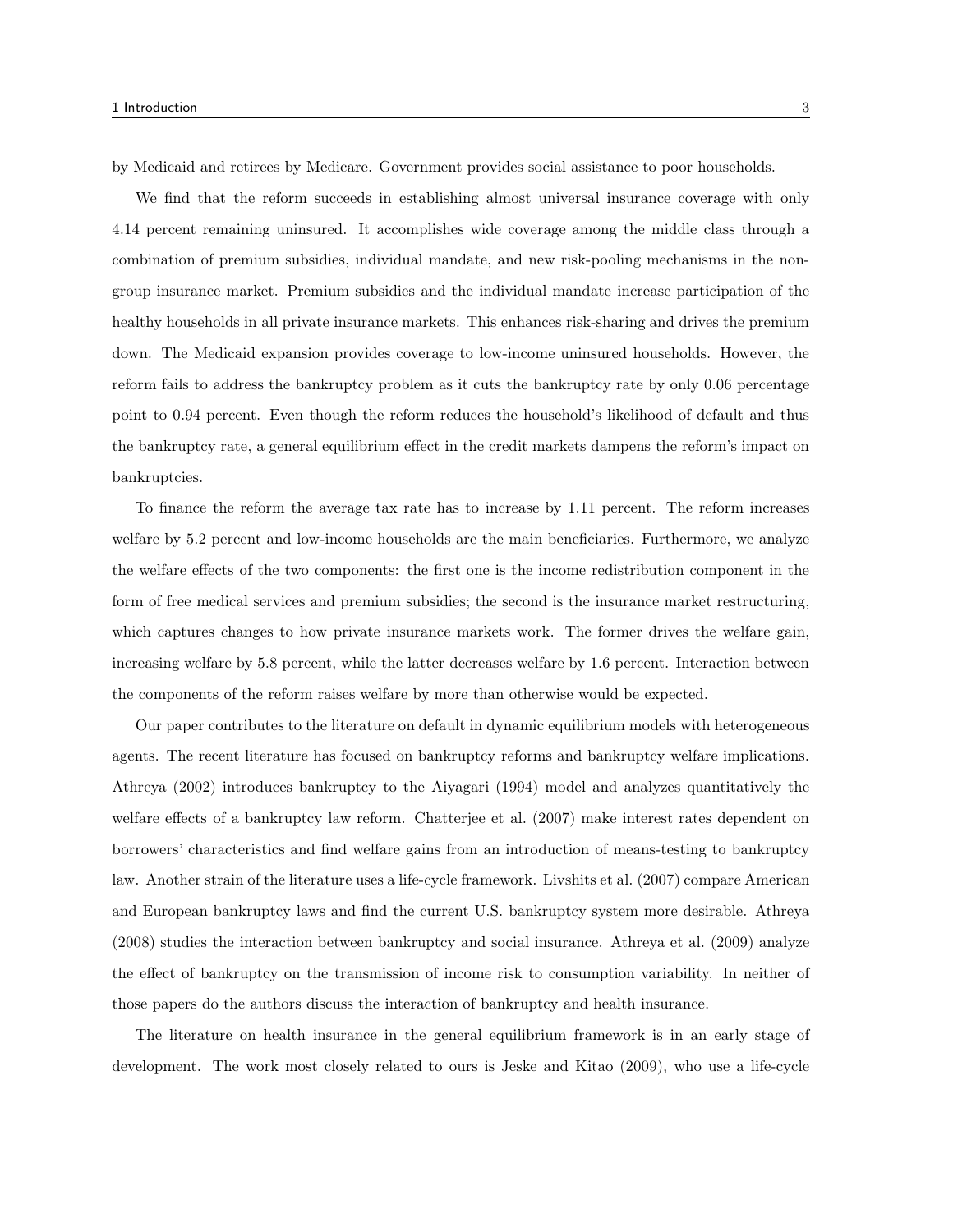by Medicaid and retirees by Medicare. Government provides social assistance to poor households.

We find that the reform succeeds in establishing almost universal insurance coverage with only 4.14 percent remaining uninsured. It accomplishes wide coverage among the middle class through a combination of premium subsidies, individual mandate, and new risk-pooling mechanisms in the non-group insurance market. Premium subsidies and the individual mandate increase participation of the healthy households in all private insurance markets. This enhances risk-sharing and drives the premium down. The Medicaid expansion provides coverage to low-income uninsured households. However, the reform fails to address the bankruptcy problem as it cuts the bankruptcy rate by only 0.06 percentage point to 0.94 percent. Even though the reform reduces the household's likelihood of default and thus the bankruptcy rate, a general equilibrium effect in the credit markets dampens the reform's impact on bankruptcies.

To finance the reform the average tax rate has to increase by 1.11 percent. The reform increases welfare by 5.2 percent and low-income households are the main beneficiaries. Furthermore, we analyze the welfare effects of the two components: the first one is the income redistribution component in the form of free medical services and premium subsidies; the second is the insurance market restructuring, which captures changes to how private insurance markets work. The former drives the welfare gain, increasing welfare by 5.8 percent, while the latter decreases welfare by 1.6 percent. Interaction between the components of the reform raises welfare by more than otherwise would be expected.

Our paper contributes to the literature on default in dynamic equilibrium models with heterogeneous agents. The recent literature has focused on bankruptcy reforms and bankruptcy welfare implications. Athreya (2002) introduces bankruptcy to the Aiyagari (1994) model and analyzes quantitatively the welfare effects of a bankruptcy law reform. Chatterjee et al. (2007) make interest rates dependent on borrowers' characteristics and find welfare gains from an introduction of means-testing to bankruptcy law. Another strain of the literature uses a life-cycle framework. Livshits et al. (2007) compare American and European bankruptcy laws and find the current U.S. bankruptcy system more desirable. Athreya (2008) studies the interaction between bankruptcy and social insurance. Athreya et al. (2009) analyze the effect of bankruptcy on the transmission of income risk to consumption variability. In neither of those papers do the authors discuss the interaction of bankruptcy and health insurance.

The literature on health insurance in the general equilibrium framework is in an early stage of development. The work most closely related to ours is Jeske and Kitao (2009), who use a life-cycle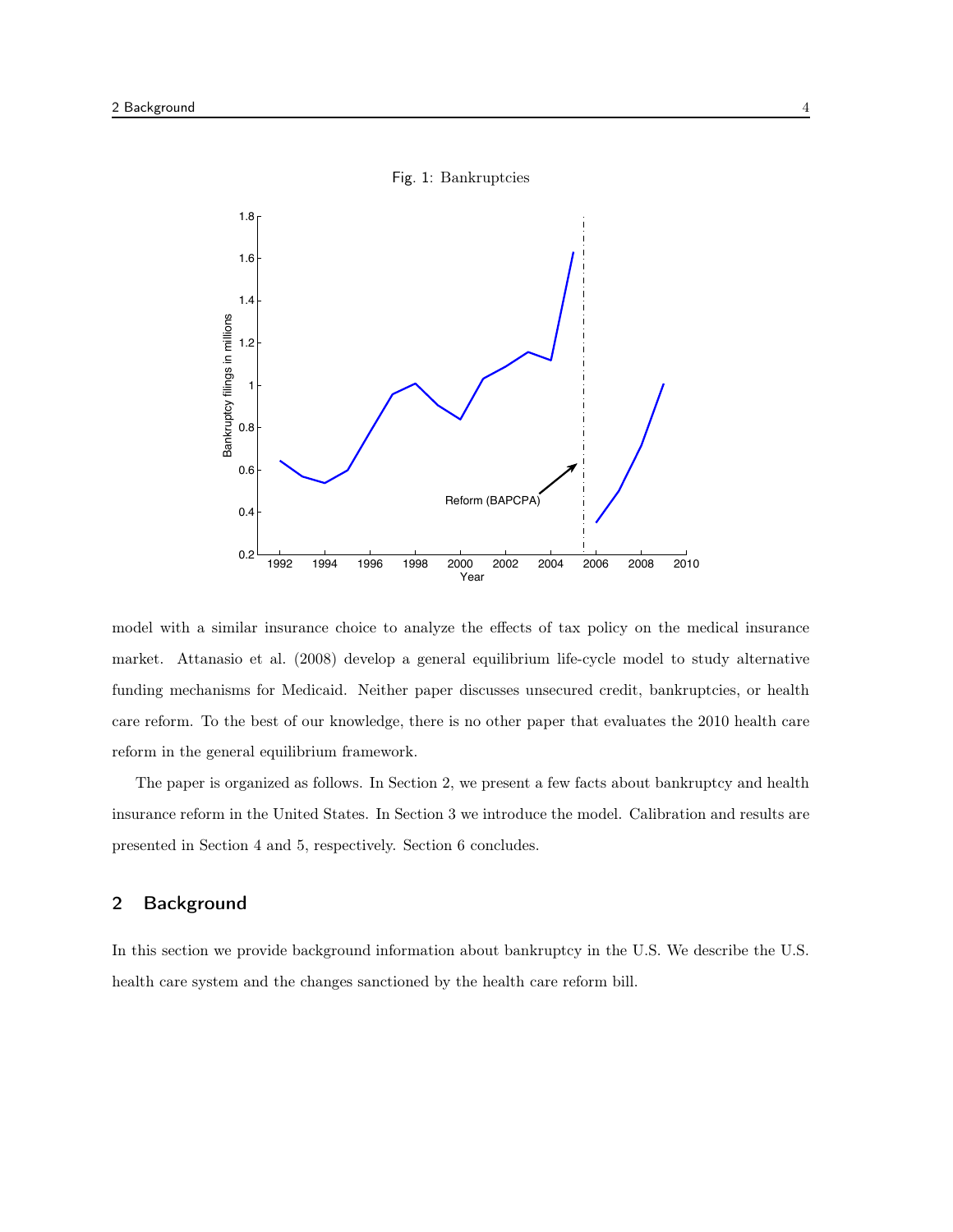Fig. 1: Bankruptcies

model with a similar insurance choice to analyze the effects of tax policy on the medical insurance market. Attanasio et al. (2008) develop a general equilibrium life-cycle model to study alternative funding mechanisms for Medicaid. Neither paper discusses unsecured credit, bankruptcies, or health care reform. To the best of our knowledge, there is no other paper that evaluates the 2010 health care reform in the general equilibrium framework.

The paper is organized as follows. In Section 2, we present a few facts about bankruptcy and health insurance reform in the United States. In Section 3 we introduce the model. Calibration and results are presented in Section 4 and 5, respectively. Section 6 concludes.

## 2 Background

In this section we provide background information about bankruptcy in the U.S. We describe the U.S. health care system and the changes sanctioned by the health care reform bill.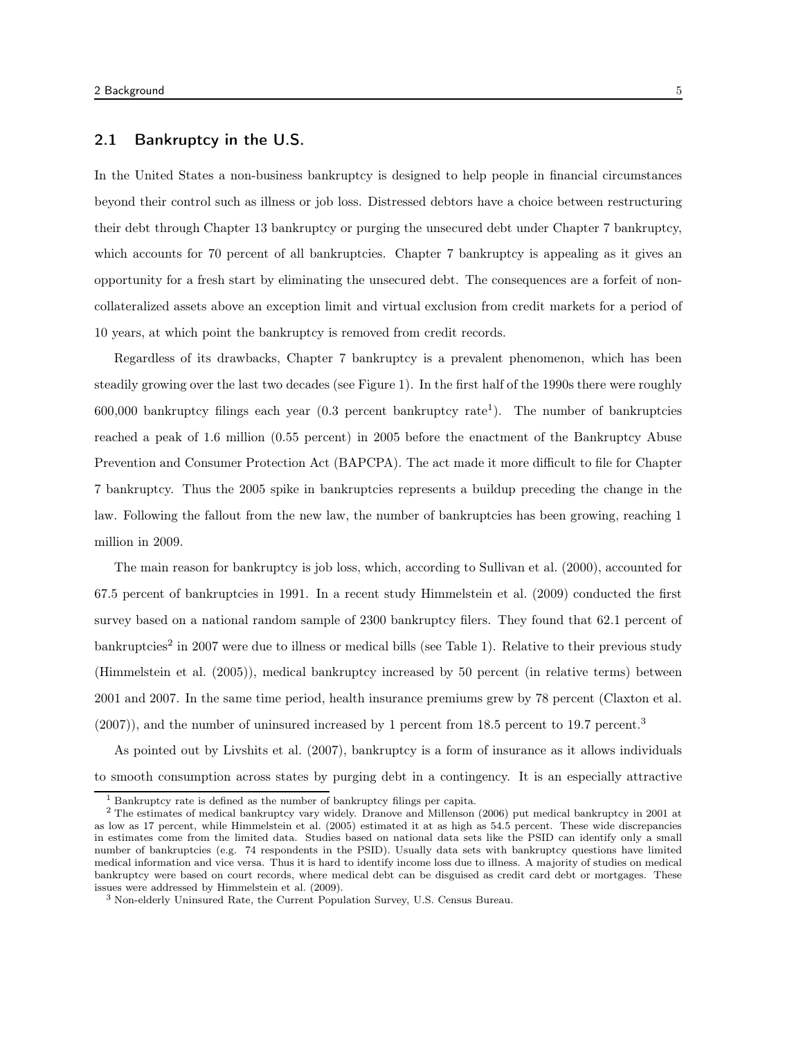## 2.1 Bankruptcy in the U.S.

In the United States a non-business bankruptcy is designed to help people in financial circumstances beyond their control such as illness or job loss. Distressed debtors have a choice between restructuring their debt through Chapter 13 bankruptcy or purging the unsecured debt under Chapter 7 bankruptcy, which accounts for 70 percent of all bankruptcies. Chapter 7 bankruptcy is appealing as it gives an opportunity for a fresh start by eliminating the unsecured debt. The consequences are a forfeit of non-collateralized assets above an exception limit and virtual exclusion from credit markets for a period of 10 years, at which point the bankruptcy is removed from credit records.

Regardless of its drawbacks, Chapter 7 bankruptcy is a prevalent phenomenon, which has been steadily growing over the last two decades (see Figure 1). In the first half of the 1990s there were roughly 600,000 bankruptcy filings each year (0.3 percent bankruptcy rate[1]). The number of bankruptcies reached a peak of 1.6 million (0.55 percent) in 2005 before the enactment of the Bankruptcy Abuse Prevention and Consumer Protection Act (BAPCPA). The act made it more difficult to file for Chapter 7 bankruptcy. Thus the 2005 spike in bankruptcies represents a buildup preceding the change in the law. Following the fallout from the new law, the number of bankruptcies has been growing, reaching 1 million in 2009.

The main reason for bankruptcy is job loss, which, according to Sullivan et al. (2000), accounted for 67.5 percent of bankruptcies in 1991. In a recent study Himmelstein et al. (2009) conducted the first survey based on a national random sample of 2300 bankruptcy filers. They found that 62.1 percent of bankruptcies[2] in 2007 were due to illness or medical bills (see Table 1). Relative to their previous study (Himmelstein et al. (2005)), medical bankruptcy increased by 50 percent (in relative terms) between 2001 and 2007. In the same time period, health insurance premiums grew by 78 percent (Claxton et al. (2007)), and the number of uninsured increased by 1 percent from 18.5 percent to 19.7 percent.[3]

As pointed out by Livshits et al. (2007), bankruptcy is a form of insurance as it allows individuals to smooth consumption across states by purging debt in a contingency. It is an especially attractive

[1] Bankruptcy rate is defined as the number of bankruptcy filings per capita.

[2] The estimates of medical bankruptcy vary widely. Dranove and Millenson (2006) put medical bankruptcy in 2001 at as low as 17 percent, while Himmelstein et al. (2005) estimated it at as high as 54.5 percent. These wide discrepancies in estimates come from the limited data. Studies based on national data sets like the PSID can identify only a small number of bankruptcies (e.g. 74 respondents in the PSID). Usually data sets with bankruptcy questions have limited medical information and vice versa. Thus it is hard to identify income loss due to illness. A majority of studies on medical bankruptcy were based on court records, where medical debt can be disguised as credit card debt or mortgages. These issues were addressed by Himmelstein et al. (2009).

[3] Non-elderly Uninsured Rate, the Current Population Survey, U.S. Census Bureau.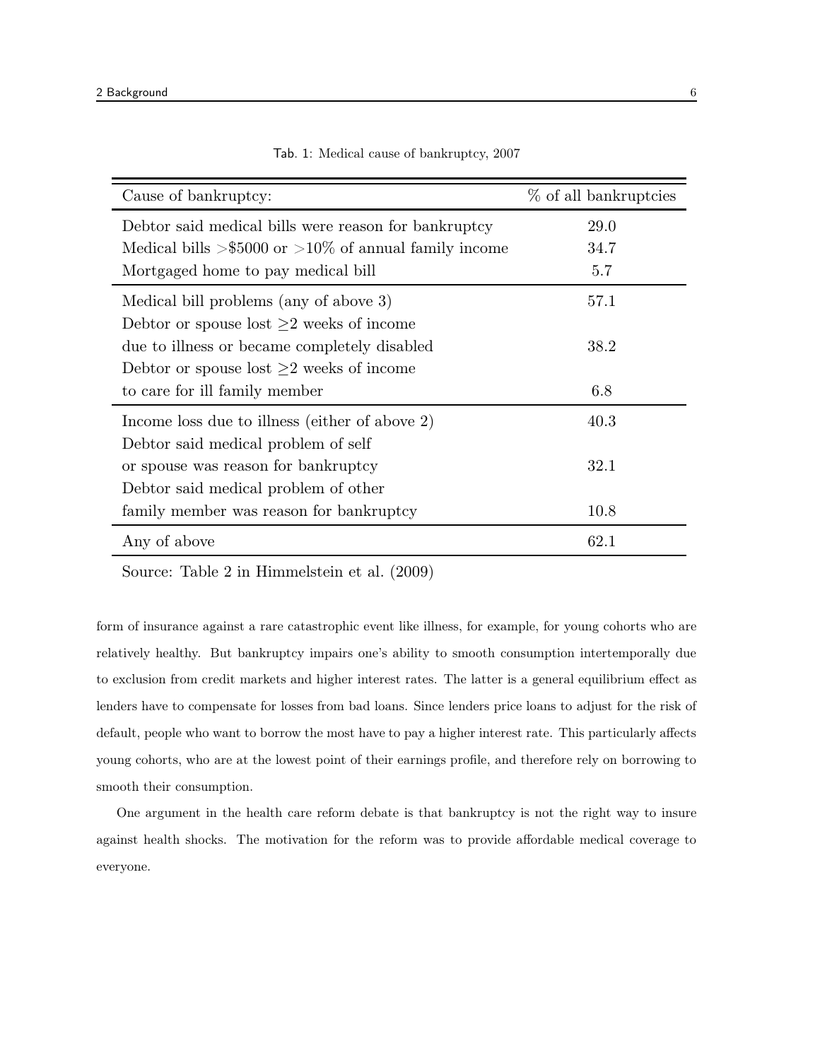Tab. 1: Medical cause of bankruptcy, 2007

| Cause of bankruptcy: | % of all bankruptcies |
|---|---|
| Debtor said medical bills were reason for bankruptcy | 29.0 |
| Medical bills >\$5000 or >10% of annual family income | 34.7 |
| Mortgaged home to pay medical bill | 5.7 |
| Medical bill problems (any of above 3) | 57.1 |
| Debtor or spouse lost ≥2 weeks of income due to illness or became completely disabled | 38.2 |
| Debtor or spouse lost ≥2 weeks of income to care for ill family member | 6.8 |
| Income loss due to illness (either of above 2) | 40.3 |
| Debtor said medical problem of self or spouse was reason for bankruptcy | 32.1 |
| Debtor said medical problem of other family member was reason for bankruptcy | 10.8 |
| Any of above | 62.1 |

Source: Table 2 in Himmelstein et al. (2009)

form of insurance against a rare catastrophic event like illness, for example, for young cohorts who are relatively healthy. But bankruptcy impairs one's ability to smooth consumption intertemporally due to exclusion from credit markets and higher interest rates. The latter is a general equilibrium effect as lenders have to compensate for losses from bad loans. Since lenders price loans to adjust for the risk of default, people who want to borrow the most have to pay a higher interest rate. This particularly affects young cohorts, who are at the lowest point of their earnings profile, and therefore rely on borrowing to smooth their consumption.

One argument in the health care reform debate is that bankruptcy is not the right way to insure against health shocks. The motivation for the reform was to provide affordable medical coverage to everyone.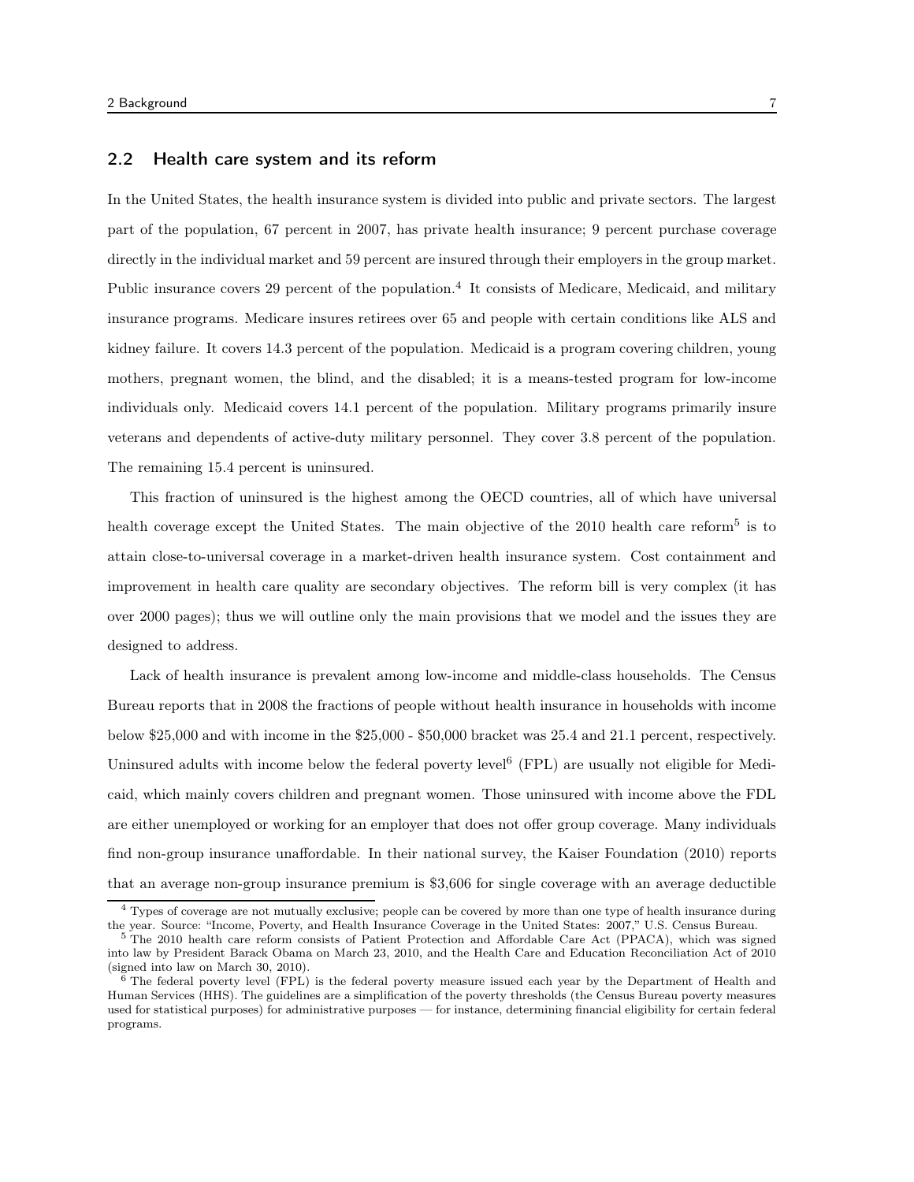## 2.2 Health care system and its reform

In the United States, the health insurance system is divided into public and private sectors. The largest part of the population, 67 percent in 2007, has private health insurance; 9 percent purchase coverage directly in the individual market and 59 percent are insured through their employers in the group market. Public insurance covers 29 percent of the population.[4] It consists of Medicare, Medicaid, and military insurance programs. Medicare insures retirees over 65 and people with certain conditions like ALS and kidney failure. It covers 14.3 percent of the population. Medicaid is a program covering children, young mothers, pregnant women, the blind, and the disabled; it is a means-tested program for low-income individuals only. Medicaid covers 14.1 percent of the population. Military programs primarily insure veterans and dependents of active-duty military personnel. They cover 3.8 percent of the population. The remaining 15.4 percent is uninsured.

This fraction of uninsured is the highest among the OECD countries, all of which have universal health coverage except the United States. The main objective of the 2010 health care reform[5] is to attain close-to-universal coverage in a market-driven health insurance system. Cost containment and improvement in health care quality are secondary objectives. The reform bill is very complex (it has over 2000 pages); thus we will outline only the main provisions that we model and the issues they are designed to address.

Lack of health insurance is prevalent among low-income and middle-class households. The Census Bureau reports that in 2008 the fractions of people without health insurance in households with income below $25,000 and with income in the $25,000 - $50,000 bracket was 25.4 and 21.1 percent, respectively. Uninsured adults with income below the federal poverty level[6] (FPL) are usually not eligible for Medicaid, which mainly covers children and pregnant women. Those uninsured with income above the FDL are either unemployed or working for an employer that does not offer group coverage. Many individuals find non-group insurance unaffordable. In their national survey, the Kaiser Foundation (2010) reports that an average non-group insurance premium is $3,606 for single coverage with an average deductible

[4] Types of coverage are not mutually exclusive; people can be covered by more than one type of health insurance during the year. Source: "Income, Poverty, and Health Insurance Coverage in the United States: 2007," U.S. Census Bureau.

[5] The 2010 health care reform consists of Patient Protection and Affordable Care Act (PPACA), which was signed into law by President Barack Obama on March 23, 2010, and the Health Care and Education Reconciliation Act of 2010 (signed into law on March 30, 2010).

[6] The federal poverty level (FPL) is the federal poverty measure issued each year by the Department of Health and Human Services (HHS). The guidelines are a simplification of the poverty thresholds (the Census Bureau poverty measures used for statistical purposes) for administrative purposes — for instance, determining financial eligibility for certain federal programs.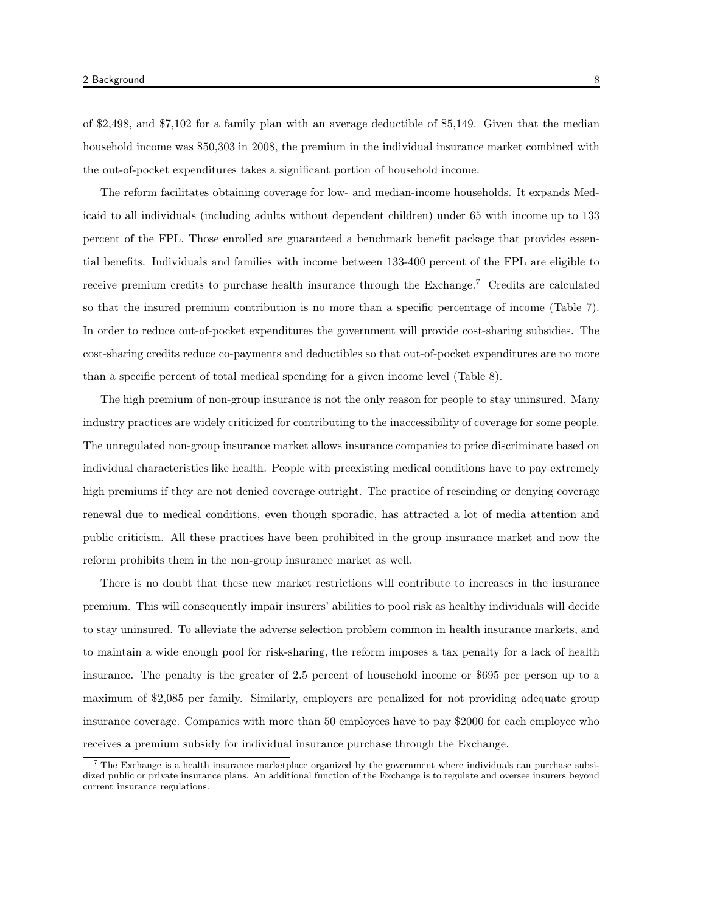of $2,498, and $7,102 for a family plan with an average deductible of $5,149. Given that the median household income was $50,303 in 2008, the premium in the individual insurance market combined with the out-of-pocket expenditures takes a significant portion of household income.

The reform facilitates obtaining coverage for low- and median-income households. It expands Medicaid to all individuals (including adults without dependent children) under 65 with income up to 133 percent of the FPL. Those enrolled are guaranteed a benchmark benefit package that provides essential benefits. Individuals and families with income between 133-400 percent of the FPL are eligible to receive premium credits to purchase health insurance through the Exchange.[7] Credits are calculated so that the insured premium contribution is no more than a specific percentage of income (Table 7). In order to reduce out-of-pocket expenditures the government will provide cost-sharing subsidies. The cost-sharing credits reduce co-payments and deductibles so that out-of-pocket expenditures are no more than a specific percent of total medical spending for a given income level (Table 8).

The high premium of non-group insurance is not the only reason for people to stay uninsured. Many industry practices are widely criticized for contributing to the inaccessibility of coverage for some people. The unregulated non-group insurance market allows insurance companies to price discriminate based on individual characteristics like health. People with preexisting medical conditions have to pay extremely high premiums if they are not denied coverage outright. The practice of rescinding or denying coverage renewal due to medical conditions, even though sporadic, has attracted a lot of media attention and public criticism. All these practices have been prohibited in the group insurance market and now the reform prohibits them in the non-group insurance market as well.

There is no doubt that these new market restrictions will contribute to increases in the insurance premium. This will consequently impair insurers' abilities to pool risk as healthy individuals will decide to stay uninsured. To alleviate the adverse selection problem common in health insurance markets, and to maintain a wide enough pool for risk-sharing, the reform imposes a tax penalty for a lack of health insurance. The penalty is the greater of 2.5 percent of household income or $695 per person up to a maximum of $2,085 per family. Similarly, employers are penalized for not providing adequate group insurance coverage. Companies with more than 50 employees have to pay $2000 for each employee who receives a premium subsidy for individual insurance purchase through the Exchange.

[7] The Exchange is a health insurance marketplace organized by the government where individuals can purchase subsidized public or private insurance plans. An additional function of the Exchange is to regulate and oversee insurers beyond current insurance regulations.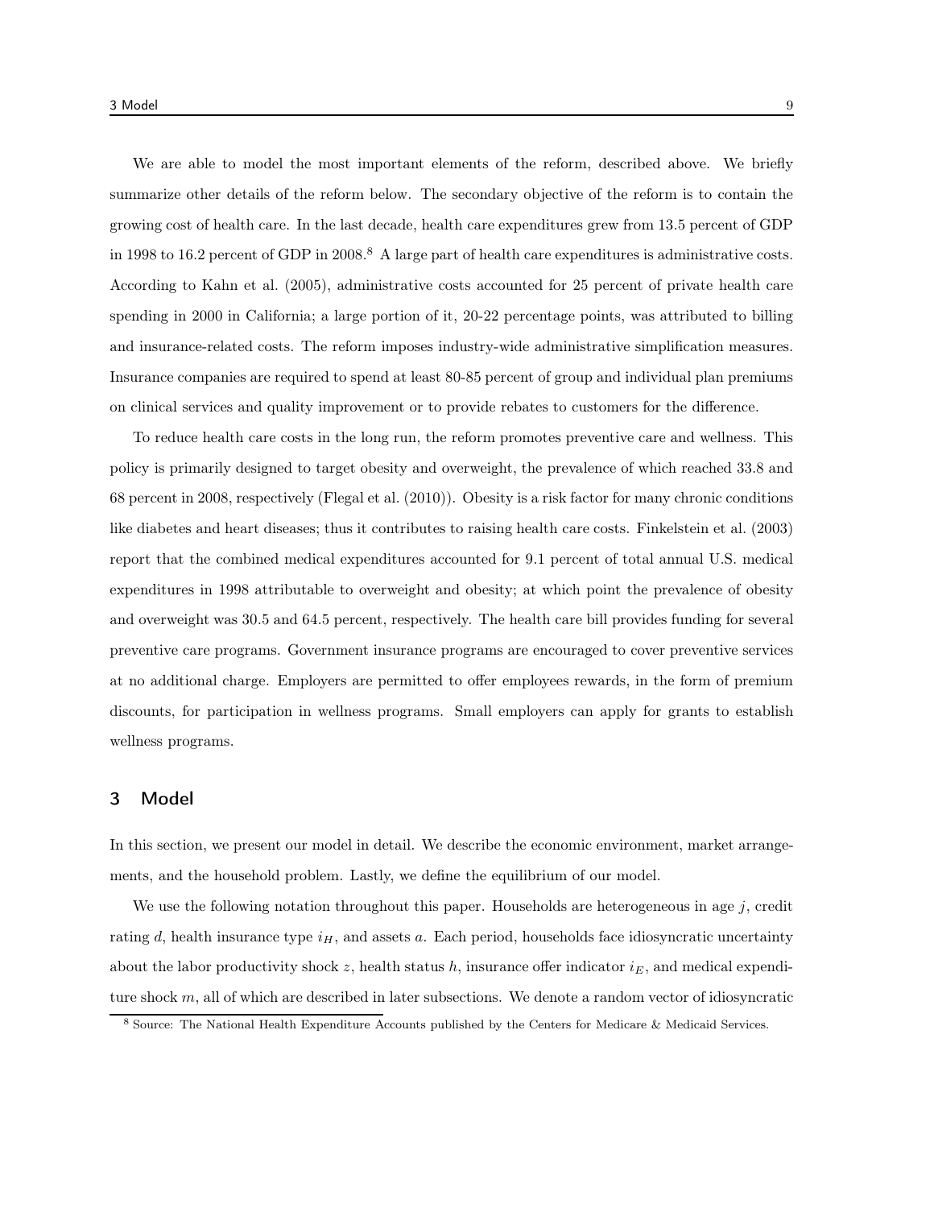We are able to model the most important elements of the reform, described above. We briefly summarize other details of the reform below. The secondary objective of the reform is to contain the growing cost of health care. In the last decade, health care expenditures grew from 13.5 percent of GDP in 1998 to 16.2 percent of GDP in 2008.[8] A large part of health care expenditures is administrative costs. According to Kahn et al. (2005), administrative costs accounted for 25 percent of private health care spending in 2000 in California; a large portion of it, 20-22 percentage points, was attributed to billing and insurance-related costs. The reform imposes industry-wide administrative simplification measures. Insurance companies are required to spend at least 80-85 percent of group and individual plan premiums on clinical services and quality improvement or to provide rebates to customers for the difference.

To reduce health care costs in the long run, the reform promotes preventive care and wellness. This policy is primarily designed to target obesity and overweight, the prevalence of which reached 33.8 and 68 percent in 2008, respectively (Flegal et al. (2010)). Obesity is a risk factor for many chronic conditions like diabetes and heart diseases; thus it contributes to raising health care costs. Finkelstein et al. (2003) report that the combined medical expenditures accounted for 9.1 percent of total annual U.S. medical expenditures in 1998 attributable to overweight and obesity; at which point the prevalence of obesity and overweight was 30.5 and 64.5 percent, respectively. The health care bill provides funding for several preventive care programs. Government insurance programs are encouraged to cover preventive services at no additional charge. Employers are permitted to offer employees rewards, in the form of premium discounts, for participation in wellness programs. Small employers can apply for grants to establish wellness programs.

## 3 Model

In this section, we present our model in detail. We describe the economic environment, market arrangements, and the household problem. Lastly, we define the equilibrium of our model.

We use the following notation throughout this paper. Households are heterogeneous in age $j$, credit rating $d$, health insurance type $i_H$, and assets $a$. Each period, households face idiosyncratic uncertainty about the labor productivity shock $z$, health status $h$, insurance offer indicator $i_E$, and medical expenditure shock $m$, all of which are described in later subsections. We denote a random vector of idiosyncratic

[8] Source: The National Health Expenditure Accounts published by the Centers for Medicare & Medicaid Services.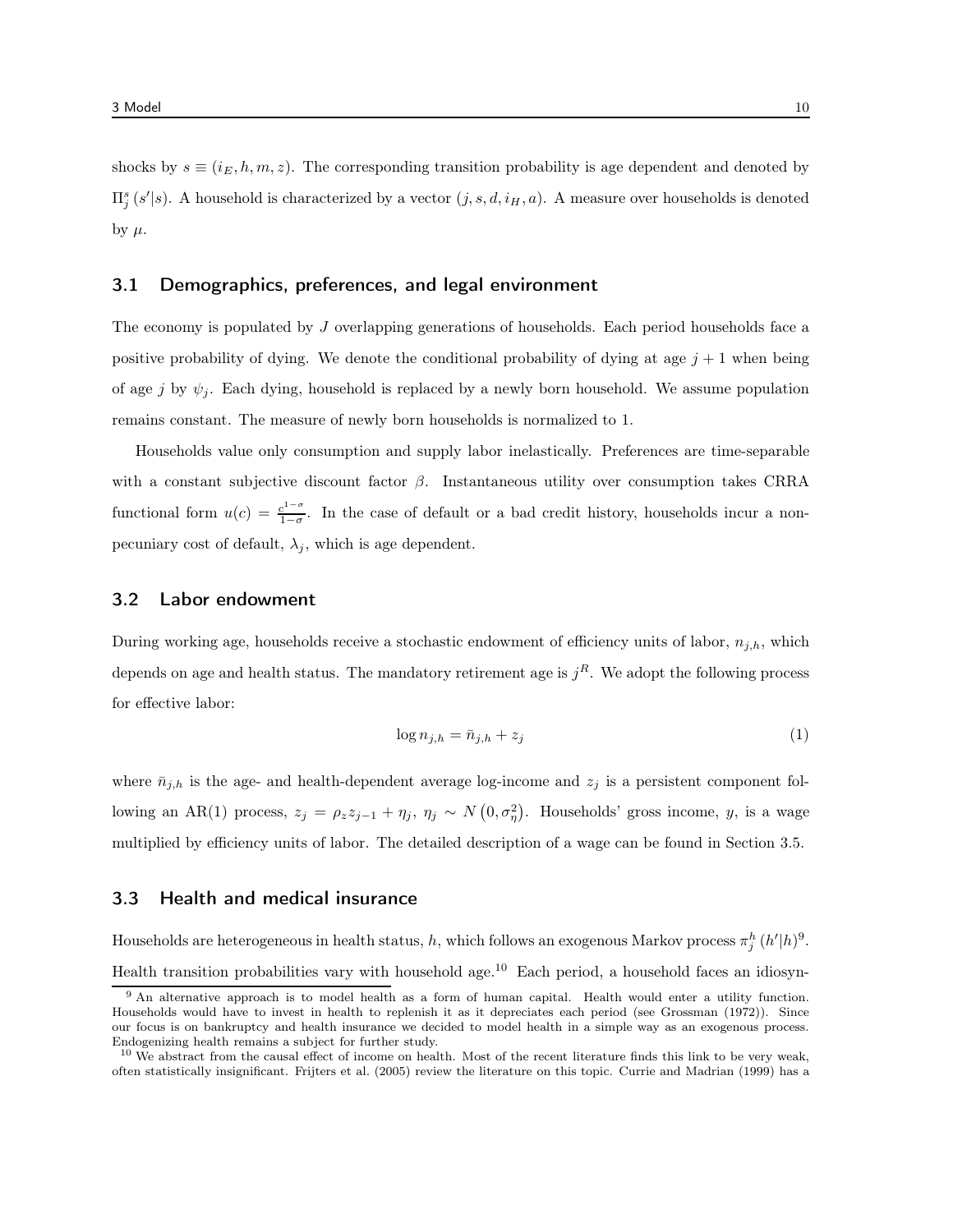shocks by $s \equiv (i_E, h, m, z)$. The corresponding transition probability is age dependent and denoted by $\Pi_j^s(s'|s)$. A household is characterized by a vector $(j, s, d, i_H, a)$. A measure over households is denoted by $\mu$.

## 3.1 Demographics, preferences, and legal environment

The economy is populated by $J$ overlapping generations of households. Each period households face a positive probability of dying. We denote the conditional probability of dying at age $j+1$ when being of age $j$ by $\psi_j$. Each dying, household is replaced by a newly born household. We assume population remains constant. The measure of newly born households is normalized to 1.

Households value only consumption and supply labor inelastically. Preferences are time-separable with a constant subjective discount factor $\beta$. Instantaneous utility over consumption takes CRRA functional form $u(c) = \frac{c^{1-\sigma}}{1-\sigma}$. In the case of default or a bad credit history, households incur a non-pecuniary cost of default, $\lambda_j$, which is age dependent.

## 3.2 Labor endowment

During working age, households receive a stochastic endowment of efficiency units of labor, $n_{j,h}$, which depends on age and health status. The mandatory retirement age is $j^R$. We adopt the following process for effective labor:

$$\log n_{j,h} = \bar{n}_{j,h} + z_j \tag{1}$$

where $\bar{n}_{j,h}$ is the age- and health-dependent average log-income and $z_j$ is a persistent component following an AR(1) process, $z_j = \rho_z z_{j-1} + \eta_j$, $\eta_j \sim N(0, \sigma_\eta^2)$. Households' gross income, $y$, is a wage multiplied by efficiency units of labor. The detailed description of a wage can be found in Section 3.5.

## 3.3 Health and medical insurance

Households are heterogeneous in health status, $h$, which follows an exogenous Markov process $\pi_j^h(h'|h)$[9]. Health transition probabilities vary with household age.[10] Each period, a household faces an idiosyn-

[9] An alternative approach is to model health as a form of human capital. Health would enter a utility function. Households would have to invest in health to replenish it as it depreciates each period (see Grossman (1972)). Since our focus is on bankruptcy and health insurance we decided to model health in a simple way as an exogenous process. Endogenizing health remains a subject for further study.

[10] We abstract from the causal effect of income on health. Most of the recent literature finds this link to be very weak, often statistically insignificant. Frijters et al. (2005) review the literature on this topic. Currie and Madrian (1999) has a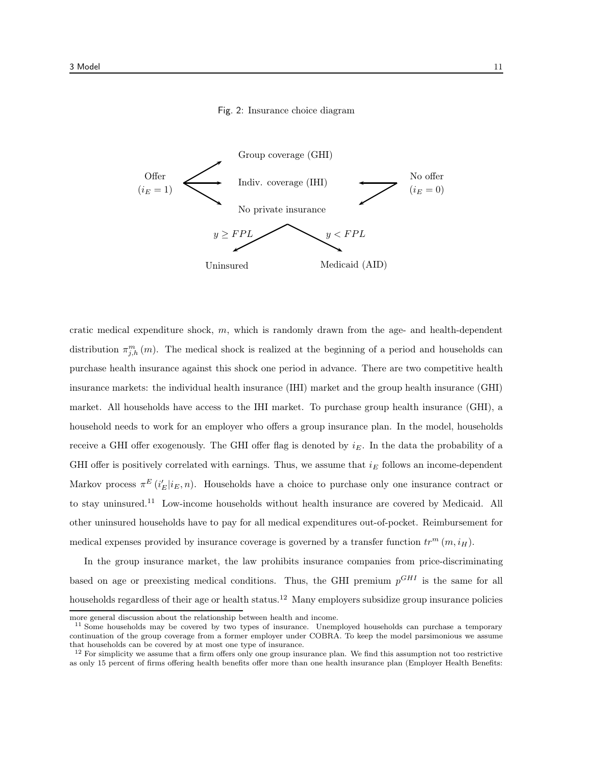Fig. 2: Insurance choice diagram

Offer ($i_E = 1$) → Group coverage (GHI) / Indiv. coverage (IHI) / No private insurance

No offer ($i_E = 0$) → Indiv. coverage (IHI) / No private insurance

No private insurance: $y \geq FPL$ → Uninsured; $y < FPL$ → Medicaid (AID)

cratic medical expenditure shock, $m$, which is randomly drawn from the age- and health-dependent distribution $\pi^m_{j,h}(m)$. The medical shock is realized at the beginning of a period and households can purchase health insurance against this shock one period in advance. There are two competitive health insurance markets: the individual health insurance (IHI) market and the group health insurance (GHI) market. All households have access to the IHI market. To purchase group health insurance (GHI), a household needs to work for an employer who offers a group insurance plan. In the model, households receive a GHI offer exogenously. The GHI offer flag is denoted by $i_E$. In the data the probability of a GHI offer is positively correlated with earnings. Thus, we assume that $i_E$ follows an income-dependent Markov process $\pi^E(i'_E|i_E, n)$. Households have a choice to purchase only one insurance contract or to stay uninsured.[11] Low-income households without health insurance are covered by Medicaid. All other uninsured households have to pay for all medical expenditures out-of-pocket. Reimbursement for medical expenses provided by insurance coverage is governed by a transfer function $tr^m(m, i_H)$.

In the group insurance market, the law prohibits insurance companies from price-discriminating based on age or preexisting medical conditions. Thus, the GHI premium $p^{GHI}$ is the same for all households regardless of their age or health status.[12] Many employers subsidize group insurance policies

more general discussion about the relationship between health and income.

[11] Some households may be covered by two types of insurance. Unemployed households can purchase a temporary continuation of the group coverage from a former employer under COBRA. To keep the model parsimonious we assume that households can be covered by at most one type of insurance.

[12] For simplicity we assume that a firm offers only one group insurance plan. We find this assumption not too restrictive as only 15 percent of firms offering health benefits offer more than one health insurance plan (Employer Health Benefits: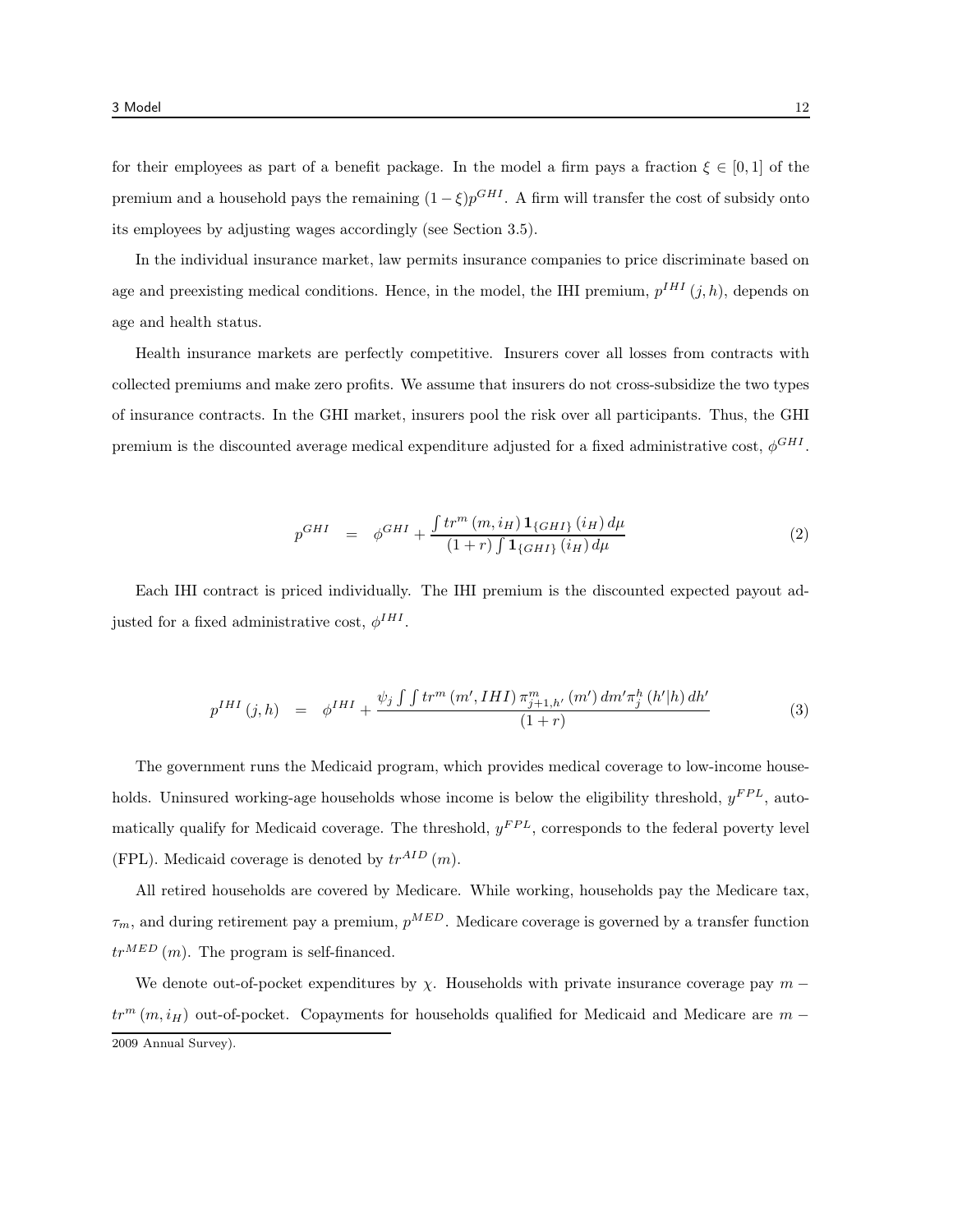for their employees as part of a benefit package. In the model a firm pays a fraction $\xi \in [0,1]$ of the premium and a household pays the remaining $(1-\xi)p^{GHI}$. A firm will transfer the cost of subsidy onto its employees by adjusting wages accordingly (see Section 3.5).

In the individual insurance market, law permits insurance companies to price discriminate based on age and preexisting medical conditions. Hence, in the model, the IHI premium, $p^{IHI}(j,h)$, depends on age and health status.

Health insurance markets are perfectly competitive. Insurers cover all losses from contracts with collected premiums and make zero profits. We assume that insurers do not cross-subsidize the two types of insurance contracts. In the GHI market, insurers pool the risk over all participants. Thus, the GHI premium is the discounted average medical expenditure adjusted for a fixed administrative cost, $\phi^{GHI}$.

$$p^{GHI} = \phi^{GHI} + \frac{\int tr^m(m, i_H)\, \mathbf{1}_{\{GHI\}}(i_H)\, d\mu}{(1+r)\int \mathbf{1}_{\{GHI\}}(i_H)\, d\mu} \tag{2}$$

Each IHI contract is priced individually. The IHI premium is the discounted expected payout adjusted for a fixed administrative cost, $\phi^{IHI}$.

$$p^{IHI}(j,h) = \phi^{IHI} + \frac{\psi_j \int \int tr^m(m', IHI)\, \pi^m_{j+1,h'}(m')\, dm' \pi^h_j(h'|h)\, dh'}{(1+r)} \tag{3}$$

The government runs the Medicaid program, which provides medical coverage to low-income households. Uninsured working-age households whose income is below the eligibility threshold, $y^{FPL}$, automatically qualify for Medicaid coverage. The threshold, $y^{FPL}$, corresponds to the federal poverty level (FPL). Medicaid coverage is denoted by $tr^{AID}(m)$.

All retired households are covered by Medicare. While working, households pay the Medicare tax, $\tau_m$, and during retirement pay a premium, $p^{MED}$. Medicare coverage is governed by a transfer function $tr^{MED}(m)$. The program is self-financed.

We denote out-of-pocket expenditures by $\chi$. Households with private insurance coverage pay $m - tr^m(m, i_H)$ out-of-pocket. Copayments for households qualified for Medicaid and Medicare are $m -$

2009 Annual Survey).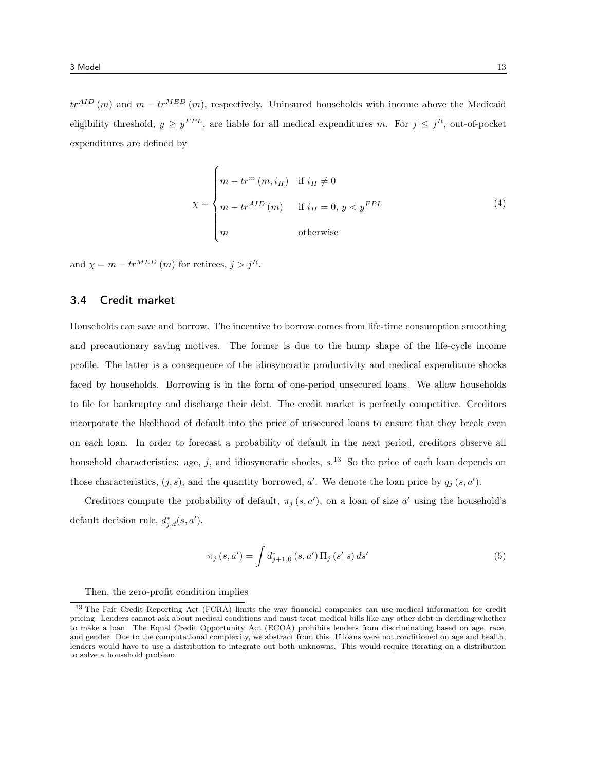$tr^{AID}(m)$ and $m - tr^{MED}(m)$, respectively. Uninsured households with income above the Medicaid eligibility threshold, $y \geq y^{FPL}$, are liable for all medical expenditures $m$. For $j \leq j^R$, out-of-pocket expenditures are defined by

$$\chi = \begin{cases} m - tr^m(m, i_H) & \text{if } i_H \neq 0 \\ m - tr^{AID}(m) & \text{if } i_H = 0,\, y < y^{FPL} \\ m & \text{otherwise} \end{cases} \tag{4}$$

and $\chi = m - tr^{MED}(m)$ for retirees, $j > j^R$.

### 3.4 Credit market

Households can save and borrow. The incentive to borrow comes from life-time consumption smoothing and precautionary saving motives. The former is due to the hump shape of the life-cycle income profile. The latter is a consequence of the idiosyncratic productivity and medical expenditure shocks faced by households. Borrowing is in the form of one-period unsecured loans. We allow households to file for bankruptcy and discharge their debt. The credit market is perfectly competitive. Creditors incorporate the likelihood of default into the price of unsecured loans to ensure that they break even on each loan. In order to forecast a probability of default in the next period, creditors observe all household characteristics: age, $j$, and idiosyncratic shocks, $s$.[13] So the price of each loan depends on those characteristics, $(j, s)$, and the quantity borrowed, $a'$. We denote the loan price by $q_j(s, a')$.

Creditors compute the probability of default, $\pi_j(s, a')$, on a loan of size $a'$ using the household's default decision rule, $d^*_{j,d}(s, a')$.

$$\pi_j(s, a') = \int d^*_{j+1,0}(s, a')\, \Pi_j(s'|s)\, ds' \tag{5}$$

Then, the zero-profit condition implies

[13] The Fair Credit Reporting Act (FCRA) limits the way financial companies can use medical information for credit pricing. Lenders cannot ask about medical conditions and must treat medical bills like any other debt in deciding whether to make a loan. The Equal Credit Opportunity Act (ECOA) prohibits lenders from discriminating based on age, race, and gender. Due to the computational complexity, we abstract from this. If loans were not conditioned on age and health, lenders would have to use a distribution to integrate out both unknowns. This would require iterating on a distribution to solve a household problem.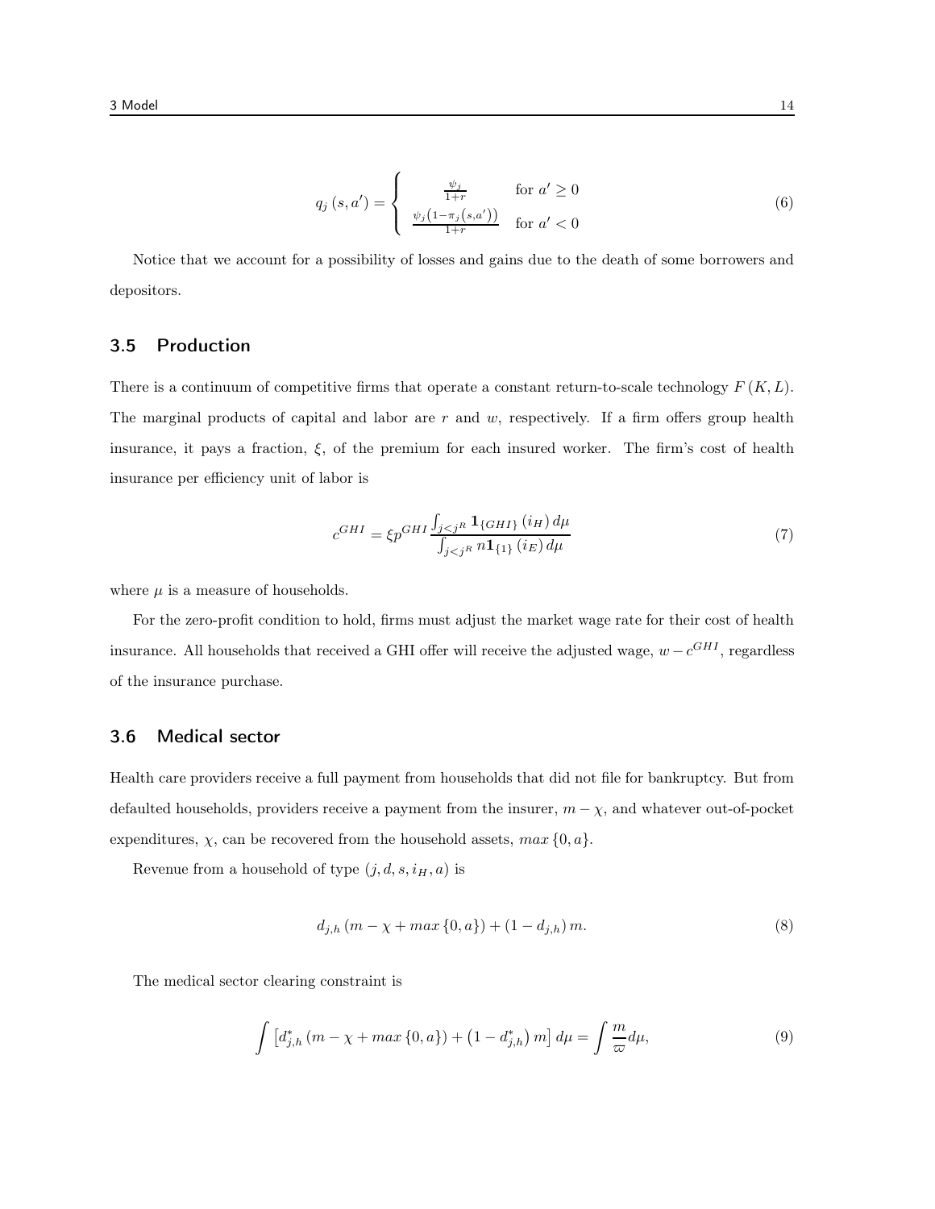$$q_j(s, a') = \begin{cases} \frac{\psi_j}{1+r} & \text{for } a' \geq 0 \\ \frac{\psi_j(1-\pi_j(s,a'))}{1+r} & \text{for } a' < 0 \end{cases} \tag{6}$$

Notice that we account for a possibility of losses and gains due to the death of some borrowers and depositors.

## 3.5 Production

There is a continuum of competitive firms that operate a constant return-to-scale technology $F(K, L)$. The marginal products of capital and labor are $r$ and $w$, respectively. If a firm offers group health insurance, it pays a fraction, $\xi$, of the premium for each insured worker. The firm's cost of health insurance per efficiency unit of labor is

$$c^{GHI} = \xi p^{GHI} \frac{\int_{j<j^R} \mathbf{1}_{\{GHI\}}(i_H) \, d\mu}{\int_{j<j^R} n \mathbf{1}_{\{1\}}(i_E) \, d\mu} \tag{7}$$

where $\mu$ is a measure of households.

For the zero-profit condition to hold, firms must adjust the market wage rate for their cost of health insurance. All households that received a GHI offer will receive the adjusted wage, $w - c^{GHI}$, regardless of the insurance purchase.

## 3.6 Medical sector

Health care providers receive a full payment from households that did not file for bankruptcy. But from defaulted households, providers receive a payment from the insurer, $m - \chi$, and whatever out-of-pocket expenditures, $\chi$, can be recovered from the household assets, $max\{0, a\}$.

Revenue from a household of type $(j, d, s, i_H, a)$ is

$$d_{j,h}(m - \chi + max\{0, a\}) + (1 - d_{j,h}) m. \tag{8}$$

The medical sector clearing constraint is

$$\int \left[ d^*_{j,h}(m - \chi + max\{0, a\}) + \left(1 - d^*_{j,h}\right) m \right] d\mu = \int \frac{m}{\varpi} d\mu, \tag{9}$$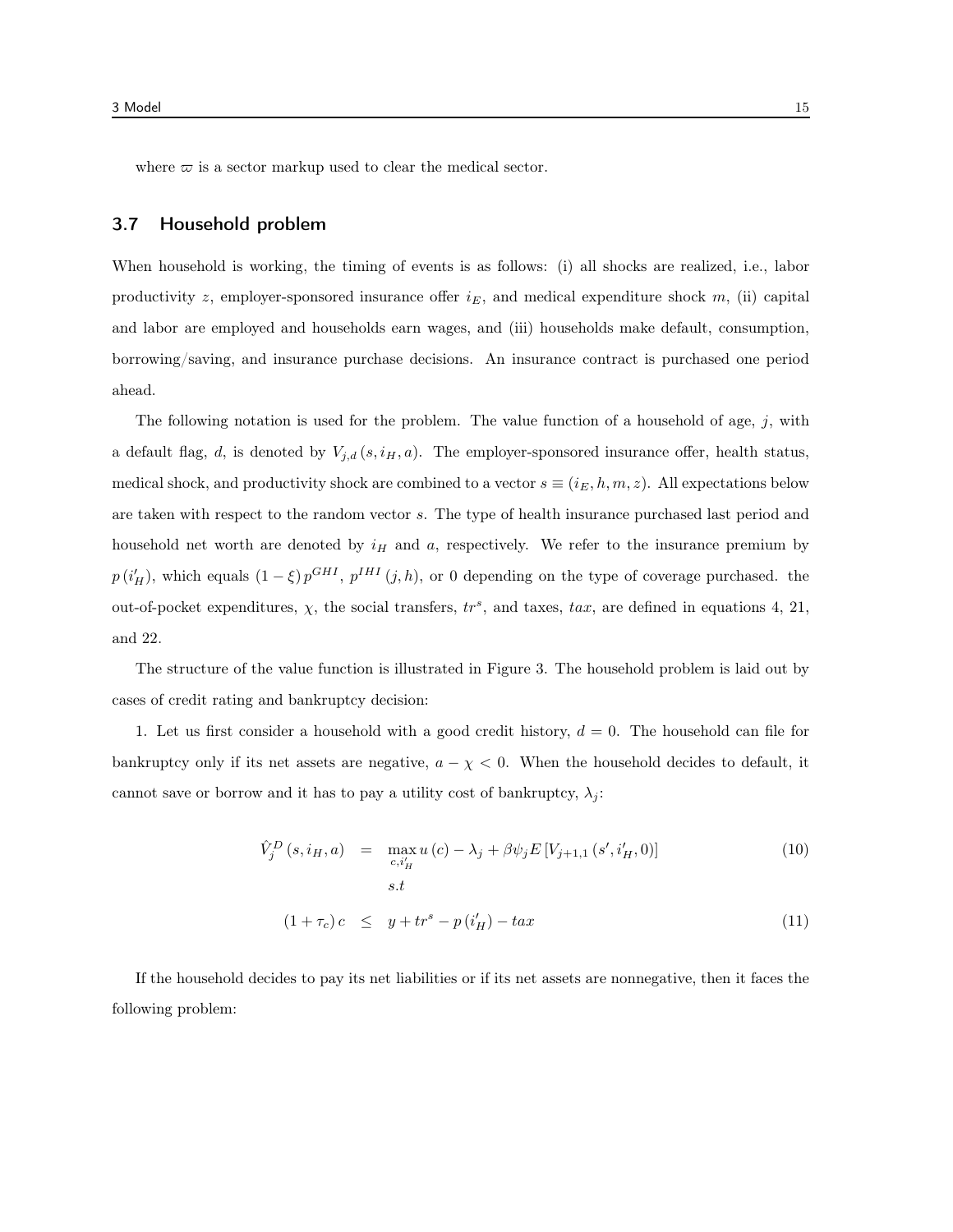where $\varpi$ is a sector markup used to clear the medical sector.

### 3.7 Household problem

When household is working, the timing of events is as follows: (i) all shocks are realized, i.e., labor productivity $z$, employer-sponsored insurance offer $i_E$, and medical expenditure shock $m$, (ii) capital and labor are employed and households earn wages, and (iii) households make default, consumption, borrowing/saving, and insurance purchase decisions. An insurance contract is purchased one period ahead.

The following notation is used for the problem. The value function of a household of age, $j$, with a default flag, $d$, is denoted by $V_{j,d}(s, i_H, a)$. The employer-sponsored insurance offer, health status, medical shock, and productivity shock are combined to a vector $s \equiv (i_E, h, m, z)$. All expectations below are taken with respect to the random vector $s$. The type of health insurance purchased last period and household net worth are denoted by $i_H$ and $a$, respectively. We refer to the insurance premium by $p(i'_H)$, which equals $(1-\xi)\, p^{GHI}$, $p^{IHI}(j, h)$, or 0 depending on the type of coverage purchased. the out-of-pocket expenditures, $\chi$, the social transfers, $tr^s$, and taxes, $tax$, are defined in equations 4, 21, and 22.

The structure of the value function is illustrated in Figure 3. The household problem is laid out by cases of credit rating and bankruptcy decision:

1. Let us first consider a household with a good credit history, $d = 0$. The household can file for bankruptcy only if its net assets are negative, $a - \chi < 0$. When the household decides to default, it cannot save or borrow and it has to pay a utility cost of bankruptcy, $\lambda_j$:

$$
\hat{V}_j^D(s, i_H, a) = \max_{c, i'_H} u(c) - \lambda_j + \beta \psi_j E\left[V_{j+1,1}(s', i'_H, 0)\right] \quad (10)
$$

$$
s.t
$$

$$
(1+\tau_c)\, c \leq y + tr^s - p(i'_H) - tax \quad (11)
$$

If the household decides to pay its net liabilities or if its net assets are nonnegative, then it faces the following problem: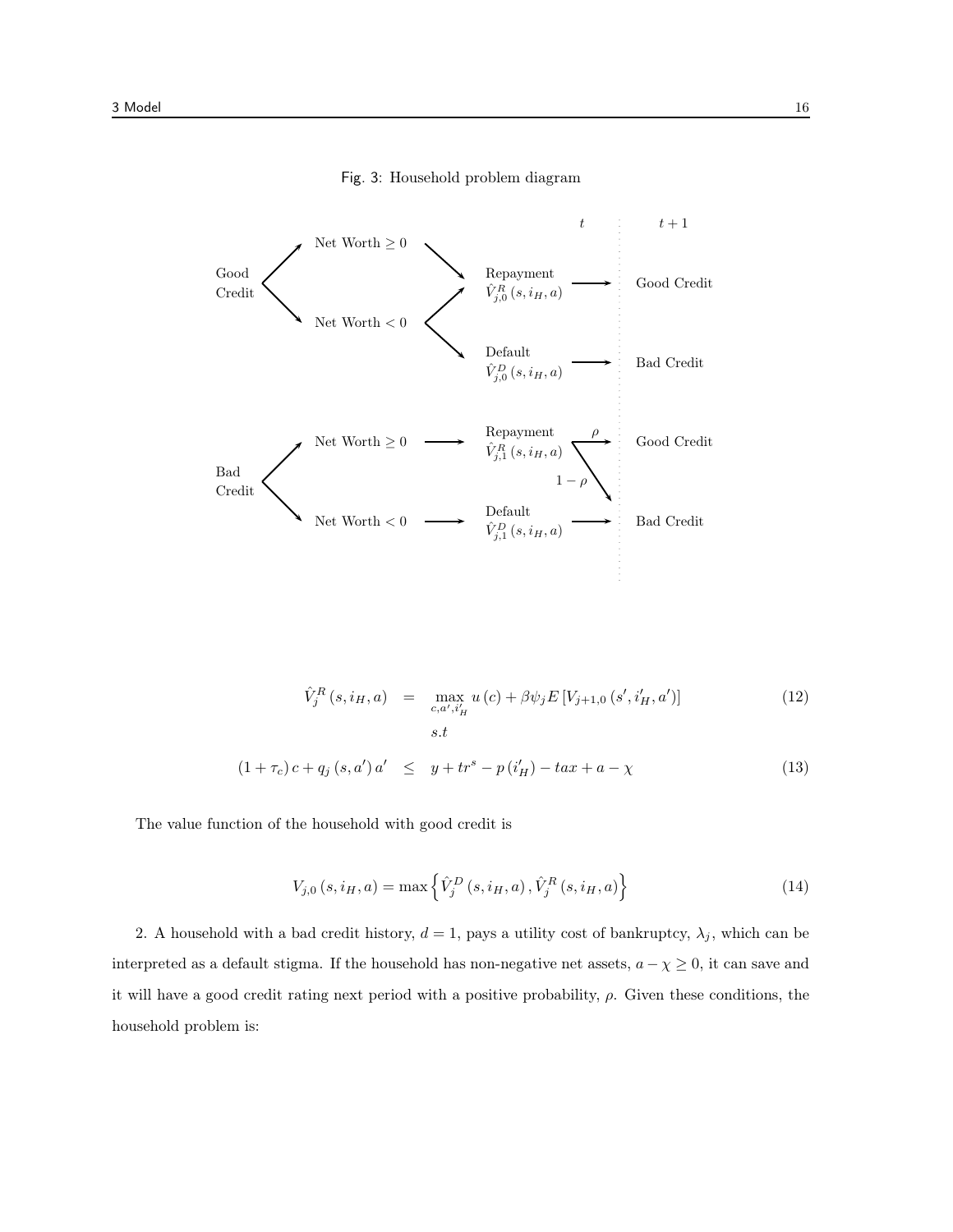Fig. 3: Household problem diagram

$$\hat{V}_j^R(s, i_H, a) = \max_{c, a', i_H'} u(c) + \beta \psi_j E\left[V_{j+1,0}(s', i_H', a')\right] \tag{12}$$

$$s.t$$

$$(1+\tau_c)c + q_j(s, a')a' \leq y + tr^s - p(i_H') - tax + a - \chi \tag{13}$$

The value function of the household with good credit is

$$V_{j,0}(s, i_H, a) = \max\left\{\hat{V}_j^D(s, i_H, a), \hat{V}_j^R(s, i_H, a)\right\} \tag{14}$$

2. A household with a bad credit history, $d = 1$, pays a utility cost of bankruptcy, $\lambda_j$, which can be interpreted as a default stigma. If the household has non-negative net assets, $a - \chi \geq 0$, it can save and it will have a good credit rating next period with a positive probability, $\rho$. Given these conditions, the household problem is: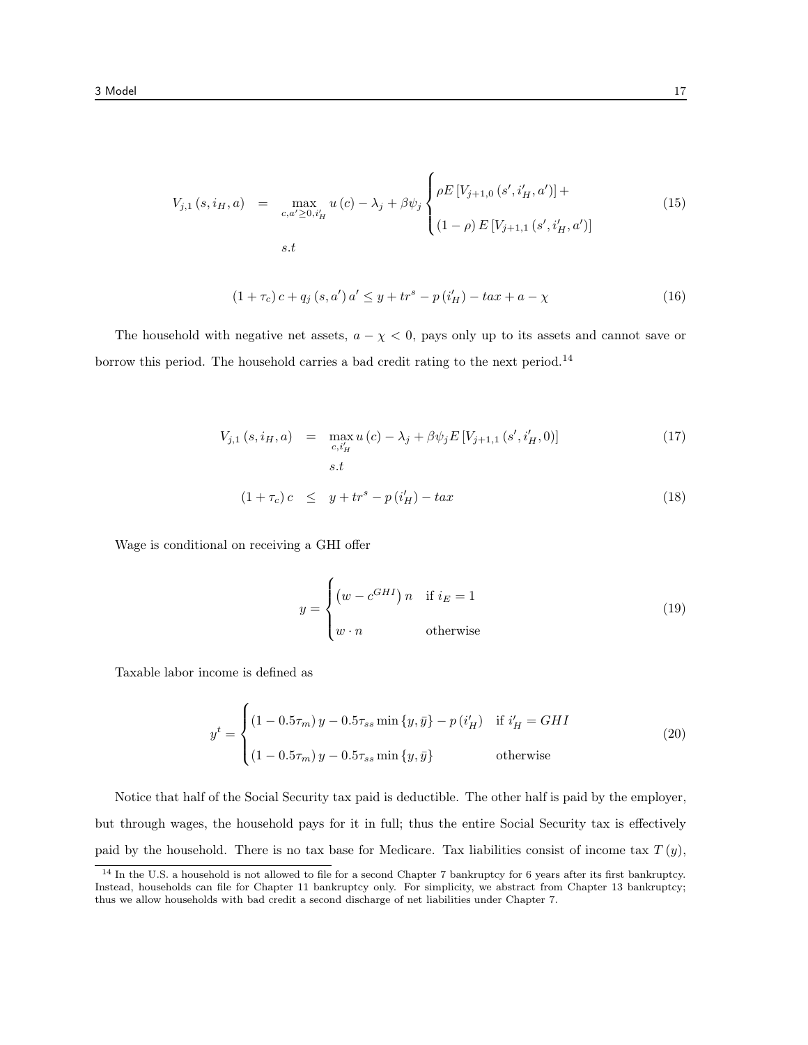$$V_{j,1}(s, i_H, a) = \max_{c, a' \geq 0, i'_H} u(c) - \lambda_j + \beta \psi_j \begin{cases} \rho E[V_{j+1,0}(s', i'_H, a')] + \\ (1-\rho) E[V_{j+1,1}(s', i'_H, a')] \end{cases} \tag{15}$$

$$s.t$$

$$(1+\tau_c) c + q_j(s, a') a' \leq y + tr^s - p(i'_H) - tax + a - \chi \tag{16}$$

The household with negative net assets, $a - \chi < 0$, pays only up to its assets and cannot save or borrow this period. The household carries a bad credit rating to the next period.[14]

$$V_{j,1}(s, i_H, a) = \max_{c, i'_H} u(c) - \lambda_j + \beta \psi_j E[V_{j+1,1}(s', i'_H, 0)] \tag{17}$$

$$s.t$$

$$(1+\tau_c) c \leq y + tr^s - p(i'_H) - tax \tag{18}$$

Wage is conditional on receiving a GHI offer

$$y = \begin{cases} (w - c^{GHI}) n & \text{if } i_E = 1 \\ w \cdot n & \text{otherwise} \end{cases} \tag{19}$$

Taxable labor income is defined as

$$y^t = \begin{cases} (1 - 0.5\tau_m) y - 0.5\tau_{ss} \min\{y, \bar{y}\} - p(i'_H) & \text{if } i'_H = GHI \\ (1 - 0.5\tau_m) y - 0.5\tau_{ss} \min\{y, \bar{y}\} & \text{otherwise} \end{cases} \tag{20}$$

Notice that half of the Social Security tax paid is deductible. The other half is paid by the employer, but through wages, the household pays for it in full; thus the entire Social Security tax is effectively paid by the household. There is no tax base for Medicare. Tax liabilities consist of income tax $T(y)$,

[14] In the U.S. a household is not allowed to file for a second Chapter 7 bankruptcy for 6 years after its first bankruptcy. Instead, households can file for Chapter 11 bankruptcy only. For simplicity, we abstract from Chapter 13 bankruptcy; thus we allow households with bad credit a second discharge of net liabilities under Chapter 7.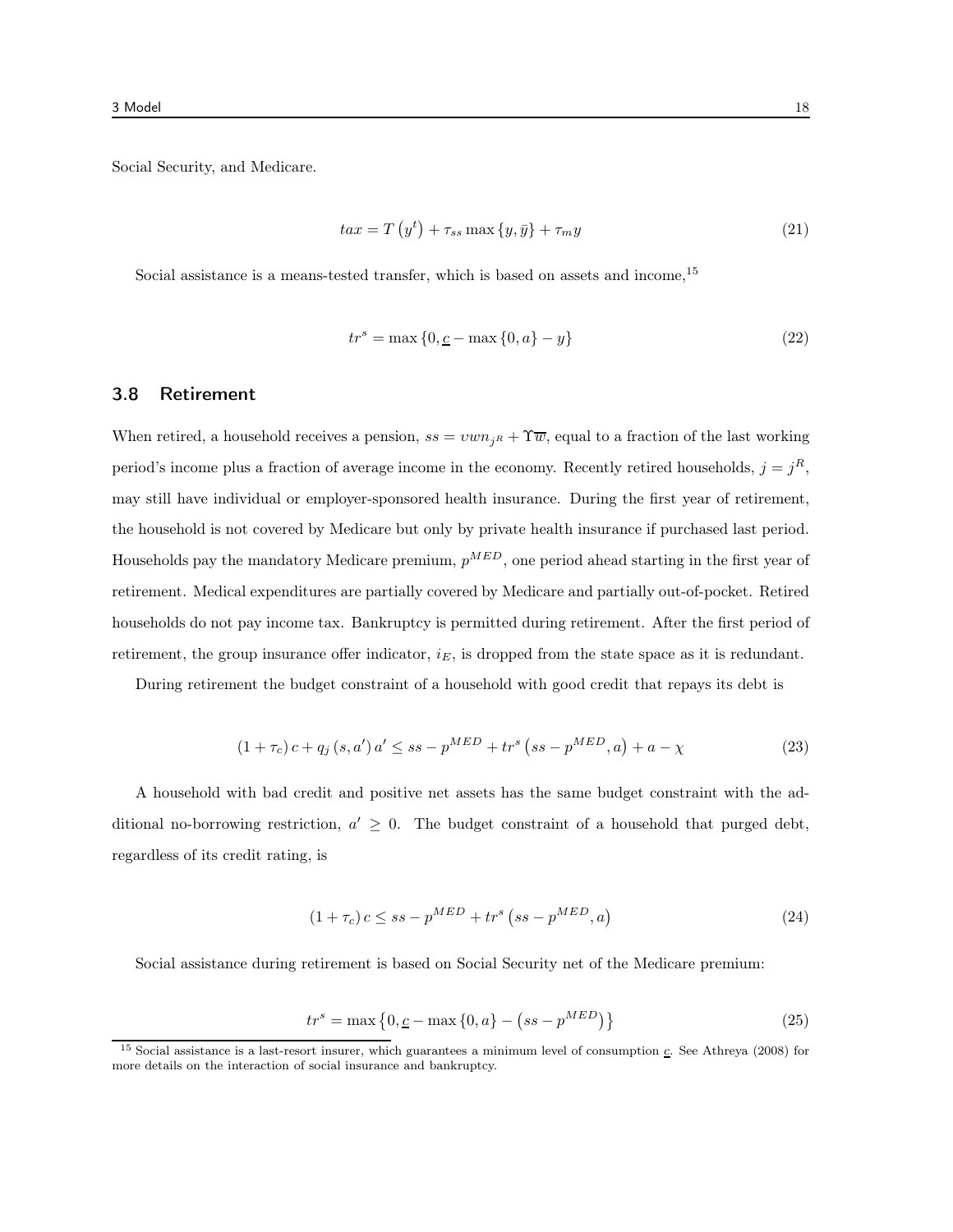Social Security, and Medicare.

$$tax = T\left(y^t\right) + \tau_{ss} \max\{y, \bar{y}\} + \tau_m y \tag{21}$$

Social assistance is a means-tested transfer, which is based on assets and income,[15]

$$tr^s = \max\{0, \underline{c} - \max\{0, a\} - y\} \tag{22}$$

### 3.8 Retirement

When retired, a household receives a pension, $ss = \upsilon w n_{j^R} + \Upsilon \overline{w}$, equal to a fraction of the last working period's income plus a fraction of average income in the economy. Recently retired households, $j = j^R$, may still have individual or employer-sponsored health insurance. During the first year of retirement, the household is not covered by Medicare but only by private health insurance if purchased last period. Households pay the mandatory Medicare premium, $p^{MED}$, one period ahead starting in the first year of retirement. Medical expenditures are partially covered by Medicare and partially out-of-pocket. Retired households do not pay income tax. Bankruptcy is permitted during retirement. After the first period of retirement, the group insurance offer indicator, $i_E$, is dropped from the state space as it is redundant.

During retirement the budget constraint of a household with good credit that repays its debt is

$$(1 + \tau_c)\, c + q_j\left(s, a'\right) a' \leq ss - p^{MED} + tr^s\left(ss - p^{MED}, a\right) + a - \chi \tag{23}$$

A household with bad credit and positive net assets has the same budget constraint with the additional no-borrowing restriction, $a' \geq 0$. The budget constraint of a household that purged debt, regardless of its credit rating, is

$$(1 + \tau_c)\, c \leq ss - p^{MED} + tr^s\left(ss - p^{MED}, a\right) \tag{24}$$

Social assistance during retirement is based on Social Security net of the Medicare premium:

$$tr^s = \max\left\{0, \underline{c} - \max\{0, a\} - \left(ss - p^{MED}\right)\right\} \tag{25}$$

[15] Social assistance is a last-resort insurer, which guarantees a minimum level of consumption $\underline{c}$. See Athreya (2008) for more details on the interaction of social insurance and bankruptcy.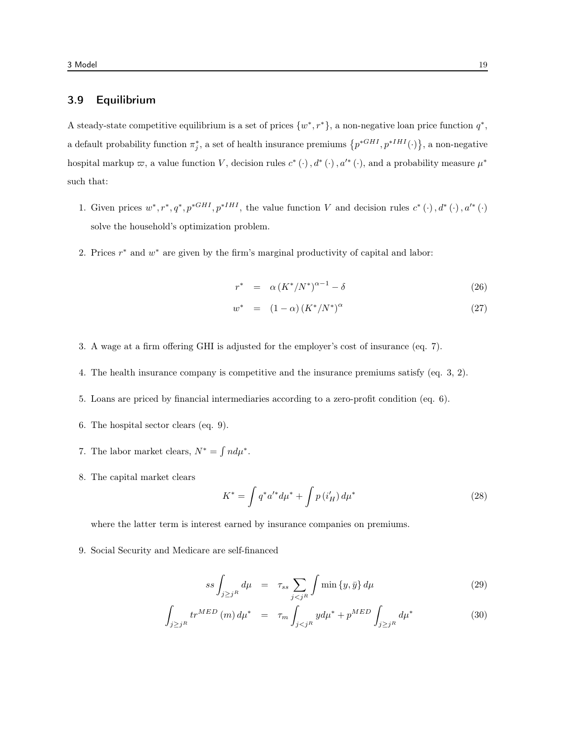## 3.9 Equilibrium

A steady-state competitive equilibrium is a set of prices $\{w^*, r^*\}$, a non-negative loan price function $q^*$, a default probability function $\pi^*_j$, a set of health insurance premiums $\{p^{*GHI}, p^{*IHI}(\cdot)\}$, a non-negative hospital markup $\varpi$, a value function $V$, decision rules $c^*(\cdot), d^*(\cdot), a'^*(\cdot)$, and a probability measure $\mu^*$ such that:

1. Given prices $w^*, r^*, q^*, p^{*GHI}, p^{*IHI}$, the value function $V$ and decision rules $c^*(\cdot), d^*(\cdot), a'^*(\cdot)$ solve the household's optimization problem.

2. Prices $r^*$ and $w^*$ are given by the firm's marginal productivity of capital and labor:

$$r^* = \alpha (K^*/N^*)^{\alpha-1} - \delta \tag{26}$$

$$w^* = (1-\alpha)(K^*/N^*)^{\alpha} \tag{27}$$

3. A wage at a firm offering GHI is adjusted for the employer's cost of insurance (eq. 7).

4. The health insurance company is competitive and the insurance premiums satisfy (eq. 3, 2).

5. Loans are priced by financial intermediaries according to a zero-profit condition (eq. 6).

6. The hospital sector clears (eq. 9).

7. The labor market clears, $N^* = \int n d\mu^*$.

8. The capital market clears

$$K^* = \int q^* a'^* d\mu^* + \int p(i'_H)\, d\mu^* \tag{28}$$

   where the latter term is interest earned by insurance companies on premiums.

9. Social Security and Medicare are self-financed

$$ss \int_{j \geq j^R} d\mu = \tau_{ss} \sum_{j<j^R} \int \min\{y, \bar{y}\}\, d\mu \tag{29}$$

$$\int_{j \geq j^R} tr^{MED}(m)\, d\mu^* = \tau_m \int_{j<j^R} y d\mu^* + p^{MED} \int_{j \geq j^R} d\mu^* \tag{30}$$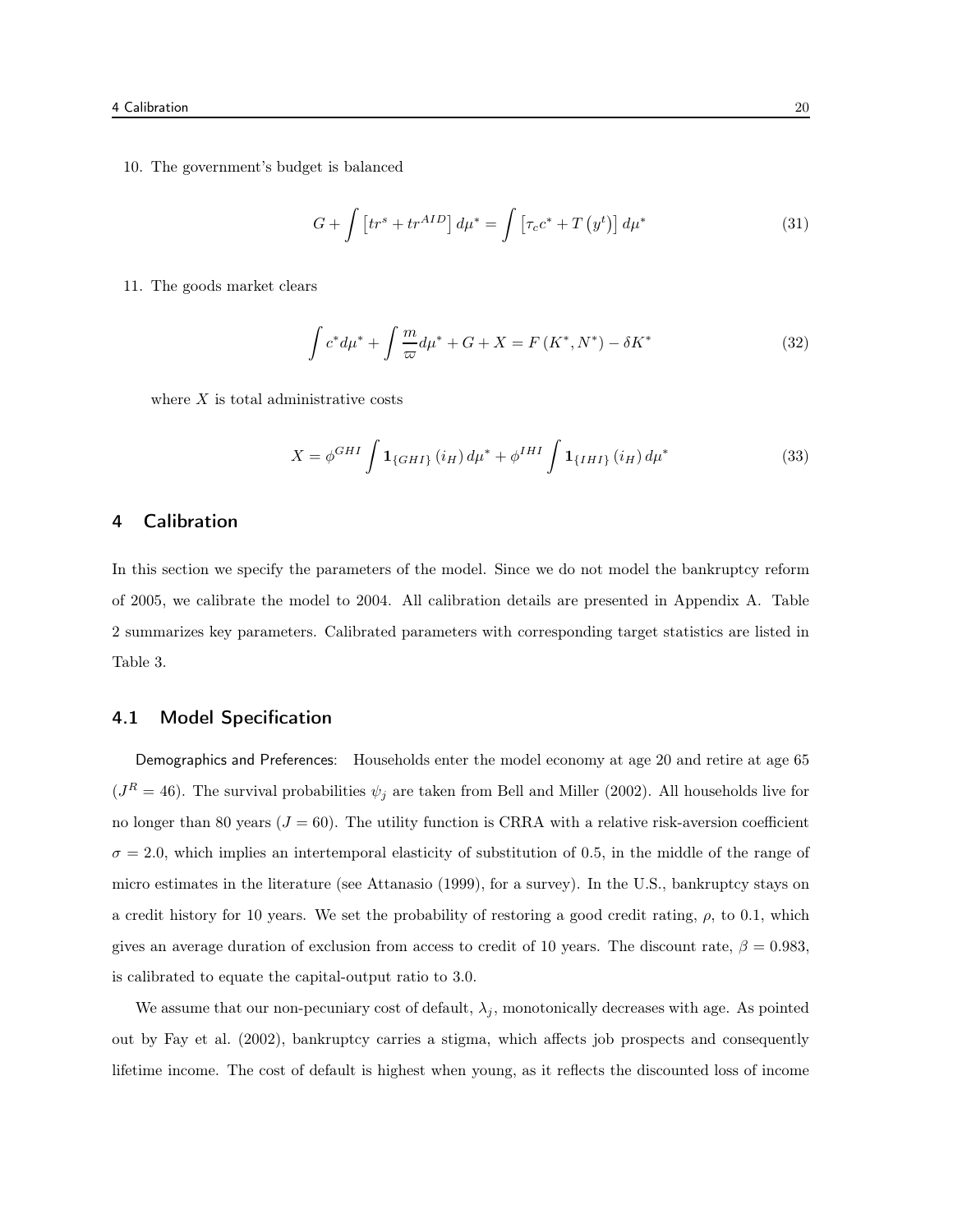10. The government's budget is balanced

$$G + \int \left[ tr^s + tr^{AID} \right] d\mu^* = \int \left[ \tau_c c^* + T\left(y^t\right) \right] d\mu^* \tag{31}$$

11. The goods market clears

$$\int c^* d\mu^* + \int \frac{m}{\varpi} d\mu^* + G + X = F\left(K^*, N^*\right) - \delta K^* \tag{32}$$

where $X$ is total administrative costs

$$X = \phi^{GHI} \int \mathbf{1}_{\{GHI\}}\left(i_H\right) d\mu^* + \phi^{IHI} \int \mathbf{1}_{\{IHI\}}\left(i_H\right) d\mu^* \tag{33}$$

## 4 Calibration

In this section we specify the parameters of the model. Since we do not model the bankruptcy reform of 2005, we calibrate the model to 2004. All calibration details are presented in Appendix A. Table 2 summarizes key parameters. Calibrated parameters with corresponding target statistics are listed in Table 3.

### 4.1 Model Specification

Demographics and Preferences: Households enter the model economy at age 20 and retire at age 65 ($J^R = 46$). The survival probabilities $\psi_j$ are taken from Bell and Miller (2002). All households live for no longer than 80 years ($J = 60$). The utility function is CRRA with a relative risk-aversion coefficient $\sigma = 2.0$, which implies an intertemporal elasticity of substitution of 0.5, in the middle of the range of micro estimates in the literature (see Attanasio (1999), for a survey). In the U.S., bankruptcy stays on a credit history for 10 years. We set the probability of restoring a good credit rating, $\rho$, to 0.1, which gives an average duration of exclusion from access to credit of 10 years. The discount rate, $\beta = 0.983$, is calibrated to equate the capital-output ratio to 3.0.

We assume that our non-pecuniary cost of default, $\lambda_j$, monotonically decreases with age. As pointed out by Fay et al. (2002), bankruptcy carries a stigma, which affects job prospects and consequently lifetime income. The cost of default is highest when young, as it reflects the discounted loss of income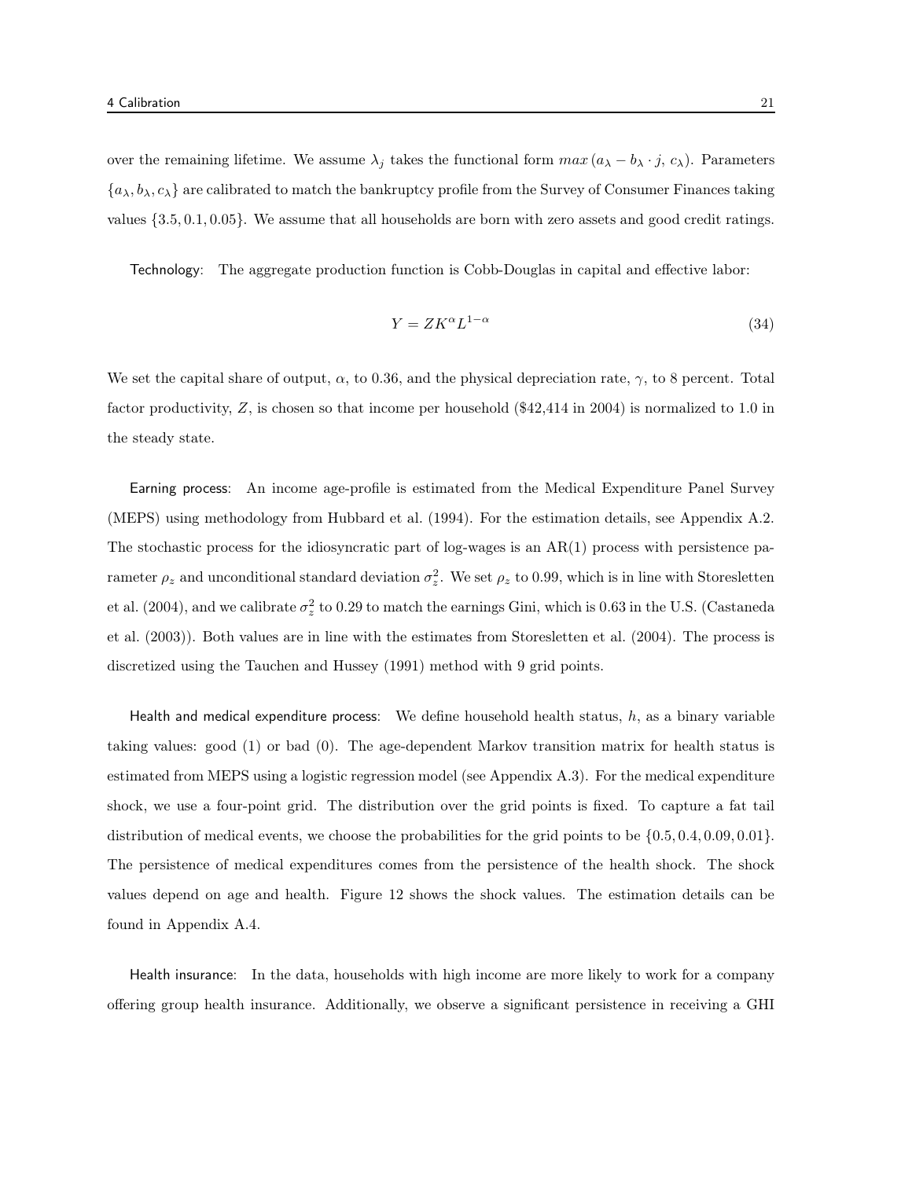over the remaining lifetime. We assume $\lambda_j$ takes the functional form $max\,(a_\lambda - b_\lambda \cdot j,\, c_\lambda)$. Parameters $\{a_\lambda, b_\lambda, c_\lambda\}$ are calibrated to match the bankruptcy profile from the Survey of Consumer Finances taking values $\{3.5, 0.1, 0.05\}$. We assume that all households are born with zero assets and good credit ratings.

Technology: The aggregate production function is Cobb-Douglas in capital and effective labor:

$$Y = ZK^{\alpha}L^{1-\alpha} \tag{34}$$

We set the capital share of output, $\alpha$, to 0.36, and the physical depreciation rate, $\gamma$, to 8 percent. Total factor productivity, $Z$, is chosen so that income per household ($42,414 in 2004) is normalized to 1.0 in the steady state.

Earning process: An income age-profile is estimated from the Medical Expenditure Panel Survey (MEPS) using methodology from Hubbard et al. (1994). For the estimation details, see Appendix A.2. The stochastic process for the idiosyncratic part of log-wages is an AR(1) process with persistence parameter $\rho_z$ and unconditional standard deviation $\sigma_z^2$. We set $\rho_z$ to 0.99, which is in line with Storesletten et al. (2004), and we calibrate $\sigma_z^2$ to 0.29 to match the earnings Gini, which is 0.63 in the U.S. (Castaneda et al. (2003)). Both values are in line with the estimates from Storesletten et al. (2004). The process is discretized using the Tauchen and Hussey (1991) method with 9 grid points.

Health and medical expenditure process: We define household health status, $h$, as a binary variable taking values: good (1) or bad (0). The age-dependent Markov transition matrix for health status is estimated from MEPS using a logistic regression model (see Appendix A.3). For the medical expenditure shock, we use a four-point grid. The distribution over the grid points is fixed. To capture a fat tail distribution of medical events, we choose the probabilities for the grid points to be $\{0.5, 0.4, 0.09, 0.01\}$. The persistence of medical expenditures comes from the persistence of the health shock. The shock values depend on age and health. Figure 12 shows the shock values. The estimation details can be found in Appendix A.4.

Health insurance: In the data, households with high income are more likely to work for a company offering group health insurance. Additionally, we observe a significant persistence in receiving a GHI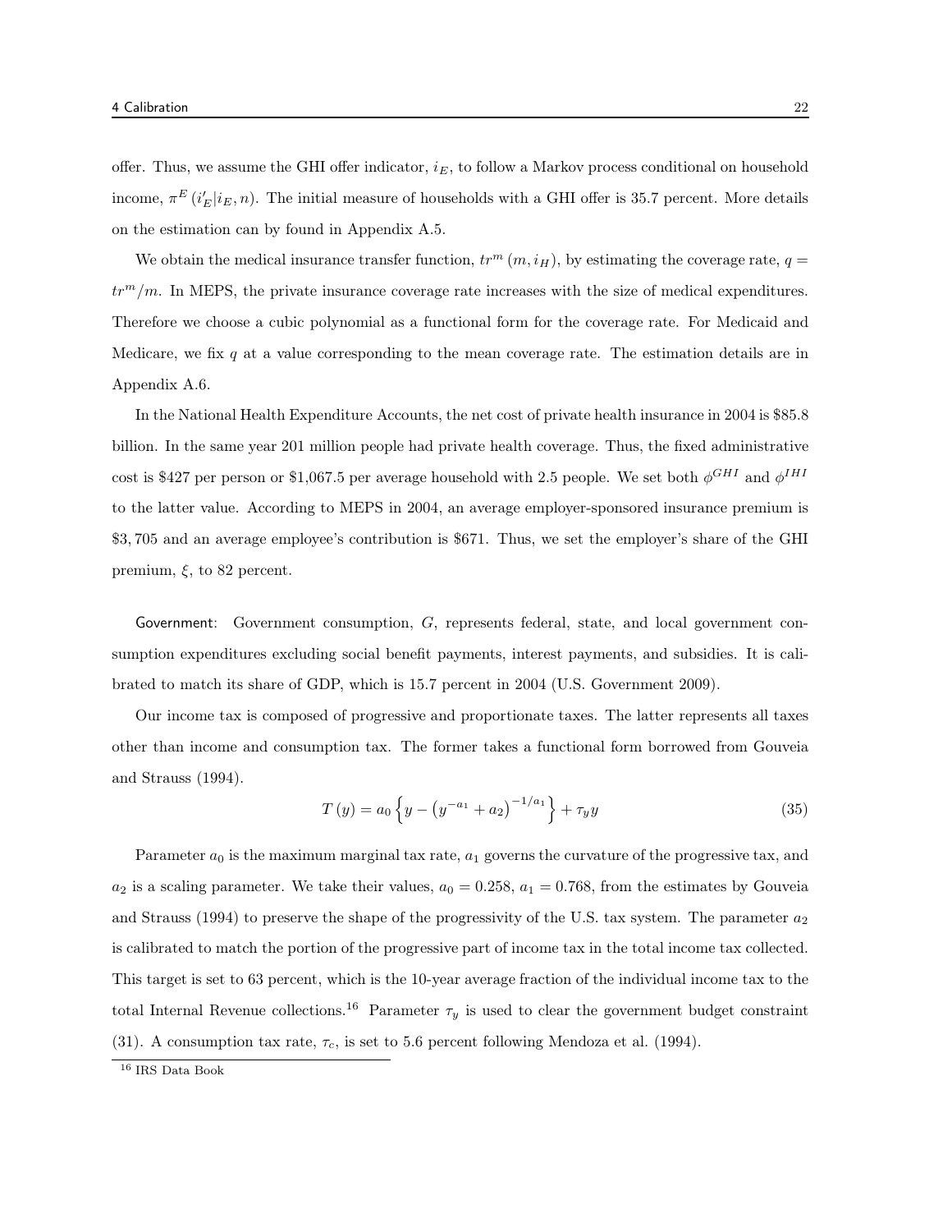offer. Thus, we assume the GHI offer indicator, $i_E$, to follow a Markov process conditional on household income, $\pi^E(i'_E|i_E, n)$. The initial measure of households with a GHI offer is 35.7 percent. More details on the estimation can by found in Appendix A.5.

We obtain the medical insurance transfer function, $tr^m(m, i_H)$, by estimating the coverage rate, $q = tr^m/m$. In MEPS, the private insurance coverage rate increases with the size of medical expenditures. Therefore we choose a cubic polynomial as a functional form for the coverage rate. For Medicaid and Medicare, we fix $q$ at a value corresponding to the mean coverage rate. The estimation details are in Appendix A.6.

In the National Health Expenditure Accounts, the net cost of private health insurance in 2004 is \$85.8 billion. In the same year 201 million people had private health coverage. Thus, the fixed administrative cost is \$427 per person or \$1,067.5 per average household with 2.5 people. We set both $\phi^{GHI}$ and $\phi^{IHI}$ to the latter value. According to MEPS in 2004, an average employer-sponsored insurance premium is \$3,705 and an average employee's contribution is \$671. Thus, we set the employer's share of the GHI premium, $\xi$, to 82 percent.

Government: Government consumption, $G$, represents federal, state, and local government consumption expenditures excluding social benefit payments, interest payments, and subsidies. It is calibrated to match its share of GDP, which is 15.7 percent in 2004 (U.S. Government 2009).

Our income tax is composed of progressive and proportionate taxes. The latter represents all taxes other than income and consumption tax. The former takes a functional form borrowed from Gouveia and Strauss (1994).

$$T(y) = a_0 \left\{ y - \left( y^{-a_1} + a_2 \right)^{-1/a_1} \right\} + \tau_y y \tag{35}$$

Parameter $a_0$ is the maximum marginal tax rate, $a_1$ governs the curvature of the progressive tax, and $a_2$ is a scaling parameter. We take their values, $a_0 = 0.258$, $a_1 = 0.768$, from the estimates by Gouveia and Strauss (1994) to preserve the shape of the progressivity of the U.S. tax system. The parameter $a_2$ is calibrated to match the portion of the progressive part of income tax in the total income tax collected. This target is set to 63 percent, which is the 10-year average fraction of the individual income tax to the total Internal Revenue collections.[16] Parameter $\tau_y$ is used to clear the government budget constraint (31). A consumption tax rate, $\tau_c$, is set to 5.6 percent following Mendoza et al. (1994).

[16] IRS Data Book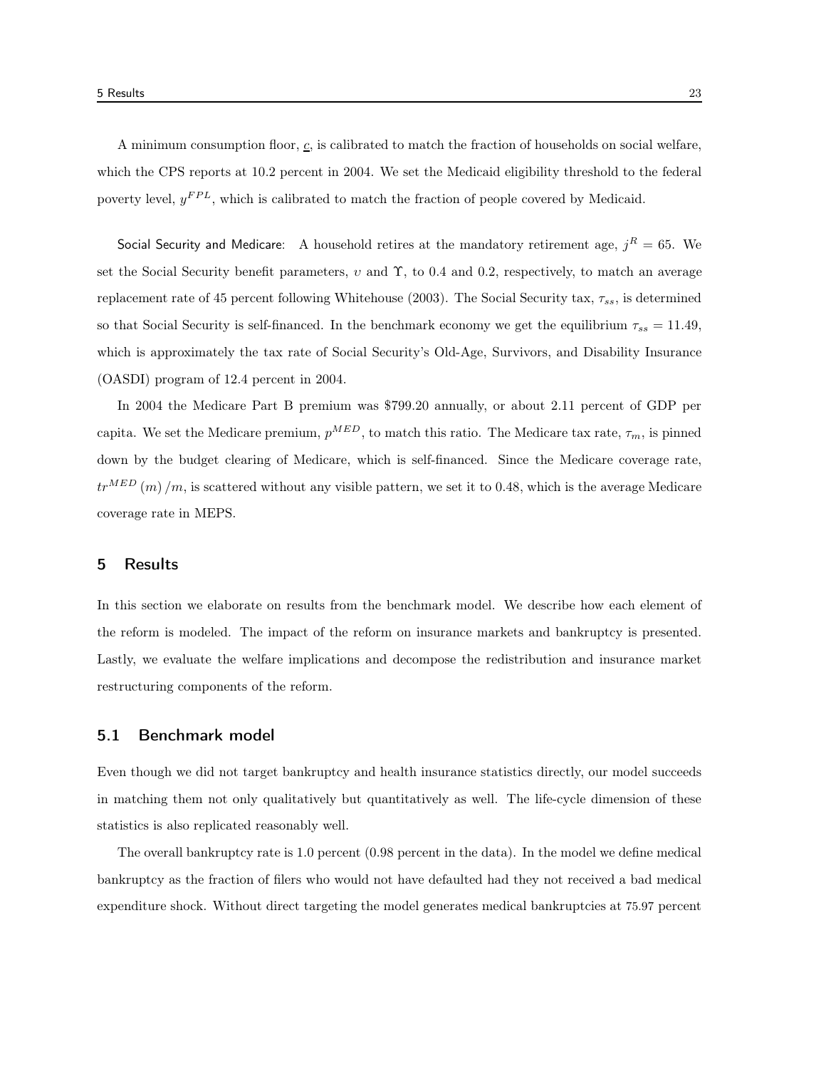A minimum consumption floor, $\underline{c}$, is calibrated to match the fraction of households on social welfare, which the CPS reports at 10.2 percent in 2004. We set the Medicaid eligibility threshold to the federal poverty level, $y^{FPL}$, which is calibrated to match the fraction of people covered by Medicaid.

Social Security and Medicare: A household retires at the mandatory retirement age, $j^R = 65$. We set the Social Security benefit parameters, $\upsilon$ and $\Upsilon$, to 0.4 and 0.2, respectively, to match an average replacement rate of 45 percent following Whitehouse (2003). The Social Security tax, $\tau_{ss}$, is determined so that Social Security is self-financed. In the benchmark economy we get the equilibrium $\tau_{ss} = 11.49$, which is approximately the tax rate of Social Security's Old-Age, Survivors, and Disability Insurance (OASDI) program of 12.4 percent in 2004.

In 2004 the Medicare Part B premium was $799.20 annually, or about 2.11 percent of GDP per capita. We set the Medicare premium, $p^{MED}$, to match this ratio. The Medicare tax rate, $\tau_m$, is pinned down by the budget clearing of Medicare, which is self-financed. Since the Medicare coverage rate, $tr^{MED}(m)/m$, is scattered without any visible pattern, we set it to 0.48, which is the average Medicare coverage rate in MEPS.

## 5 Results

In this section we elaborate on results from the benchmark model. We describe how each element of the reform is modeled. The impact of the reform on insurance markets and bankruptcy is presented. Lastly, we evaluate the welfare implications and decompose the redistribution and insurance market restructuring components of the reform.

### 5.1 Benchmark model

Even though we did not target bankruptcy and health insurance statistics directly, our model succeeds in matching them not only qualitatively but quantitatively as well. The life-cycle dimension of these statistics is also replicated reasonably well.

The overall bankruptcy rate is 1.0 percent (0.98 percent in the data). In the model we define medical bankruptcy as the fraction of filers who would not have defaulted had they not received a bad medical expenditure shock. Without direct targeting the model generates medical bankruptcies at 75.97 percent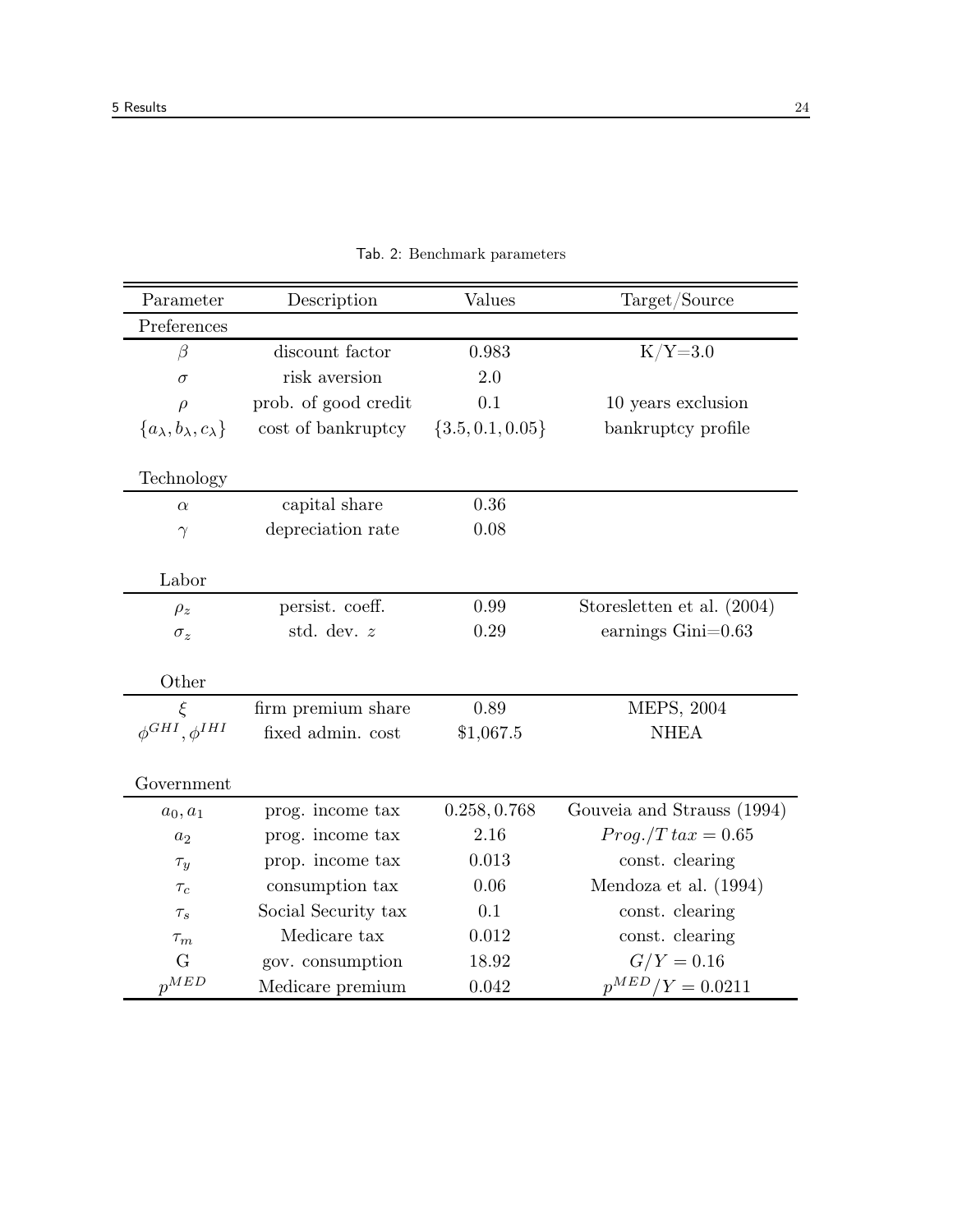Tab. 2: Benchmark parameters

| Parameter | Description | Values | Target/Source |
|---|---|---|---|
| Preferences | | | |
| $\beta$ | discount factor | 0.983 | K/Y=3.0 |
| $\sigma$ | risk aversion | 2.0 | |
| $\rho$ | prob. of good credit | 0.1 | 10 years exclusion |
| $\{a_\lambda, b_\lambda, c_\lambda\}$ | cost of bankruptcy | $\{3.5, 0.1, 0.05\}$ | bankruptcy profile |
| Technology | | | |
| $\alpha$ | capital share | 0.36 | |
| $\gamma$ | depreciation rate | 0.08 | |
| Labor | | | |
| $\rho_z$ | persist. coeff. | 0.99 | Storesletten et al. (2004) |
| $\sigma_z$ | std. dev. $z$ | 0.29 | earnings Gini=0.63 |
| Other | | | |
| $\xi$ | firm premium share | 0.89 | MEPS, 2004 |
| $\phi^{GHI}, \phi^{IHI}$ | fixed admin. cost | \$1,067.5 | NHEA |
| Government | | | |
| $a_0, a_1$ | prog. income tax | $0.258, 0.768$ | Gouveia and Strauss (1994) |
| $a_2$ | prog. income tax | 2.16 | $Prog./T\,tax = 0.65$ |
| $\tau_y$ | prop. income tax | 0.013 | const. clearing |
| $\tau_c$ | consumption tax | 0.06 | Mendoza et al. (1994) |
| $\tau_s$ | Social Security tax | 0.1 | const. clearing |
| $\tau_m$ | Medicare tax | 0.012 | const. clearing |
| G | gov. consumption | 18.92 | $G/Y = 0.16$ |
| $p^{MED}$ | Medicare premium | 0.042 | $p^{MED}/Y = 0.0211$ |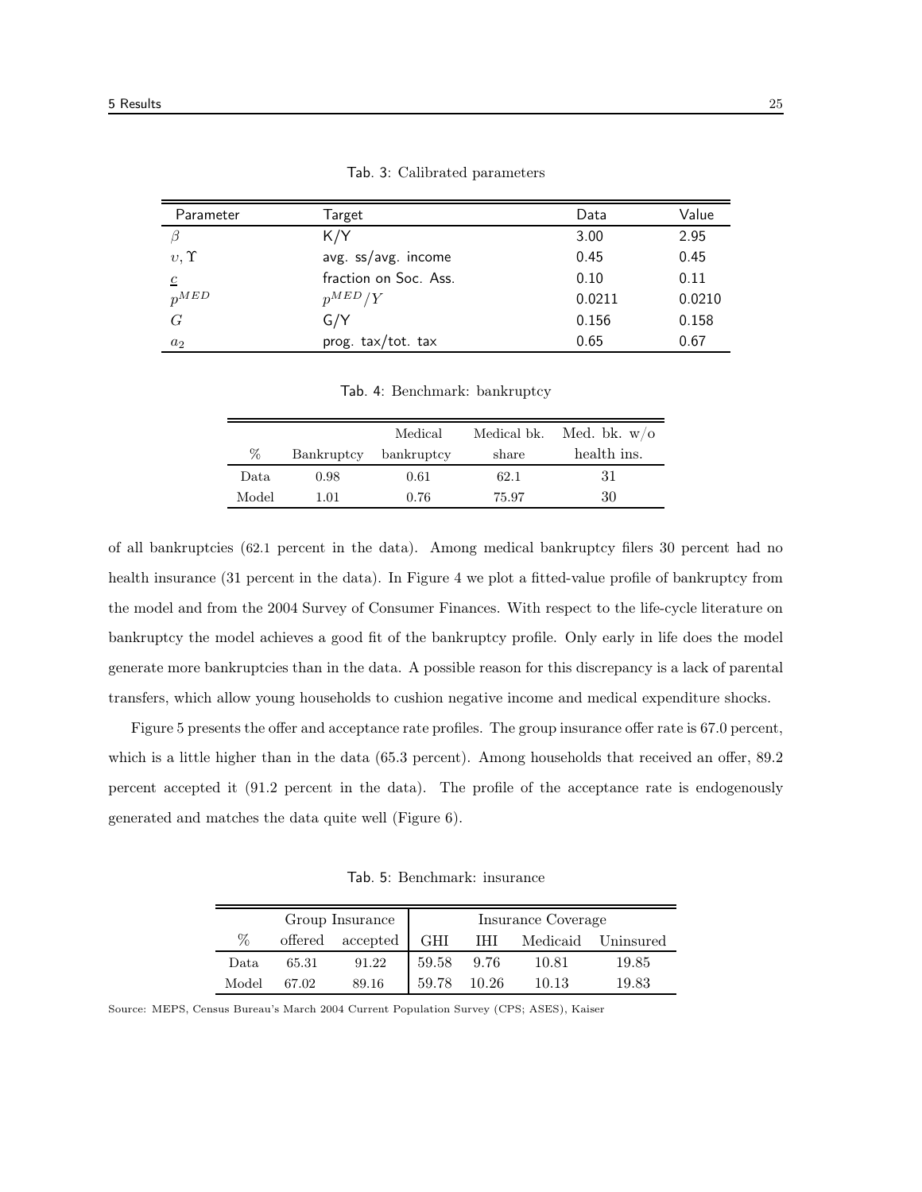Tab. 3: Calibrated parameters

| Parameter | Target | Data | Value |
|---|---|---|---|
| $\beta$ | K/Y | 3.00 | 2.95 |
| $\upsilon, \Upsilon$ | avg. ss/avg. income | 0.45 | 0.45 |
| $\underline{c}$ | fraction on Soc. Ass. | 0.10 | 0.11 |
| $p^{MED}$ | $p^{MED}/Y$ | 0.0211 | 0.0210 |
| $G$ | G/Y | 0.156 | 0.158 |
| $a_2$ | prog. tax/tot. tax | 0.65 | 0.67 |

Tab. 4: Benchmark: bankruptcy

| % | Bankruptcy | Medical bankruptcy | Medical bk. share | Med. bk. w/o health ins. |
|---|---|---|---|---|
| Data | 0.98 | 0.61 | 62.1 | 31 |
| Model | 1.01 | 0.76 | 75.97 | 30 |

of all bankruptcies (62.1 percent in the data). Among medical bankruptcy filers 30 percent had no health insurance (31 percent in the data). In Figure 4 we plot a fitted-value profile of bankruptcy from the model and from the 2004 Survey of Consumer Finances. With respect to the life-cycle literature on bankruptcy the model achieves a good fit of the bankruptcy profile. Only early in life does the model generate more bankruptcies than in the data. A possible reason for this discrepancy is a lack of parental transfers, which allow young households to cushion negative income and medical expenditure shocks.

Figure 5 presents the offer and acceptance rate profiles. The group insurance offer rate is 67.0 percent, which is a little higher than in the data (65.3 percent). Among households that received an offer, 89.2 percent accepted it (91.2 percent in the data). The profile of the acceptance rate is endogenously generated and matches the data quite well (Figure 6).

Tab. 5: Benchmark: insurance

| | Group Insurance | | Insurance Coverage | | | |
|---|---|---|---|---|---|---|
| % | offered | accepted | GHI | IHI | Medicaid | Uninsured |
| Data | 65.31 | 91.22 | 59.58 | 9.76 | 10.81 | 19.85 |
| Model | 67.02 | 89.16 | 59.78 | 10.26 | 10.13 | 19.83 |

Source: MEPS, Census Bureau's March 2004 Current Population Survey (CPS; ASES), Kaiser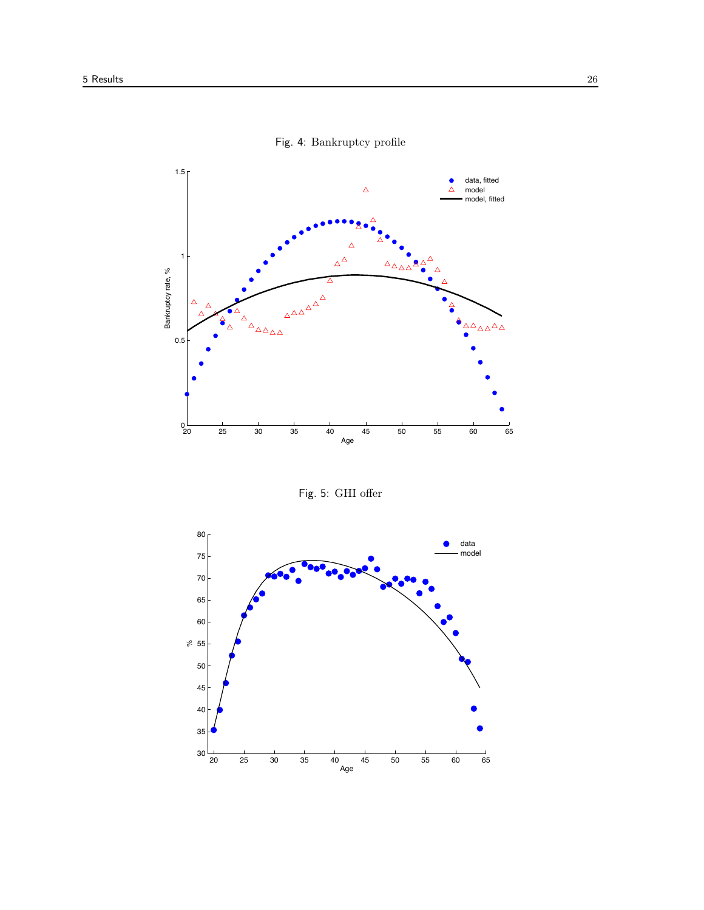Fig. 4: Bankruptcy profile

Fig. 5: GHI offer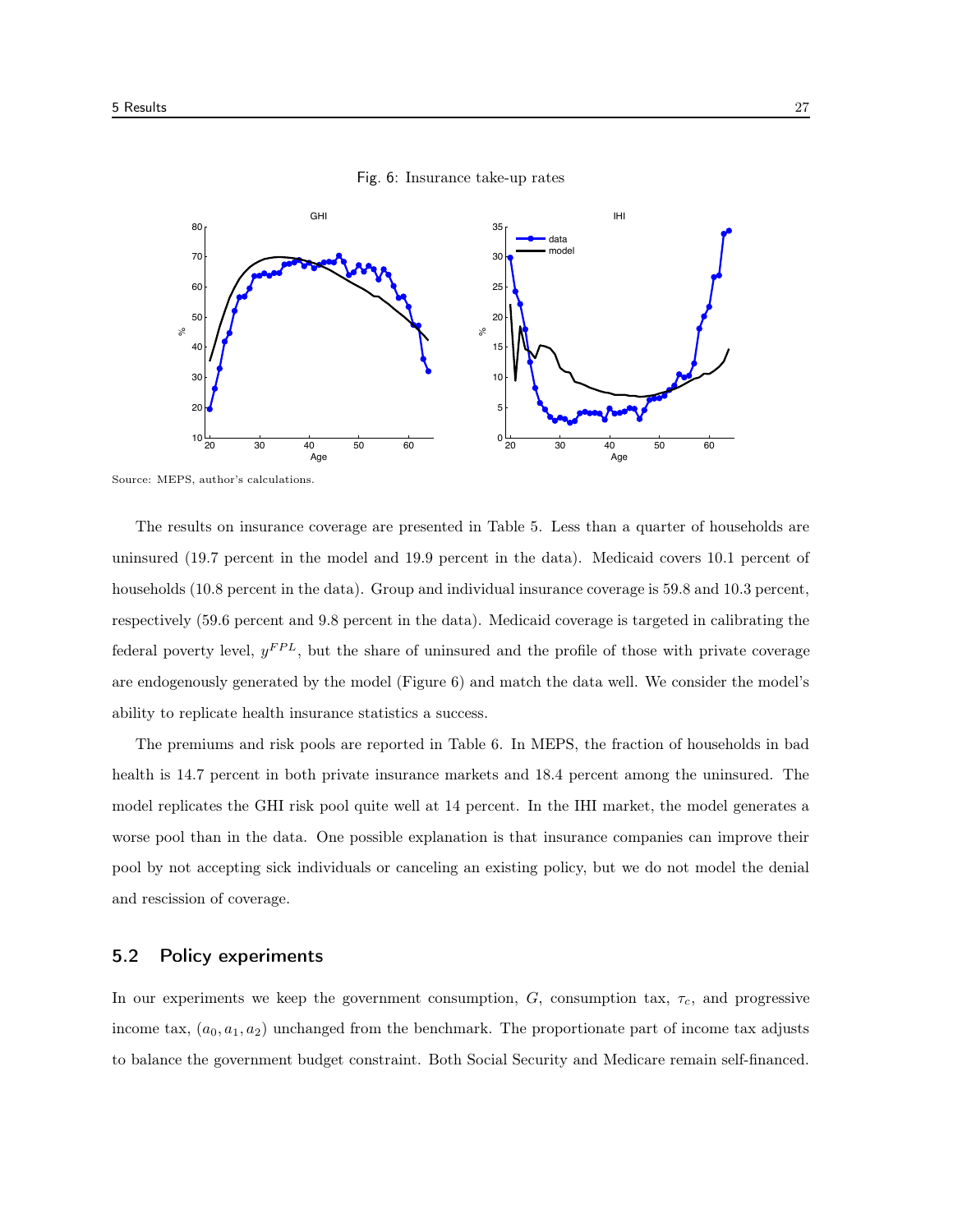Fig. 6: Insurance take-up rates

Source: MEPS, author's calculations.

The results on insurance coverage are presented in Table 5. Less than a quarter of households are uninsured (19.7 percent in the model and 19.9 percent in the data). Medicaid covers 10.1 percent of households (10.8 percent in the data). Group and individual insurance coverage is 59.8 and 10.3 percent, respectively (59.6 percent and 9.8 percent in the data). Medicaid coverage is targeted in calibrating the federal poverty level, $y^{FPL}$, but the share of uninsured and the profile of those with private coverage are endogenously generated by the model (Figure 6) and match the data well. We consider the model's ability to replicate health insurance statistics a success.

The premiums and risk pools are reported in Table 6. In MEPS, the fraction of households in bad health is 14.7 percent in both private insurance markets and 18.4 percent among the uninsured. The model replicates the GHI risk pool quite well at 14 percent. In the IHI market, the model generates a worse pool than in the data. One possible explanation is that insurance companies can improve their pool by not accepting sick individuals or canceling an existing policy, but we do not model the denial and rescission of coverage.

## 5.2 Policy experiments

In our experiments we keep the government consumption, $G$, consumption tax, $\tau_c$, and progressive income tax, $(a_0, a_1, a_2)$ unchanged from the benchmark. The proportionate part of income tax adjusts to balance the government budget constraint. Both Social Security and Medicare remain self-financed.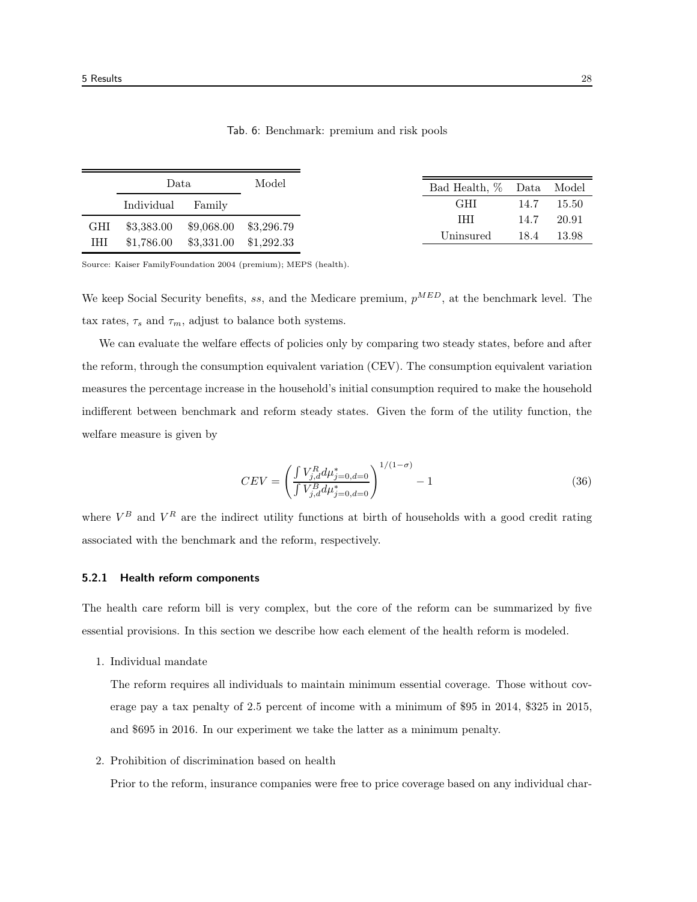Tab. 6: Benchmark: premium and risk pools

| | Data | | Model |
|---|---|---|---|
| | Individual | Family | |
| GHI | \$3,383.00 | \$9,068.00 | \$3,296.79 |
| IHI | \$1,786.00 | \$3,331.00 | \$1,292.33 |

| Bad Health, % | Data | Model |
|---|---|---|
| GHI | 14.7 | 15.50 |
| IHI | 14.7 | 20.91 |
| Uninsured | 18.4 | 13.98 |

Source: Kaiser FamilyFoundation 2004 (premium); MEPS (health).

We keep Social Security benefits, $ss$, and the Medicare premium, $p^{MED}$, at the benchmark level. The tax rates, $\tau_s$ and $\tau_m$, adjust to balance both systems.

We can evaluate the welfare effects of policies only by comparing two steady states, before and after the reform, through the consumption equivalent variation (CEV). The consumption equivalent variation measures the percentage increase in the household's initial consumption required to make the household indifferent between benchmark and reform steady states. Given the form of the utility function, the welfare measure is given by

$$CEV = \left( \frac{\int V^R_{j,d} d\mu^*_{j=0,d=0}}{\int V^B_{j,d} d\mu^*_{j=0,d=0}} \right)^{1/(1-\sigma)} - 1 \tag{36}$$

where $V^B$ and $V^R$ are the indirect utility functions at birth of households with a good credit rating associated with the benchmark and the reform, respectively.

### 5.2.1 Health reform components

The health care reform bill is very complex, but the core of the reform can be summarized by five essential provisions. In this section we describe how each element of the health reform is modeled.

1. Individual mandate

   The reform requires all individuals to maintain minimum essential coverage. Those without coverage pay a tax penalty of 2.5 percent of income with a minimum of \$95 in 2014, \$325 in 2015, and \$695 in 2016. In our experiment we take the latter as a minimum penalty.

2. Prohibition of discrimination based on health

   Prior to the reform, insurance companies were free to price coverage based on any individual char-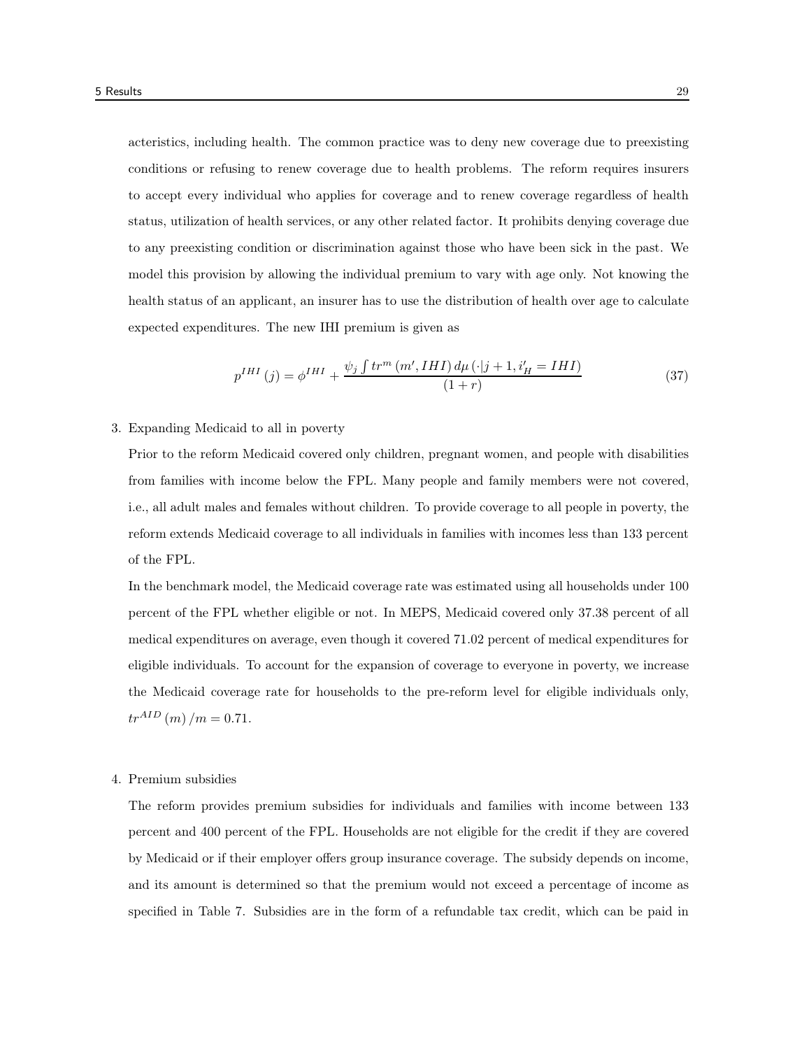acteristics, including health. The common practice was to deny new coverage due to preexisting conditions or refusing to renew coverage due to health problems. The reform requires insurers to accept every individual who applies for coverage and to renew coverage regardless of health status, utilization of health services, or any other related factor. It prohibits denying coverage due to any preexisting condition or discrimination against those who have been sick in the past. We model this provision by allowing the individual premium to vary with age only. Not knowing the health status of an applicant, an insurer has to use the distribution of health over age to calculate expected expenditures. The new IHI premium is given as

$$p^{IHI}(j) = \phi^{IHI} + \frac{\psi_j \int tr^m(m', IHI)\, d\mu(\cdot | j+1, i'_H = IHI)}{(1+r)} \tag{37}$$

3. Expanding Medicaid to all in poverty

   Prior to the reform Medicaid covered only children, pregnant women, and people with disabilities from families with income below the FPL. Many people and family members were not covered, i.e., all adult males and females without children. To provide coverage to all people in poverty, the reform extends Medicaid coverage to all individuals in families with incomes less than 133 percent of the FPL.

   In the benchmark model, the Medicaid coverage rate was estimated using all households under 100 percent of the FPL whether eligible or not. In MEPS, Medicaid covered only 37.38 percent of all medical expenditures on average, even though it covered 71.02 percent of medical expenditures for eligible individuals. To account for the expansion of coverage to everyone in poverty, we increase the Medicaid coverage rate for households to the pre-reform level for eligible individuals only, $tr^{AID}(m)/m = 0.71$.

4. Premium subsidies

   The reform provides premium subsidies for individuals and families with income between 133 percent and 400 percent of the FPL. Households are not eligible for the credit if they are covered by Medicaid or if their employer offers group insurance coverage. The subsidy depends on income, and its amount is determined so that the premium would not exceed a percentage of income as specified in Table 7. Subsidies are in the form of a refundable tax credit, which can be paid in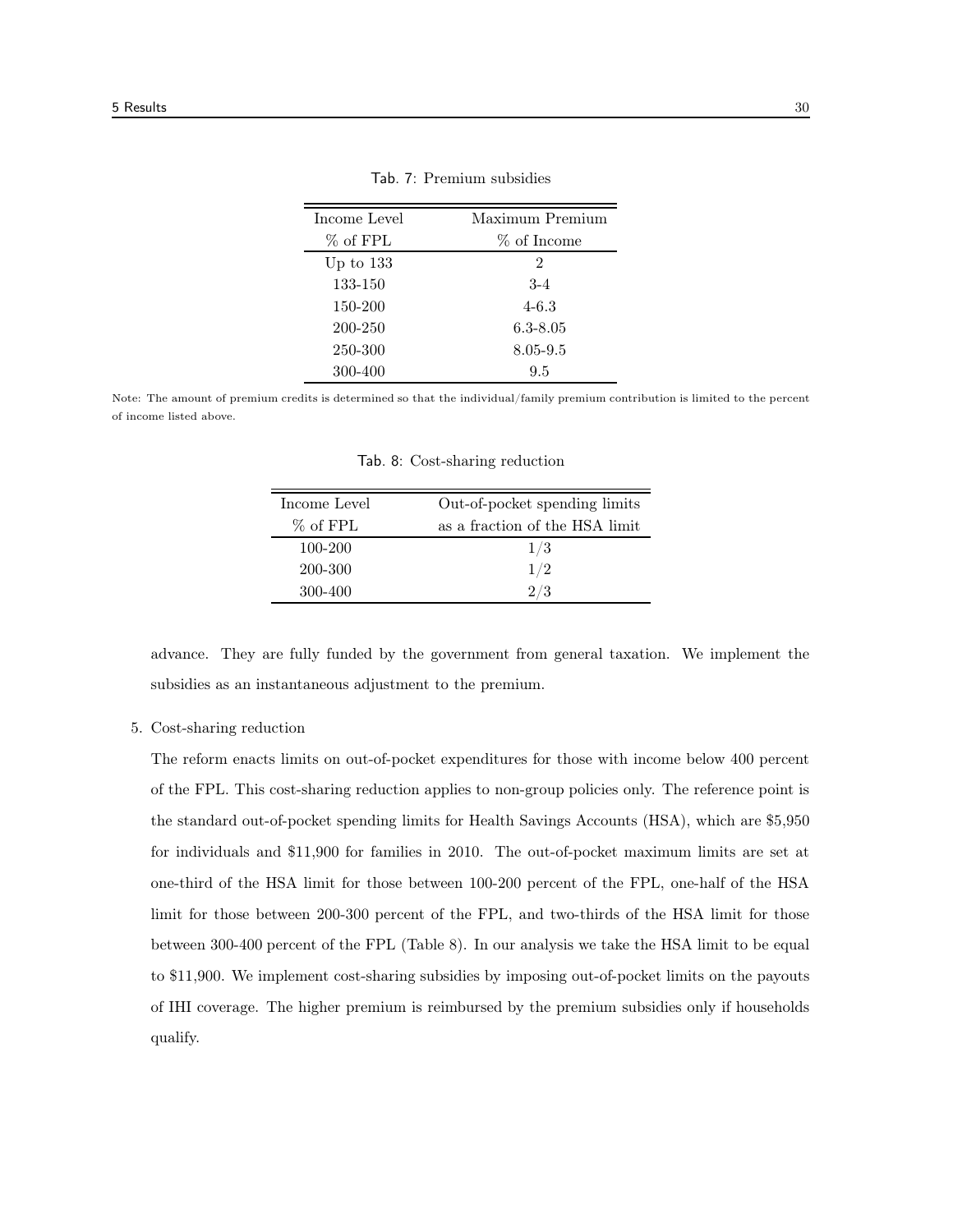Tab. 7: Premium subsidies

| Income Level % of FPL | Maximum Premium % of Income |
|---|---|
| Up to 133 | 2 |
| 133-150 | 3-4 |
| 150-200 | 4-6.3 |
| 200-250 | 6.3-8.05 |
| 250-300 | 8.05-9.5 |
| 300-400 | 9.5 |

Note: The amount of premium credits is determined so that the individual/family premium contribution is limited to the percent of income listed above.

Tab. 8: Cost-sharing reduction

| Income Level % of FPL | Out-of-pocket spending limits as a fraction of the HSA limit |
|---|---|
| 100-200 | 1/3 |
| 200-300 | 1/2 |
| 300-400 | 2/3 |

advance. They are fully funded by the government from general taxation. We implement the subsidies as an instantaneous adjustment to the premium.

5. Cost-sharing reduction

   The reform enacts limits on out-of-pocket expenditures for those with income below 400 percent of the FPL. This cost-sharing reduction applies to non-group policies only. The reference point is the standard out-of-pocket spending limits for Health Savings Accounts (HSA), which are $5,950 for individuals and $11,900 for families in 2010. The out-of-pocket maximum limits are set at one-third of the HSA limit for those between 100-200 percent of the FPL, one-half of the HSA limit for those between 200-300 percent of the FPL, and two-thirds of the HSA limit for those between 300-400 percent of the FPL (Table 8). In our analysis we take the HSA limit to be equal to $11,900. We implement cost-sharing subsidies by imposing out-of-pocket limits on the payouts of IHI coverage. The higher premium is reimbursed by the premium subsidies only if households qualify.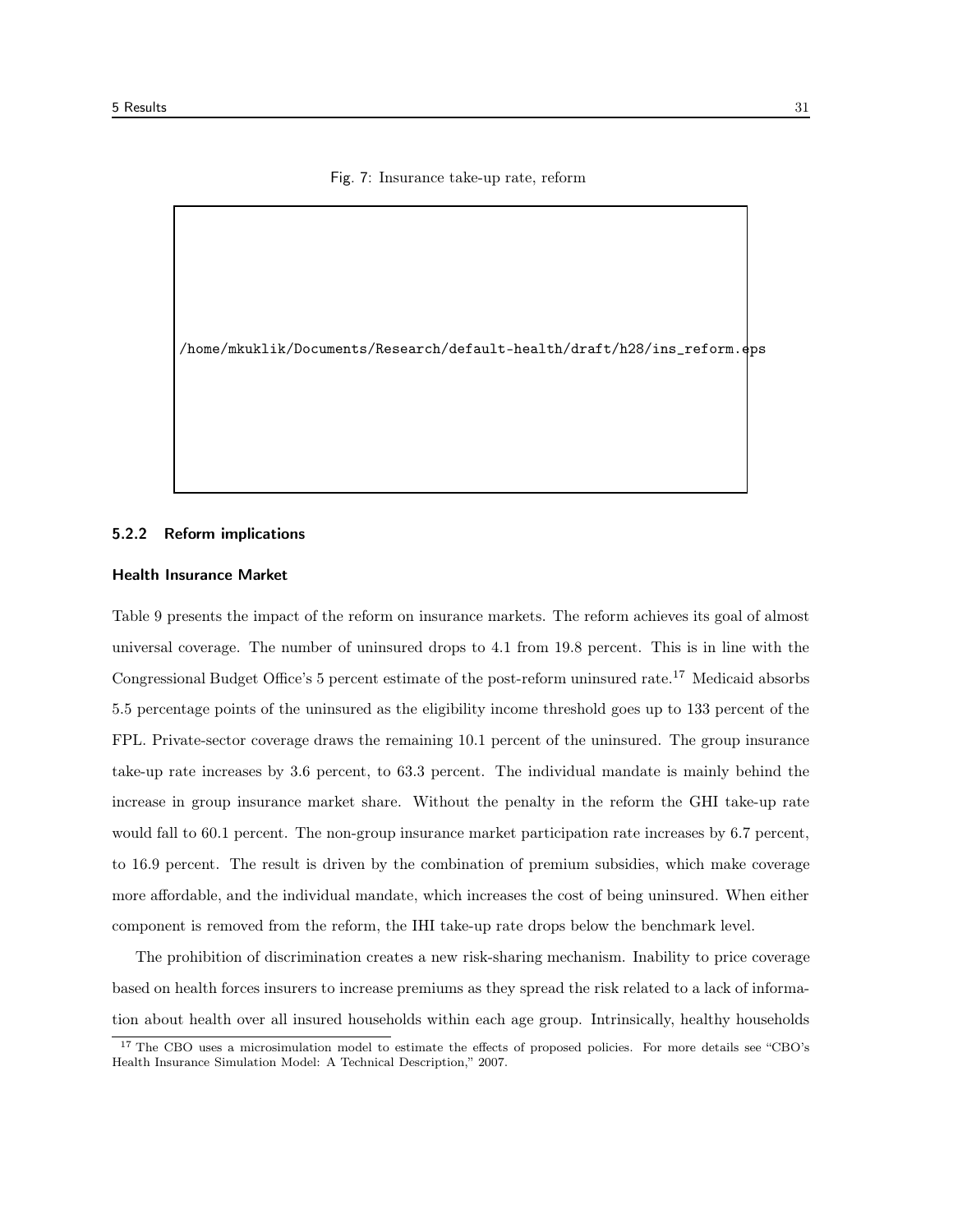Fig. 7: Insurance take-up rate, reform

/home/mkuklik/Documents/Research/default-health/draft/h28/ins_reform.eps

#### 5.2.2 Reform implications

**Health Insurance Market**

Table 9 presents the impact of the reform on insurance markets. The reform achieves its goal of almost universal coverage. The number of uninsured drops to 4.1 from 19.8 percent. This is in line with the Congressional Budget Office's 5 percent estimate of the post-reform uninsured rate.[17] Medicaid absorbs 5.5 percentage points of the uninsured as the eligibility income threshold goes up to 133 percent of the FPL. Private-sector coverage draws the remaining 10.1 percent of the uninsured. The group insurance take-up rate increases by 3.6 percent, to 63.3 percent. The individual mandate is mainly behind the increase in group insurance market share. Without the penalty in the reform the GHI take-up rate would fall to 60.1 percent. The non-group insurance market participation rate increases by 6.7 percent, to 16.9 percent. The result is driven by the combination of premium subsidies, which make coverage more affordable, and the individual mandate, which increases the cost of being uninsured. When either component is removed from the reform, the IHI take-up rate drops below the benchmark level.

The prohibition of discrimination creates a new risk-sharing mechanism. Inability to price coverage based on health forces insurers to increase premiums as they spread the risk related to a lack of information about health over all insured households within each age group. Intrinsically, healthy households

[17] The CBO uses a microsimulation model to estimate the effects of proposed policies. For more details see "CBO's Health Insurance Simulation Model: A Technical Description," 2007.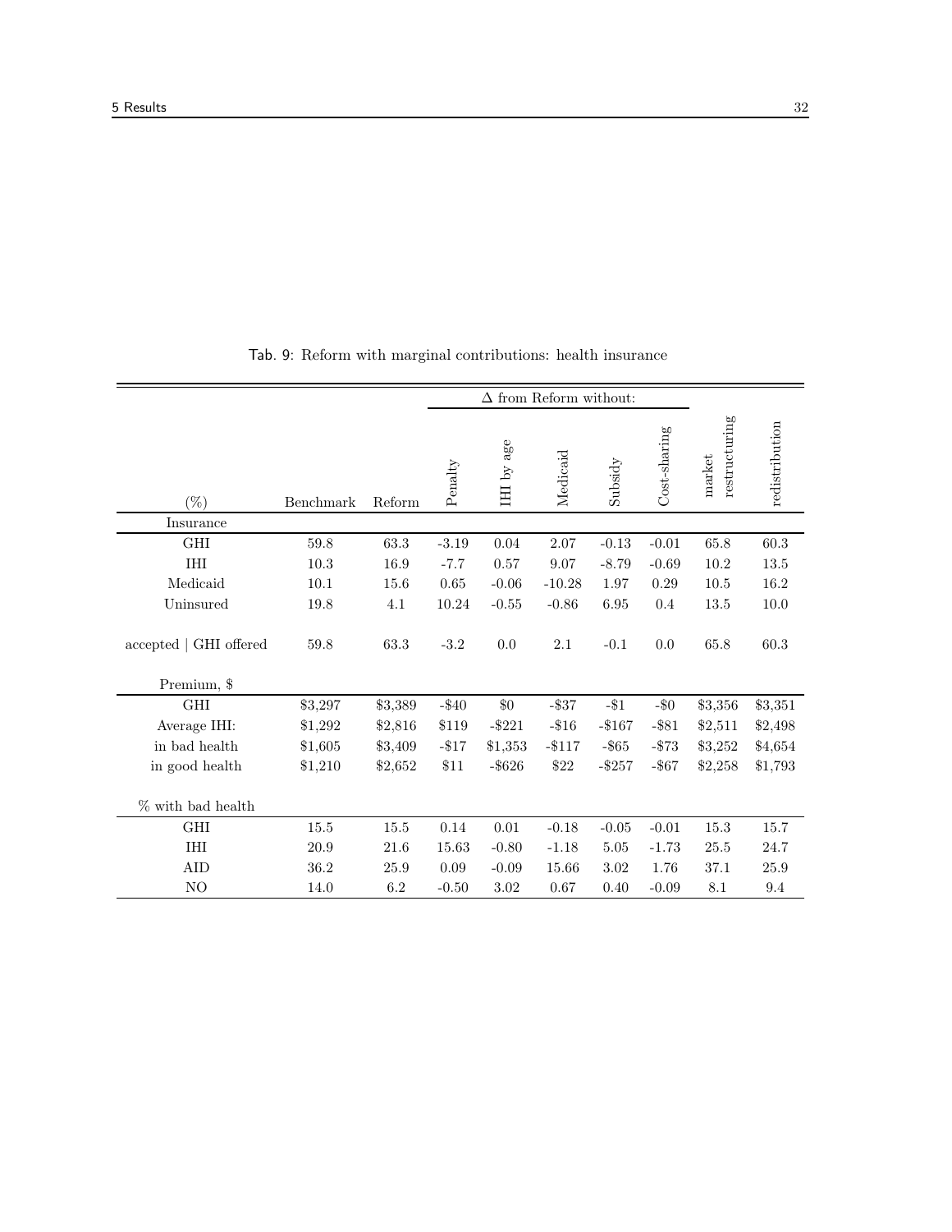Tab. 9: Reform with marginal contributions: health insurance

| (%) | Benchmark | Reform | Δ from Reform without: Penalty | IHI by age | Medicaid | Subsidy | Cost-sharing | market restructuring | redistribution |
|---|---|---|---|---|---|---|---|---|---|
| Insurance | | | | | | | | | |
| GHI | 59.8 | 63.3 | -3.19 | 0.04 | 2.07 | -0.13 | -0.01 | 65.8 | 60.3 |
| IHI | 10.3 | 16.9 | -7.7 | 0.57 | 9.07 | -8.79 | -0.69 | 10.2 | 13.5 |
| Medicaid | 10.1 | 15.6 | 0.65 | -0.06 | -10.28 | 1.97 | 0.29 | 10.5 | 16.2 |
| Uninsured | 19.8 | 4.1 | 10.24 | -0.55 | -0.86 | 6.95 | 0.4 | 13.5 | 10.0 |
| accepted \| GHI offered | 59.8 | 63.3 | -3.2 | 0.0 | 2.1 | -0.1 | 0.0 | 65.8 | 60.3 |
| Premium, $ | | | | | | | | | |
| GHI | $3,297 | $3,389 | -$40 | $0 | -$37 | -$1 | -$0 | $3,356 | $3,351 |
| Average IHI: | $1,292 | $2,816 | $119 | -$221 | -$16 | -$167 | -$81 | $2,511 | $2,498 |
| in bad health | $1,605 | $3,409 | -$17 | $1,353 | -$117 | -$65 | -$73 | $3,252 | $4,654 |
| in good health | $1,210 | $2,652 | $11 | -$626 | $22 | -$257 | -$67 | $2,258 | $1,793 |
| % with bad health | | | | | | | | | |
| GHI | 15.5 | 15.5 | 0.14 | 0.01 | -0.18 | -0.05 | -0.01 | 15.3 | 15.7 |
| IHI | 20.9 | 21.6 | 15.63 | -0.80 | -1.18 | 5.05 | -1.73 | 25.5 | 24.7 |
| AID | 36.2 | 25.9 | 0.09 | -0.09 | 15.66 | 3.02 | 1.76 | 37.1 | 25.9 |
| NO | 14.0 | 6.2 | -0.50 | 3.02 | 0.67 | 0.40 | -0.09 | 8.1 | 9.4 |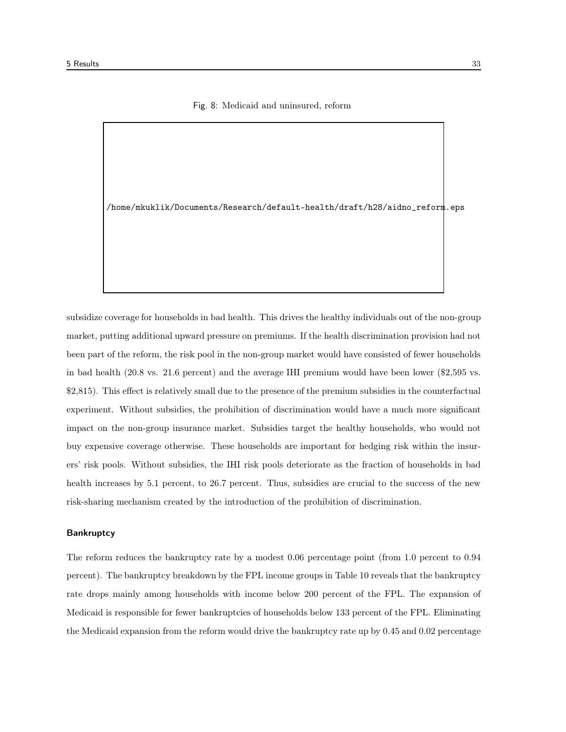Fig. 8: Medicaid and uninsured, reform

subsidize coverage for households in bad health. This drives the healthy individuals out of the non-group market, putting additional upward pressure on premiums. If the health discrimination provision had not been part of the reform, the risk pool in the non-group market would have consisted of fewer households in bad health (20.8 vs. 21.6 percent) and the average IHI premium would have been lower ($2,595 vs. $2,815). This effect is relatively small due to the presence of the premium subsidies in the counterfactual experiment. Without subsidies, the prohibition of discrimination would have a much more significant impact on the non-group insurance market. Subsidies target the healthy households, who would not buy expensive coverage otherwise. These households are important for hedging risk within the insurers' risk pools. Without subsidies, the IHI risk pools deteriorate as the fraction of households in bad health increases by 5.1 percent, to 26.7 percent. Thus, subsidies are crucial to the success of the new risk-sharing mechanism created by the introduction of the prohibition of discrimination.

#### Bankruptcy

The reform reduces the bankruptcy rate by a modest 0.06 percentage point (from 1.0 percent to 0.94 percent). The bankruptcy breakdown by the FPL income groups in Table 10 reveals that the bankruptcy rate drops mainly among households with income below 200 percent of the FPL. The expansion of Medicaid is responsible for fewer bankruptcies of households below 133 percent of the FPL. Eliminating the Medicaid expansion from the reform would drive the bankruptcy rate up by 0.45 and 0.02 percentage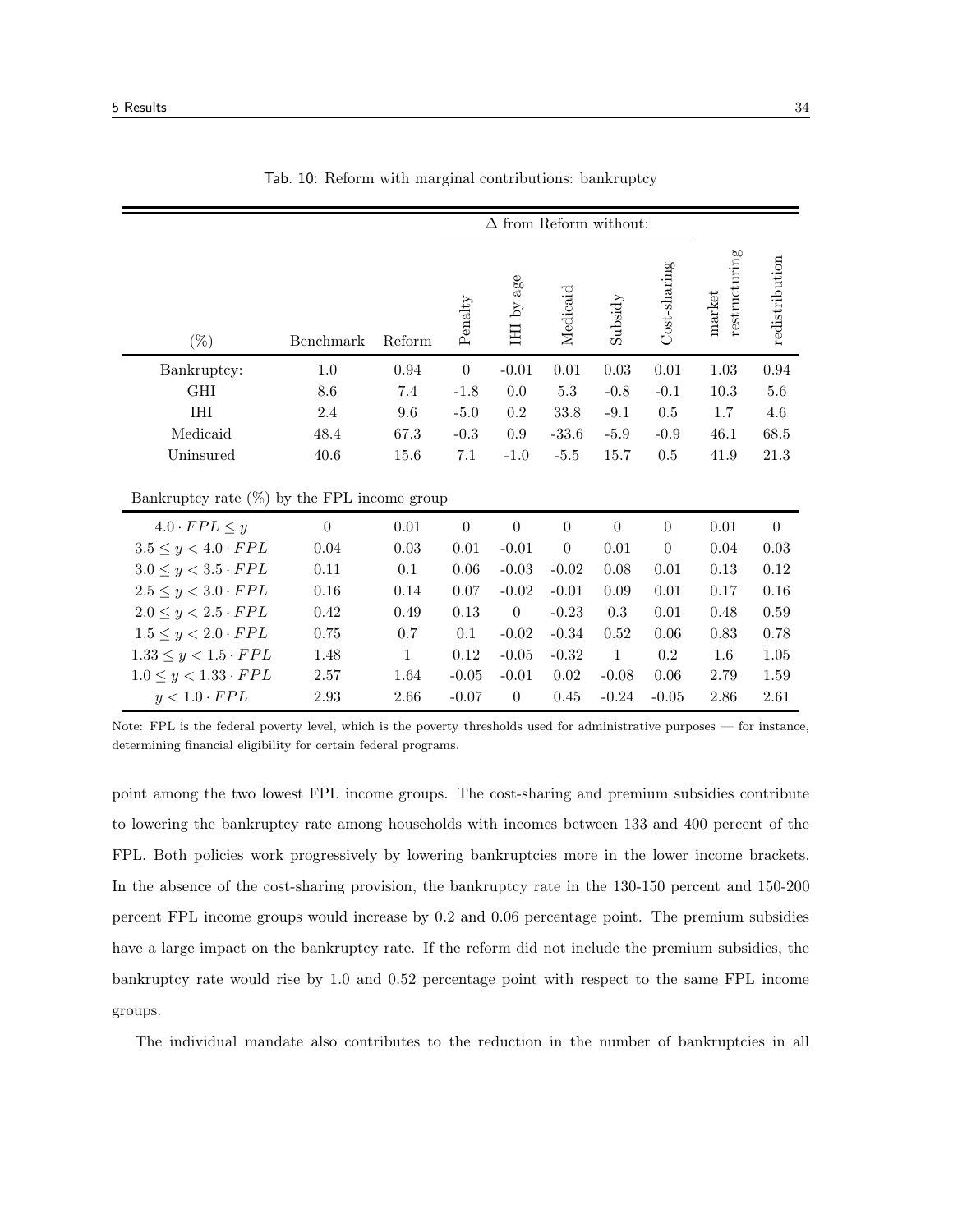Tab. 10: Reform with marginal contributions: bankruptcy

| (%) | Benchmark | Reform | Δ from Reform without: Penalty | IHI by age | Medicaid | Subsidy | Cost-sharing | market restructuring | redistribution |
|---|---|---|---|---|---|---|---|---|---|
| Bankruptcy: | 1.0 | 0.94 | 0 | -0.01 | 0.01 | 0.03 | 0.01 | 1.03 | 0.94 |
| GHI | 8.6 | 7.4 | -1.8 | 0.0 | 5.3 | -0.8 | -0.1 | 10.3 | 5.6 |
| IHI | 2.4 | 9.6 | -5.0 | 0.2 | 33.8 | -9.1 | 0.5 | 1.7 | 4.6 |
| Medicaid | 48.4 | 67.3 | -0.3 | 0.9 | -33.6 | -5.9 | -0.9 | 46.1 | 68.5 |
| Uninsured | 40.6 | 15.6 | 7.1 | -1.0 | -5.5 | 15.7 | 0.5 | 41.9 | 21.3 |
| Bankruptcy rate (%) by the FPL income group | | | | | | | | | |
| $4.0 \cdot FPL \leq y$ | 0 | 0.01 | 0 | 0 | 0 | 0 | 0 | 0.01 | 0 |
| $3.5 \leq y < 4.0 \cdot FPL$ | 0.04 | 0.03 | 0.01 | -0.01 | 0 | 0.01 | 0 | 0.04 | 0.03 |
| $3.0 \leq y < 3.5 \cdot FPL$ | 0.11 | 0.1 | 0.06 | -0.03 | -0.02 | 0.08 | 0.01 | 0.13 | 0.12 |
| $2.5 \leq y < 3.0 \cdot FPL$ | 0.16 | 0.14 | 0.07 | -0.02 | -0.01 | 0.09 | 0.01 | 0.17 | 0.16 |
| $2.0 \leq y < 2.5 \cdot FPL$ | 0.42 | 0.49 | 0.13 | 0 | -0.23 | 0.3 | 0.01 | 0.48 | 0.59 |
| $1.5 \leq y < 2.0 \cdot FPL$ | 0.75 | 0.7 | 0.1 | -0.02 | -0.34 | 0.52 | 0.06 | 0.83 | 0.78 |
| $1.33 \leq y < 1.5 \cdot FPL$ | 1.48 | 1 | 0.12 | -0.05 | -0.32 | 1 | 0.2 | 1.6 | 1.05 |
| $1.0 \leq y < 1.33 \cdot FPL$ | 2.57 | 1.64 | -0.05 | -0.01 | 0.02 | -0.08 | 0.06 | 2.79 | 1.59 |
| $y < 1.0 \cdot FPL$ | 2.93 | 2.66 | -0.07 | 0 | 0.45 | -0.24 | -0.05 | 2.86 | 2.61 |

Note: FPL is the federal poverty level, which is the poverty thresholds used for administrative purposes — for instance, determining financial eligibility for certain federal programs.

point among the two lowest FPL income groups. The cost-sharing and premium subsidies contribute to lowering the bankruptcy rate among households with incomes between 133 and 400 percent of the FPL. Both policies work progressively by lowering bankruptcies more in the lower income brackets. In the absence of the cost-sharing provision, the bankruptcy rate in the 130-150 percent and 150-200 percent FPL income groups would increase by 0.2 and 0.06 percentage point. The premium subsidies have a large impact on the bankruptcy rate. If the reform did not include the premium subsidies, the bankruptcy rate would rise by 1.0 and 0.52 percentage point with respect to the same FPL income groups.

The individual mandate also contributes to the reduction in the number of bankruptcies in all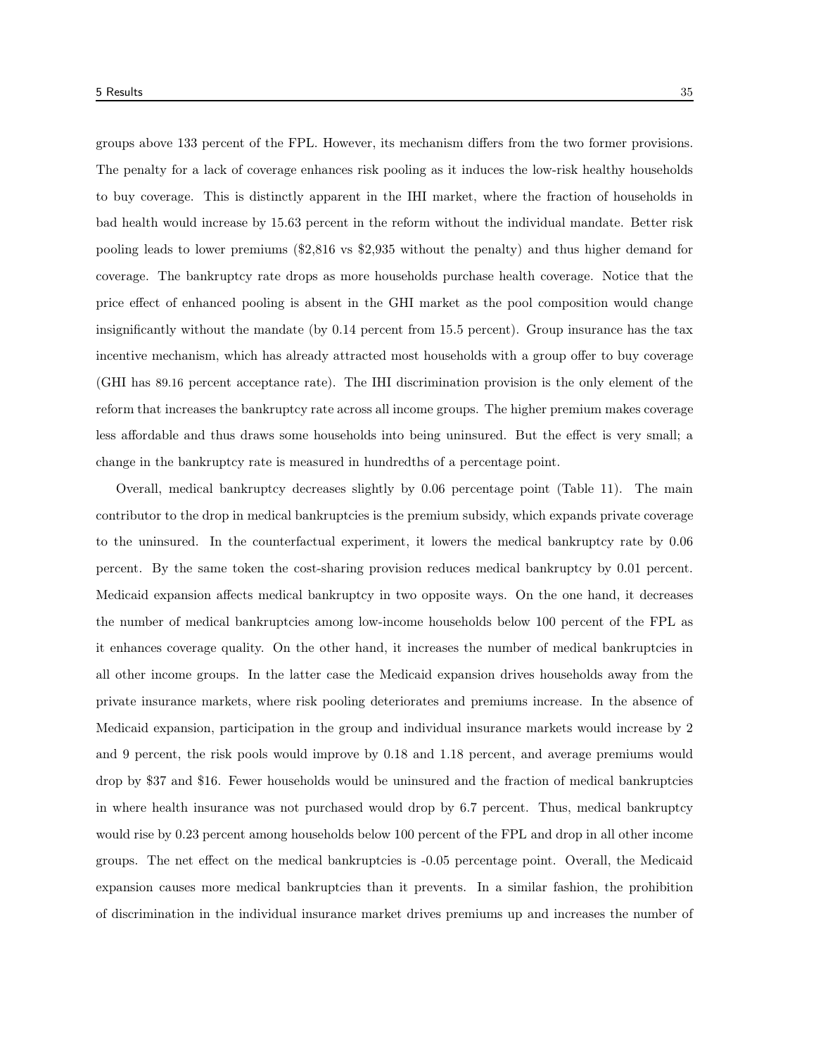groups above 133 percent of the FPL. However, its mechanism differs from the two former provisions. The penalty for a lack of coverage enhances risk pooling as it induces the low-risk healthy households to buy coverage. This is distinctly apparent in the IHI market, where the fraction of households in bad health would increase by 15.63 percent in the reform without the individual mandate. Better risk pooling leads to lower premiums ($2,816 vs $2,935 without the penalty) and thus higher demand for coverage. The bankruptcy rate drops as more households purchase health coverage. Notice that the price effect of enhanced pooling is absent in the GHI market as the pool composition would change insignificantly without the mandate (by 0.14 percent from 15.5 percent). Group insurance has the tax incentive mechanism, which has already attracted most households with a group offer to buy coverage (GHI has 89.16 percent acceptance rate). The IHI discrimination provision is the only element of the reform that increases the bankruptcy rate across all income groups. The higher premium makes coverage less affordable and thus draws some households into being uninsured. But the effect is very small; a change in the bankruptcy rate is measured in hundredths of a percentage point.

Overall, medical bankruptcy decreases slightly by 0.06 percentage point (Table 11). The main contributor to the drop in medical bankruptcies is the premium subsidy, which expands private coverage to the uninsured. In the counterfactual experiment, it lowers the medical bankruptcy rate by 0.06 percent. By the same token the cost-sharing provision reduces medical bankruptcy by 0.01 percent. Medicaid expansion affects medical bankruptcy in two opposite ways. On the one hand, it decreases the number of medical bankruptcies among low-income households below 100 percent of the FPL as it enhances coverage quality. On the other hand, it increases the number of medical bankruptcies in all other income groups. In the latter case the Medicaid expansion drives households away from the private insurance markets, where risk pooling deteriorates and premiums increase. In the absence of Medicaid expansion, participation in the group and individual insurance markets would increase by 2 and 9 percent, the risk pools would improve by 0.18 and 1.18 percent, and average premiums would drop by $37 and $16. Fewer households would be uninsured and the fraction of medical bankruptcies in where health insurance was not purchased would drop by 6.7 percent. Thus, medical bankruptcy would rise by 0.23 percent among households below 100 percent of the FPL and drop in all other income groups. The net effect on the medical bankruptcies is -0.05 percentage point. Overall, the Medicaid expansion causes more medical bankruptcies than it prevents. In a similar fashion, the prohibition of discrimination in the individual insurance market drives premiums up and increases the number of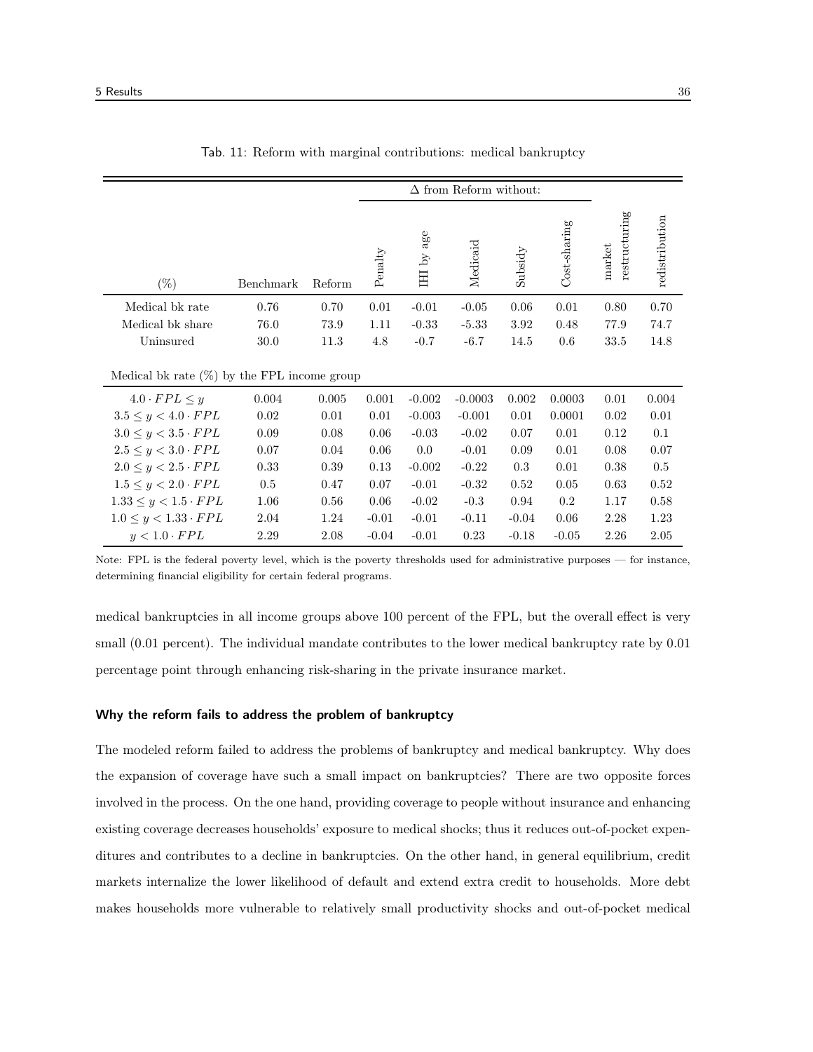Tab. 11: Reform with marginal contributions: medical bankruptcy

| (%) | Benchmark | Reform | Δ from Reform without: Penalty | IHI by age | Medicaid | Subsidy | Cost-sharing | market restructuring | redistribution |
|---|---|---|---|---|---|---|---|---|---|
| Medical bk rate | 0.76 | 0.70 | 0.01 | -0.01 | -0.05 | 0.06 | 0.01 | 0.80 | 0.70 |
| Medical bk share | 76.0 | 73.9 | 1.11 | -0.33 | -5.33 | 3.92 | 0.48 | 77.9 | 74.7 |
| Uninsured | 30.0 | 11.3 | 4.8 | -0.7 | -6.7 | 14.5 | 0.6 | 33.5 | 14.8 |
| Medical bk rate (%) by the FPL income group | | | | | | | | | |
| $4.0 \cdot FPL \leq y$ | 0.004 | 0.005 | 0.001 | -0.002 | -0.0003 | 0.002 | 0.0003 | 0.01 | 0.004 |
| $3.5 \leq y < 4.0 \cdot FPL$ | 0.02 | 0.01 | 0.01 | -0.003 | -0.001 | 0.01 | 0.0001 | 0.02 | 0.01 |
| $3.0 \leq y < 3.5 \cdot FPL$ | 0.09 | 0.08 | 0.06 | -0.03 | -0.02 | 0.07 | 0.01 | 0.12 | 0.1 |
| $2.5 \leq y < 3.0 \cdot FPL$ | 0.07 | 0.04 | 0.06 | 0.0 | -0.01 | 0.09 | 0.01 | 0.08 | 0.07 |
| $2.0 \leq y < 2.5 \cdot FPL$ | 0.33 | 0.39 | 0.13 | -0.002 | -0.22 | 0.3 | 0.01 | 0.38 | 0.5 |
| $1.5 \leq y < 2.0 \cdot FPL$ | 0.5 | 0.47 | 0.07 | -0.01 | -0.32 | 0.52 | 0.05 | 0.63 | 0.52 |
| $1.33 \leq y < 1.5 \cdot FPL$ | 1.06 | 0.56 | 0.06 | -0.02 | -0.3 | 0.94 | 0.2 | 1.17 | 0.58 |
| $1.0 \leq y < 1.33 \cdot FPL$ | 2.04 | 1.24 | -0.01 | -0.01 | -0.11 | -0.04 | 0.06 | 2.28 | 1.23 |
| $y < 1.0 \cdot FPL$ | 2.29 | 2.08 | -0.04 | -0.01 | 0.23 | -0.18 | -0.05 | 2.26 | 2.05 |

Note: FPL is the federal poverty level, which is the poverty thresholds used for administrative purposes — for instance, determining financial eligibility for certain federal programs.

medical bankruptcies in all income groups above 100 percent of the FPL, but the overall effect is very small (0.01 percent). The individual mandate contributes to the lower medical bankruptcy rate by 0.01 percentage point through enhancing risk-sharing in the private insurance market.

#### Why the reform fails to address the problem of bankruptcy

The modeled reform failed to address the problems of bankruptcy and medical bankruptcy. Why does the expansion of coverage have such a small impact on bankruptcies? There are two opposite forces involved in the process. On the one hand, providing coverage to people without insurance and enhancing existing coverage decreases households' exposure to medical shocks; thus it reduces out-of-pocket expenditures and contributes to a decline in bankruptcies. On the other hand, in general equilibrium, credit markets internalize the lower likelihood of default and extend extra credit to households. More debt makes households more vulnerable to relatively small productivity shocks and out-of-pocket medical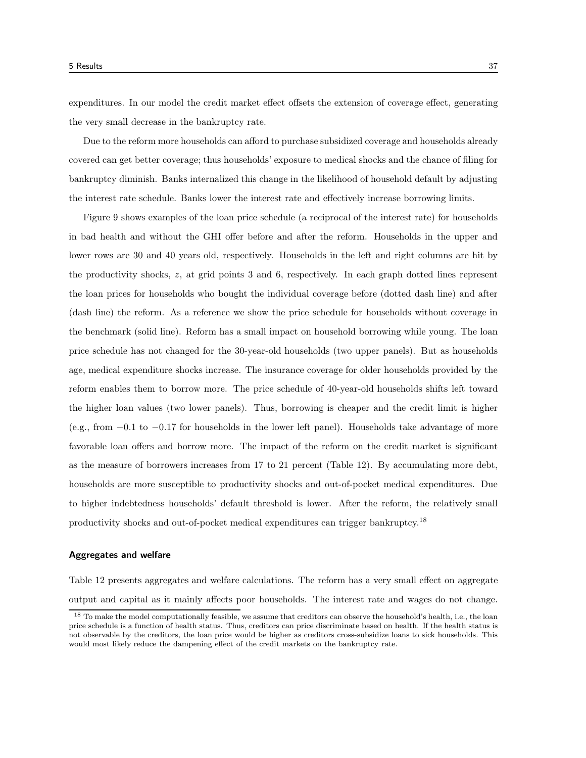expenditures. In our model the credit market effect offsets the extension of coverage effect, generating the very small decrease in the bankruptcy rate.

Due to the reform more households can afford to purchase subsidized coverage and households already covered can get better coverage; thus households' exposure to medical shocks and the chance of filing for bankruptcy diminish. Banks internalized this change in the likelihood of household default by adjusting the interest rate schedule. Banks lower the interest rate and effectively increase borrowing limits.

Figure 9 shows examples of the loan price schedule (a reciprocal of the interest rate) for households in bad health and without the GHI offer before and after the reform. Households in the upper and lower rows are 30 and 40 years old, respectively. Households in the left and right columns are hit by the productivity shocks, $z$, at grid points 3 and 6, respectively. In each graph dotted lines represent the loan prices for households who bought the individual coverage before (dotted dash line) and after (dash line) the reform. As a reference we show the price schedule for households without coverage in the benchmark (solid line). Reform has a small impact on household borrowing while young. The loan price schedule has not changed for the 30-year-old households (two upper panels). But as households age, medical expenditure shocks increase. The insurance coverage for older households provided by the reform enables them to borrow more. The price schedule of 40-year-old households shifts left toward the higher loan values (two lower panels). Thus, borrowing is cheaper and the credit limit is higher (e.g., from $-0.1$ to $-0.17$ for households in the lower left panel). Households take advantage of more favorable loan offers and borrow more. The impact of the reform on the credit market is significant as the measure of borrowers increases from 17 to 21 percent (Table 12). By accumulating more debt, households are more susceptible to productivity shocks and out-of-pocket medical expenditures. Due to higher indebtedness households' default threshold is lower. After the reform, the relatively small productivity shocks and out-of-pocket medical expenditures can trigger bankruptcy.[18]

#### Aggregates and welfare

Table 12 presents aggregates and welfare calculations. The reform has a very small effect on aggregate output and capital as it mainly affects poor households. The interest rate and wages do not change.

[18] To make the model computationally feasible, we assume that creditors can observe the household's health, i.e., the loan price schedule is a function of health status. Thus, creditors can price discriminate based on health. If the health status is not observable by the creditors, the loan price would be higher as creditors cross-subsidize loans to sick households. This would most likely reduce the dampening effect of the credit markets on the bankruptcy rate.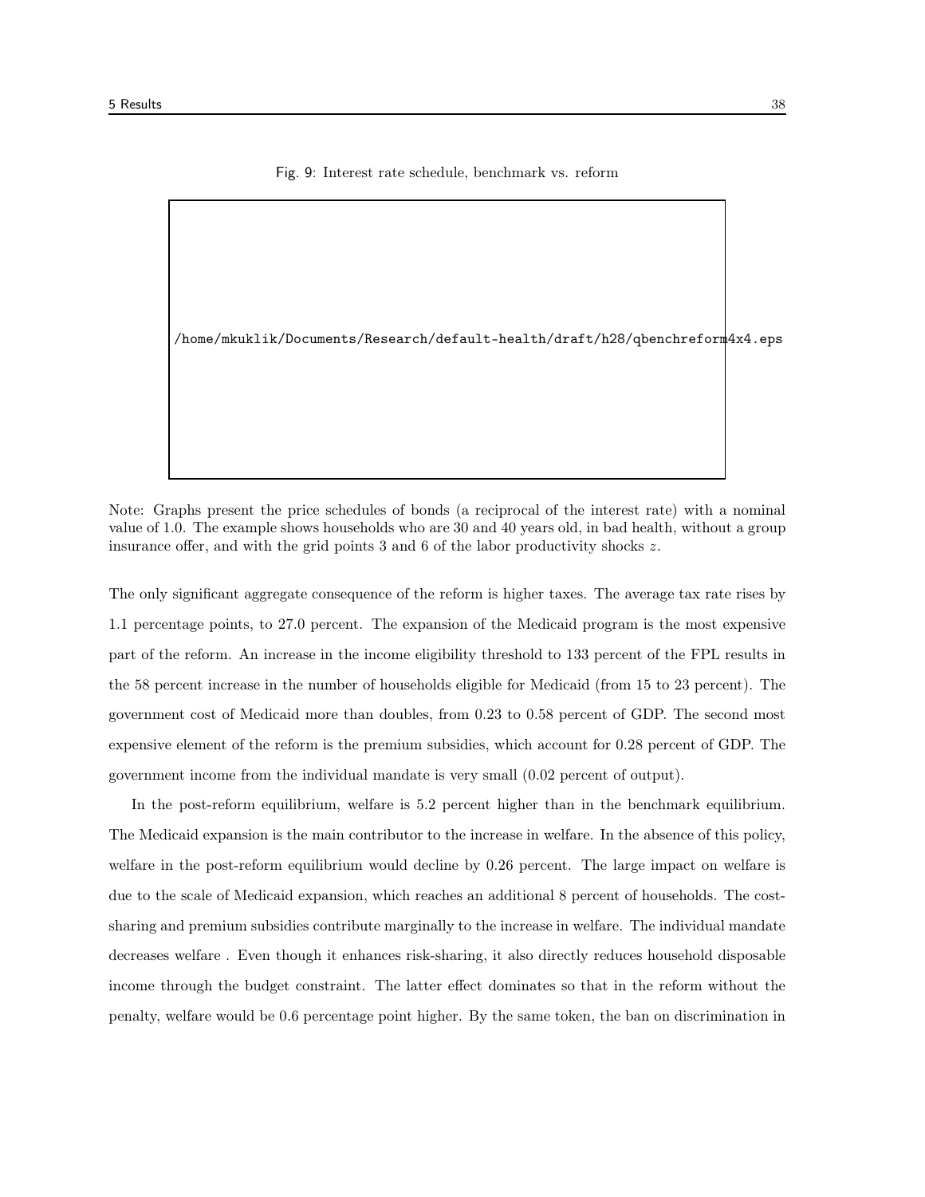Fig. 9: Interest rate schedule, benchmark vs. reform

/home/mkuklik/Documents/Research/default-health/draft/h28/qbenchreform4x4.eps

Note: Graphs present the price schedules of bonds (a reciprocal of the interest rate) with a nominal value of 1.0. The example shows households who are 30 and 40 years old, in bad health, without a group insurance offer, and with the grid points 3 and 6 of the labor productivity shocks $z$.

The only significant aggregate consequence of the reform is higher taxes. The average tax rate rises by 1.1 percentage points, to 27.0 percent. The expansion of the Medicaid program is the most expensive part of the reform. An increase in the income eligibility threshold to 133 percent of the FPL results in the 58 percent increase in the number of households eligible for Medicaid (from 15 to 23 percent). The government cost of Medicaid more than doubles, from 0.23 to 0.58 percent of GDP. The second most expensive element of the reform is the premium subsidies, which account for 0.28 percent of GDP. The government income from the individual mandate is very small (0.02 percent of output).

In the post-reform equilibrium, welfare is 5.2 percent higher than in the benchmark equilibrium. The Medicaid expansion is the main contributor to the increase in welfare. In the absence of this policy, welfare in the post-reform equilibrium would decline by 0.26 percent. The large impact on welfare is due to the scale of Medicaid expansion, which reaches an additional 8 percent of households. The cost-sharing and premium subsidies contribute marginally to the increase in welfare. The individual mandate decreases welfare . Even though it enhances risk-sharing, it also directly reduces household disposable income through the budget constraint. The latter effect dominates so that in the reform without the penalty, welfare would be 0.6 percentage point higher. By the same token, the ban on discrimination in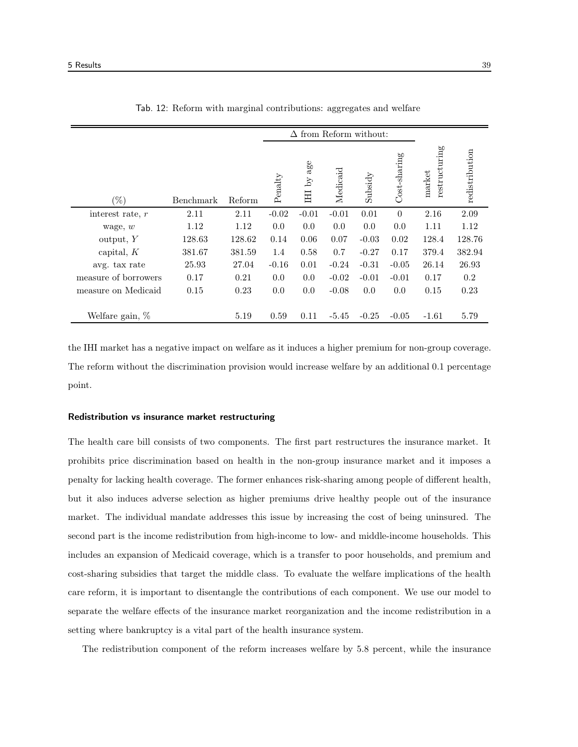Tab. 12: Reform with marginal contributions: aggregates and welfare

| (%) | Benchmark | Reform | Δ from Reform without: Penalty | IHI by age | Medicaid | Subsidy | Cost-sharing | market restructuring | redistribution |
|---|---|---|---|---|---|---|---|---|---|
| interest rate, $r$ | 2.11 | 2.11 | -0.02 | -0.01 | -0.01 | 0.01 | 0 | 2.16 | 2.09 |
| wage, $w$ | 1.12 | 1.12 | 0.0 | 0.0 | 0.0 | 0.0 | 0.0 | 1.11 | 1.12 |
| output, $Y$ | 128.63 | 128.62 | 0.14 | 0.06 | 0.07 | -0.03 | 0.02 | 128.4 | 128.76 |
| capital, $K$ | 381.67 | 381.59 | 1.4 | 0.58 | 0.7 | -0.27 | 0.17 | 379.4 | 382.94 |
| avg. tax rate | 25.93 | 27.04 | -0.16 | 0.01 | -0.24 | -0.31 | -0.05 | 26.14 | 26.93 |
| measure of borrowers | 0.17 | 0.21 | 0.0 | 0.0 | -0.02 | -0.01 | -0.01 | 0.17 | 0.2 |
| measure on Medicaid | 0.15 | 0.23 | 0.0 | 0.0 | -0.08 | 0.0 | 0.0 | 0.15 | 0.23 |
| Welfare gain, % | | 5.19 | 0.59 | 0.11 | -5.45 | -0.25 | -0.05 | -1.61 | 5.79 |

the IHI market has a negative impact on welfare as it induces a higher premium for non-group coverage. The reform without the discrimination provision would increase welfare by an additional 0.1 percentage point.

#### Redistribution vs insurance market restructuring

The health care bill consists of two components. The first part restructures the insurance market. It prohibits price discrimination based on health in the non-group insurance market and it imposes a penalty for lacking health coverage. The former enhances risk-sharing among people of different health, but it also induces adverse selection as higher premiums drive healthy people out of the insurance market. The individual mandate addresses this issue by increasing the cost of being uninsured. The second part is the income redistribution from high-income to low- and middle-income households. This includes an expansion of Medicaid coverage, which is a transfer to poor households, and premium and cost-sharing subsidies that target the middle class. To evaluate the welfare implications of the health care reform, it is important to disentangle the contributions of each component. We use our model to separate the welfare effects of the insurance market reorganization and the income redistribution in a setting where bankruptcy is a vital part of the health insurance system.

The redistribution component of the reform increases welfare by 5.8 percent, while the insurance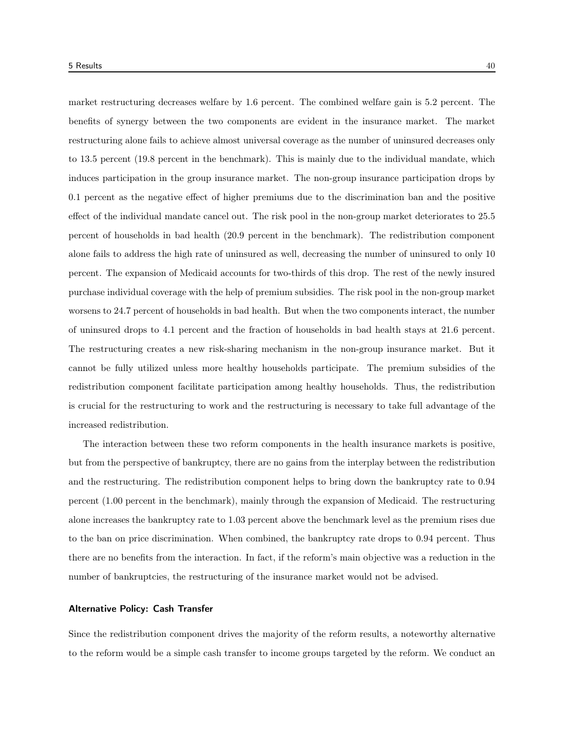market restructuring decreases welfare by 1.6 percent. The combined welfare gain is 5.2 percent. The benefits of synergy between the two components are evident in the insurance market. The market restructuring alone fails to achieve almost universal coverage as the number of uninsured decreases only to 13.5 percent (19.8 percent in the benchmark). This is mainly due to the individual mandate, which induces participation in the group insurance market. The non-group insurance participation drops by 0.1 percent as the negative effect of higher premiums due to the discrimination ban and the positive effect of the individual mandate cancel out. The risk pool in the non-group market deteriorates to 25.5 percent of households in bad health (20.9 percent in the benchmark). The redistribution component alone fails to address the high rate of uninsured as well, decreasing the number of uninsured to only 10 percent. The expansion of Medicaid accounts for two-thirds of this drop. The rest of the newly insured purchase individual coverage with the help of premium subsidies. The risk pool in the non-group market worsens to 24.7 percent of households in bad health. But when the two components interact, the number of uninsured drops to 4.1 percent and the fraction of households in bad health stays at 21.6 percent. The restructuring creates a new risk-sharing mechanism in the non-group insurance market. But it cannot be fully utilized unless more healthy households participate. The premium subsidies of the redistribution component facilitate participation among healthy households. Thus, the redistribution is crucial for the restructuring to work and the restructuring is necessary to take full advantage of the increased redistribution.

The interaction between these two reform components in the health insurance markets is positive, but from the perspective of bankruptcy, there are no gains from the interplay between the redistribution and the restructuring. The redistribution component helps to bring down the bankruptcy rate to 0.94 percent (1.00 percent in the benchmark), mainly through the expansion of Medicaid. The restructuring alone increases the bankruptcy rate to 1.03 percent above the benchmark level as the premium rises due to the ban on price discrimination. When combined, the bankruptcy rate drops to 0.94 percent. Thus there are no benefits from the interaction. In fact, if the reform's main objective was a reduction in the number of bankruptcies, the restructuring of the insurance market would not be advised.

#### Alternative Policy: Cash Transfer

Since the redistribution component drives the majority of the reform results, a noteworthy alternative to the reform would be a simple cash transfer to income groups targeted by the reform. We conduct an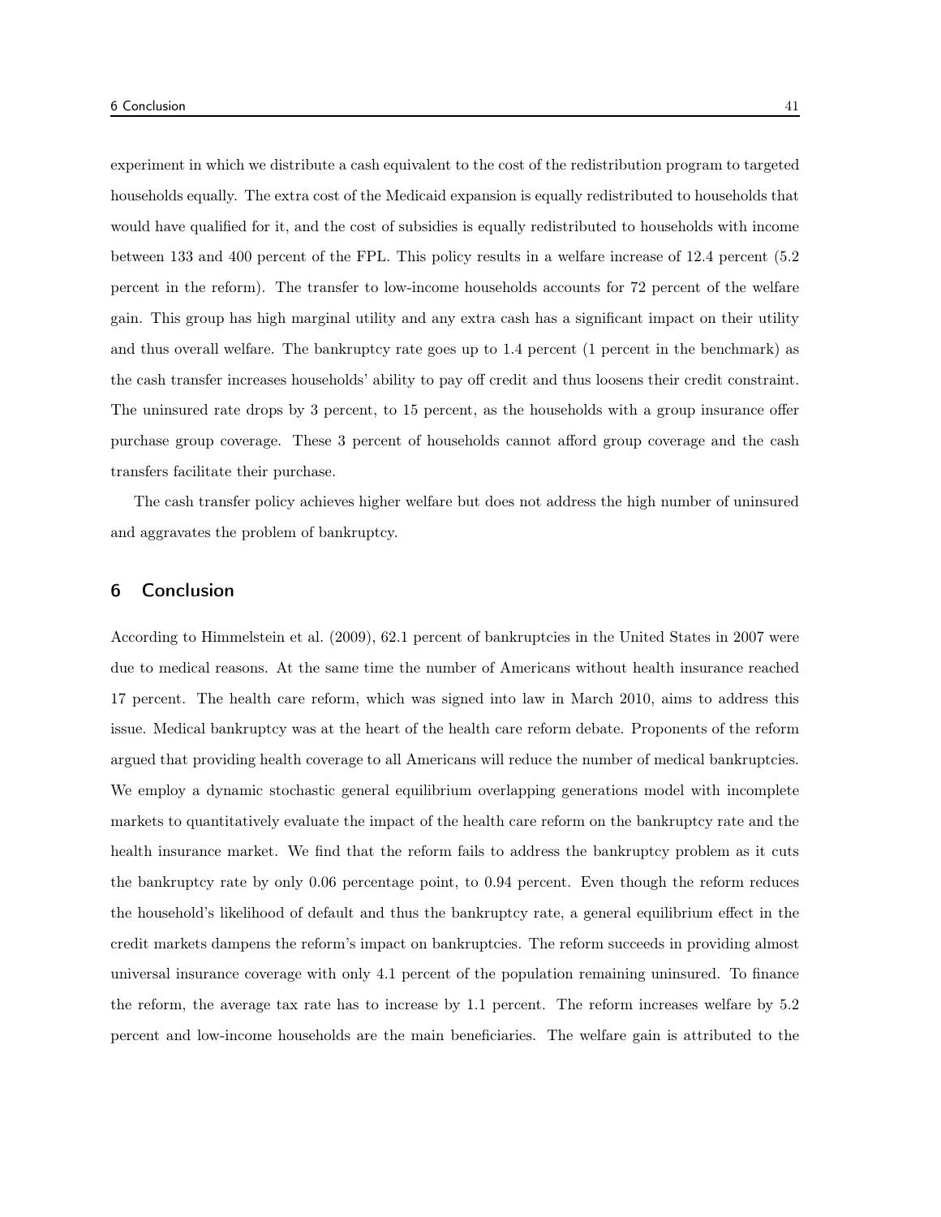experiment in which we distribute a cash equivalent to the cost of the redistribution program to targeted households equally. The extra cost of the Medicaid expansion is equally redistributed to households that would have qualified for it, and the cost of subsidies is equally redistributed to households with income between 133 and 400 percent of the FPL. This policy results in a welfare increase of 12.4 percent (5.2 percent in the reform). The transfer to low-income households accounts for 72 percent of the welfare gain. This group has high marginal utility and any extra cash has a significant impact on their utility and thus overall welfare. The bankruptcy rate goes up to 1.4 percent (1 percent in the benchmark) as the cash transfer increases households' ability to pay off credit and thus loosens their credit constraint. The uninsured rate drops by 3 percent, to 15 percent, as the households with a group insurance offer purchase group coverage. These 3 percent of households cannot afford group coverage and the cash transfers facilitate their purchase.

The cash transfer policy achieves higher welfare but does not address the high number of uninsured and aggravates the problem of bankruptcy.

## 6 Conclusion

According to Himmelstein et al. (2009), 62.1 percent of bankruptcies in the United States in 2007 were due to medical reasons. At the same time the number of Americans without health insurance reached 17 percent. The health care reform, which was signed into law in March 2010, aims to address this issue. Medical bankruptcy was at the heart of the health care reform debate. Proponents of the reform argued that providing health coverage to all Americans will reduce the number of medical bankruptcies. We employ a dynamic stochastic general equilibrium overlapping generations model with incomplete markets to quantitatively evaluate the impact of the health care reform on the bankruptcy rate and the health insurance market. We find that the reform fails to address the bankruptcy problem as it cuts the bankruptcy rate by only 0.06 percentage point, to 0.94 percent. Even though the reform reduces the household's likelihood of default and thus the bankruptcy rate, a general equilibrium effect in the credit markets dampens the reform's impact on bankruptcies. The reform succeeds in providing almost universal insurance coverage with only 4.1 percent of the population remaining uninsured. To finance the reform, the average tax rate has to increase by 1.1 percent. The reform increases welfare by 5.2 percent and low-income households are the main beneficiaries. The welfare gain is attributed to the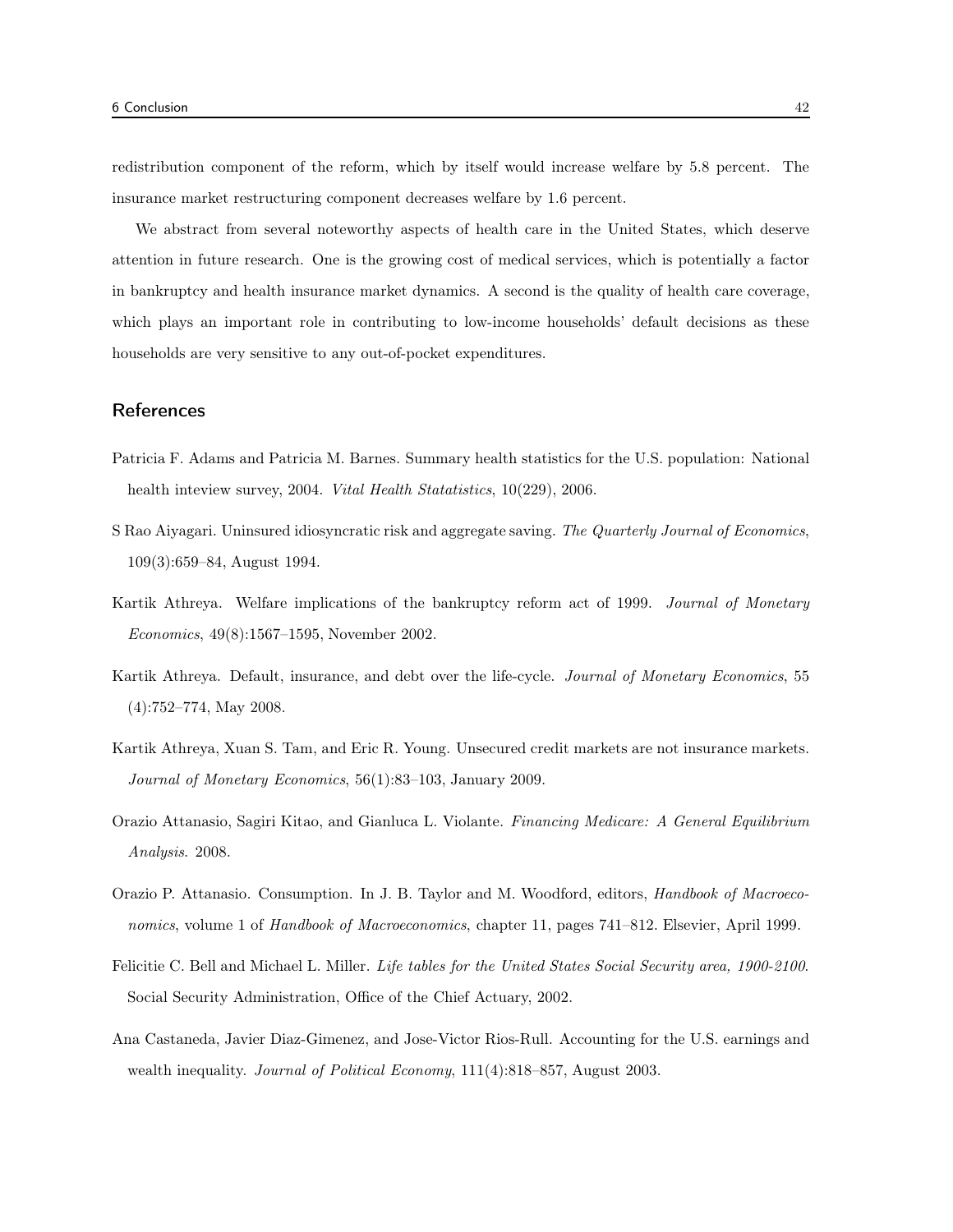redistribution component of the reform, which by itself would increase welfare by 5.8 percent. The insurance market restructuring component decreases welfare by 1.6 percent.

We abstract from several noteworthy aspects of health care in the United States, which deserve attention in future research. One is the growing cost of medical services, which is potentially a factor in bankruptcy and health insurance market dynamics. A second is the quality of health care coverage, which plays an important role in contributing to low-income households' default decisions as these households are very sensitive to any out-of-pocket expenditures.

## References

Patricia F. Adams and Patricia M. Barnes. Summary health statistics for the U.S. population: National health inteview survey, 2004. *Vital Health Statatistics*, 10(229), 2006.

S Rao Aiyagari. Uninsured idiosyncratic risk and aggregate saving. *The Quarterly Journal of Economics*, 109(3):659–84, August 1994.

Kartik Athreya. Welfare implications of the bankruptcy reform act of 1999. *Journal of Monetary Economics*, 49(8):1567–1595, November 2002.

Kartik Athreya. Default, insurance, and debt over the life-cycle. *Journal of Monetary Economics*, 55 (4):752–774, May 2008.

Kartik Athreya, Xuan S. Tam, and Eric R. Young. Unsecured credit markets are not insurance markets. *Journal of Monetary Economics*, 56(1):83–103, January 2009.

Orazio Attanasio, Sagiri Kitao, and Gianluca L. Violante. *Financing Medicare: A General Equilibrium Analysis*. 2008.

Orazio P. Attanasio. Consumption. In J. B. Taylor and M. Woodford, editors, *Handbook of Macroeconomics*, volume 1 of *Handbook of Macroeconomics*, chapter 11, pages 741–812. Elsevier, April 1999.

Felicitie C. Bell and Michael L. Miller. *Life tables for the United States Social Security area, 1900-2100*. Social Security Administration, Office of the Chief Actuary, 2002.

Ana Castaneda, Javier Diaz-Gimenez, and Jose-Victor Rios-Rull. Accounting for the U.S. earnings and wealth inequality. *Journal of Political Economy*, 111(4):818–857, August 2003.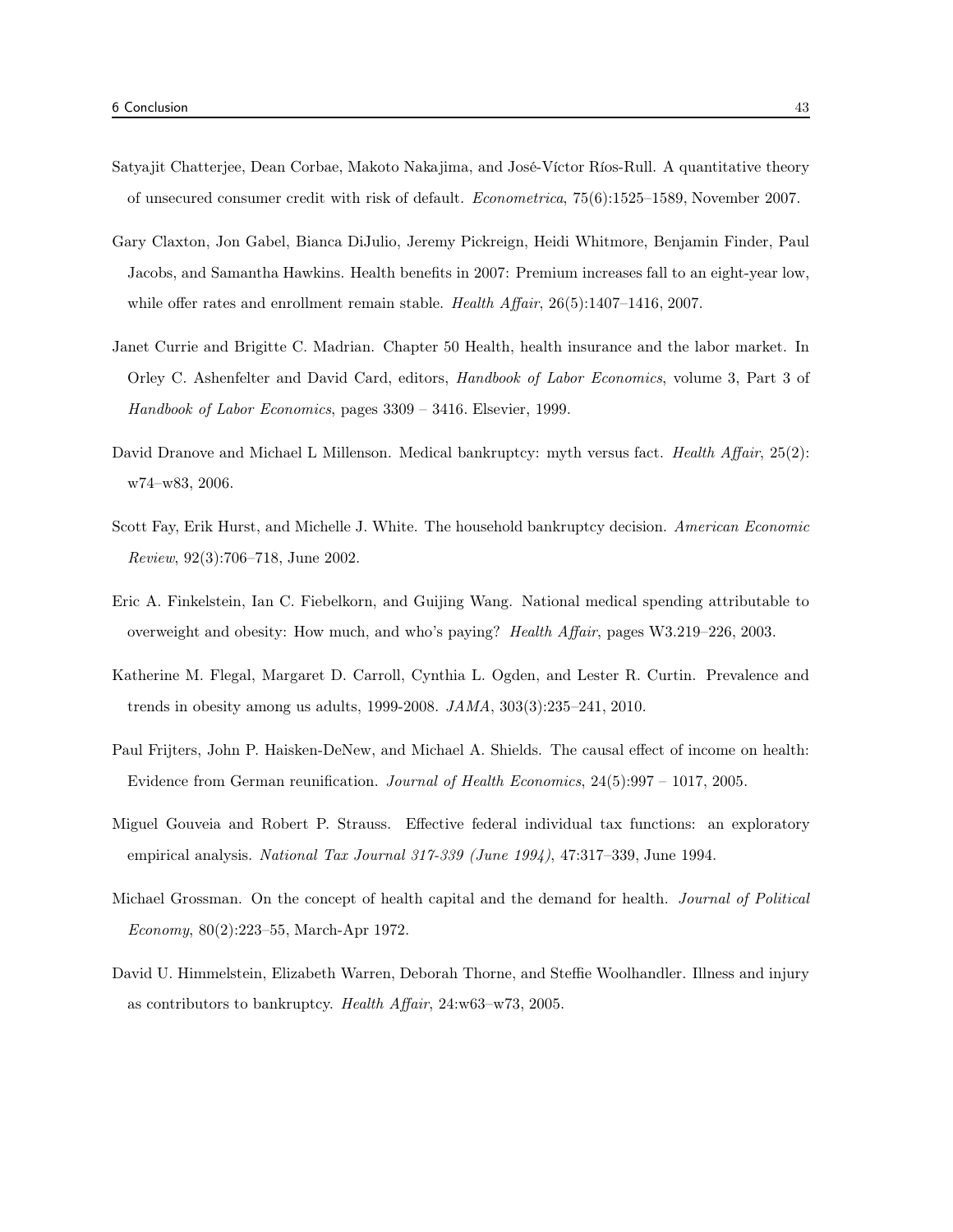Satyajit Chatterjee, Dean Corbae, Makoto Nakajima, and José-Víctor Ríos-Rull. A quantitative theory of unsecured consumer credit with risk of default. *Econometrica*, 75(6):1525–1589, November 2007.

Gary Claxton, Jon Gabel, Bianca DiJulio, Jeremy Pickreign, Heidi Whitmore, Benjamin Finder, Paul Jacobs, and Samantha Hawkins. Health benefits in 2007: Premium increases fall to an eight-year low, while offer rates and enrollment remain stable. *Health Affair*, 26(5):1407–1416, 2007.

Janet Currie and Brigitte C. Madrian. Chapter 50 Health, health insurance and the labor market. In Orley C. Ashenfelter and David Card, editors, *Handbook of Labor Economics*, volume 3, Part 3 of *Handbook of Labor Economics*, pages 3309 – 3416. Elsevier, 1999.

David Dranove and Michael L Millenson. Medical bankruptcy: myth versus fact. *Health Affair*, 25(2): w74–w83, 2006.

Scott Fay, Erik Hurst, and Michelle J. White. The household bankruptcy decision. *American Economic Review*, 92(3):706–718, June 2002.

Eric A. Finkelstein, Ian C. Fiebelkorn, and Guijing Wang. National medical spending attributable to overweight and obesity: How much, and who's paying? *Health Affair*, pages W3.219–226, 2003.

Katherine M. Flegal, Margaret D. Carroll, Cynthia L. Ogden, and Lester R. Curtin. Prevalence and trends in obesity among us adults, 1999-2008. *JAMA*, 303(3):235–241, 2010.

Paul Frijters, John P. Haisken-DeNew, and Michael A. Shields. The causal effect of income on health: Evidence from German reunification. *Journal of Health Economics*, 24(5):997 – 1017, 2005.

Miguel Gouveia and Robert P. Strauss. Effective federal individual tax functions: an exploratory empirical analysis. *National Tax Journal 317-339 (June 1994)*, 47:317–339, June 1994.

Michael Grossman. On the concept of health capital and the demand for health. *Journal of Political Economy*, 80(2):223–55, March-Apr 1972.

David U. Himmelstein, Elizabeth Warren, Deborah Thorne, and Steffie Woolhandler. Illness and injury as contributors to bankruptcy. *Health Affair*, 24:w63–w73, 2005.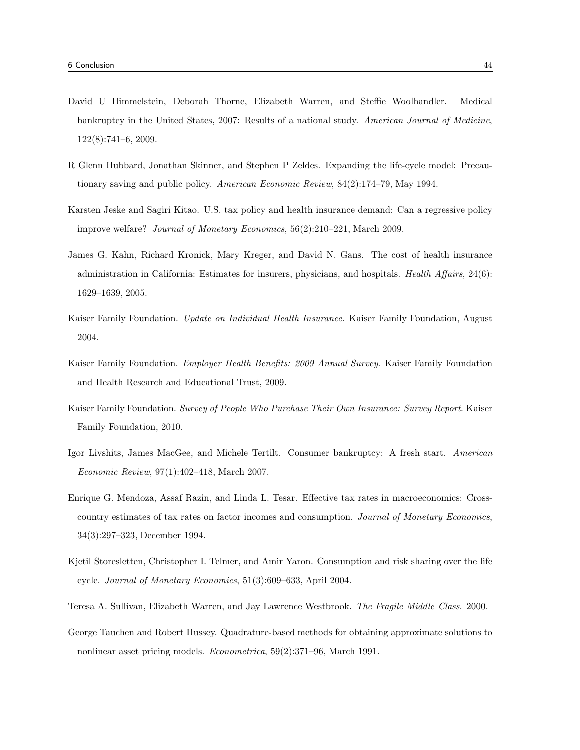David U Himmelstein, Deborah Thorne, Elizabeth Warren, and Steffie Woolhandler. Medical bankruptcy in the United States, 2007: Results of a national study. *American Journal of Medicine*, 122(8):741–6, 2009.

R Glenn Hubbard, Jonathan Skinner, and Stephen P Zeldes. Expanding the life-cycle model: Precautionary saving and public policy. *American Economic Review*, 84(2):174–79, May 1994.

Karsten Jeske and Sagiri Kitao. U.S. tax policy and health insurance demand: Can a regressive policy improve welfare? *Journal of Monetary Economics*, 56(2):210–221, March 2009.

James G. Kahn, Richard Kronick, Mary Kreger, and David N. Gans. The cost of health insurance administration in California: Estimates for insurers, physicians, and hospitals. *Health Affairs*, 24(6): 1629–1639, 2005.

Kaiser Family Foundation. *Update on Individual Health Insurance*. Kaiser Family Foundation, August 2004.

Kaiser Family Foundation. *Employer Health Benefits: 2009 Annual Survey*. Kaiser Family Foundation and Health Research and Educational Trust, 2009.

Kaiser Family Foundation. *Survey of People Who Purchase Their Own Insurance: Survey Report*. Kaiser Family Foundation, 2010.

Igor Livshits, James MacGee, and Michele Tertilt. Consumer bankruptcy: A fresh start. *American Economic Review*, 97(1):402–418, March 2007.

Enrique G. Mendoza, Assaf Razin, and Linda L. Tesar. Effective tax rates in macroeconomics: Cross-country estimates of tax rates on factor incomes and consumption. *Journal of Monetary Economics*, 34(3):297–323, December 1994.

Kjetil Storesletten, Christopher I. Telmer, and Amir Yaron. Consumption and risk sharing over the life cycle. *Journal of Monetary Economics*, 51(3):609–633, April 2004.

Teresa A. Sullivan, Elizabeth Warren, and Jay Lawrence Westbrook. *The Fragile Middle Class*. 2000.

George Tauchen and Robert Hussey. Quadrature-based methods for obtaining approximate solutions to nonlinear asset pricing models. *Econometrica*, 59(2):371–96, March 1991.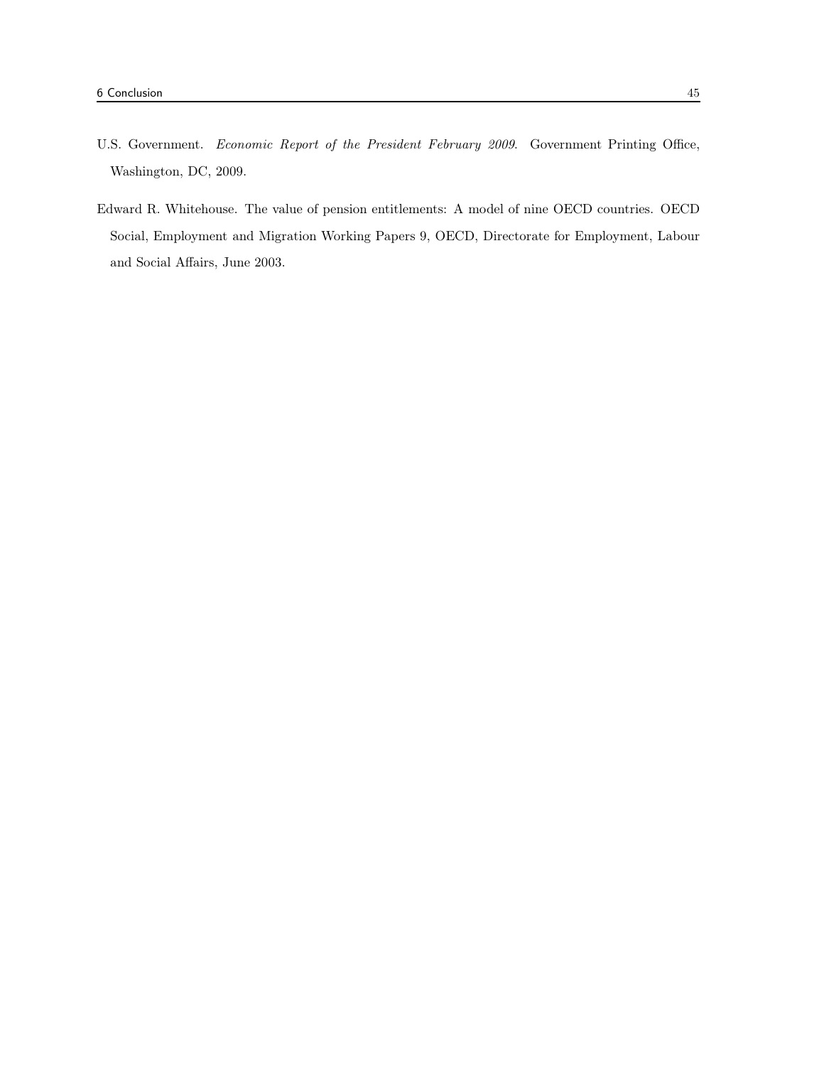U.S. Government. *Economic Report of the President February 2009*. Government Printing Office, Washington, DC, 2009.

Edward R. Whitehouse. The value of pension entitlements: A model of nine OECD countries. OECD Social, Employment and Migration Working Papers 9, OECD, Directorate for Employment, Labour and Social Affairs, June 2003.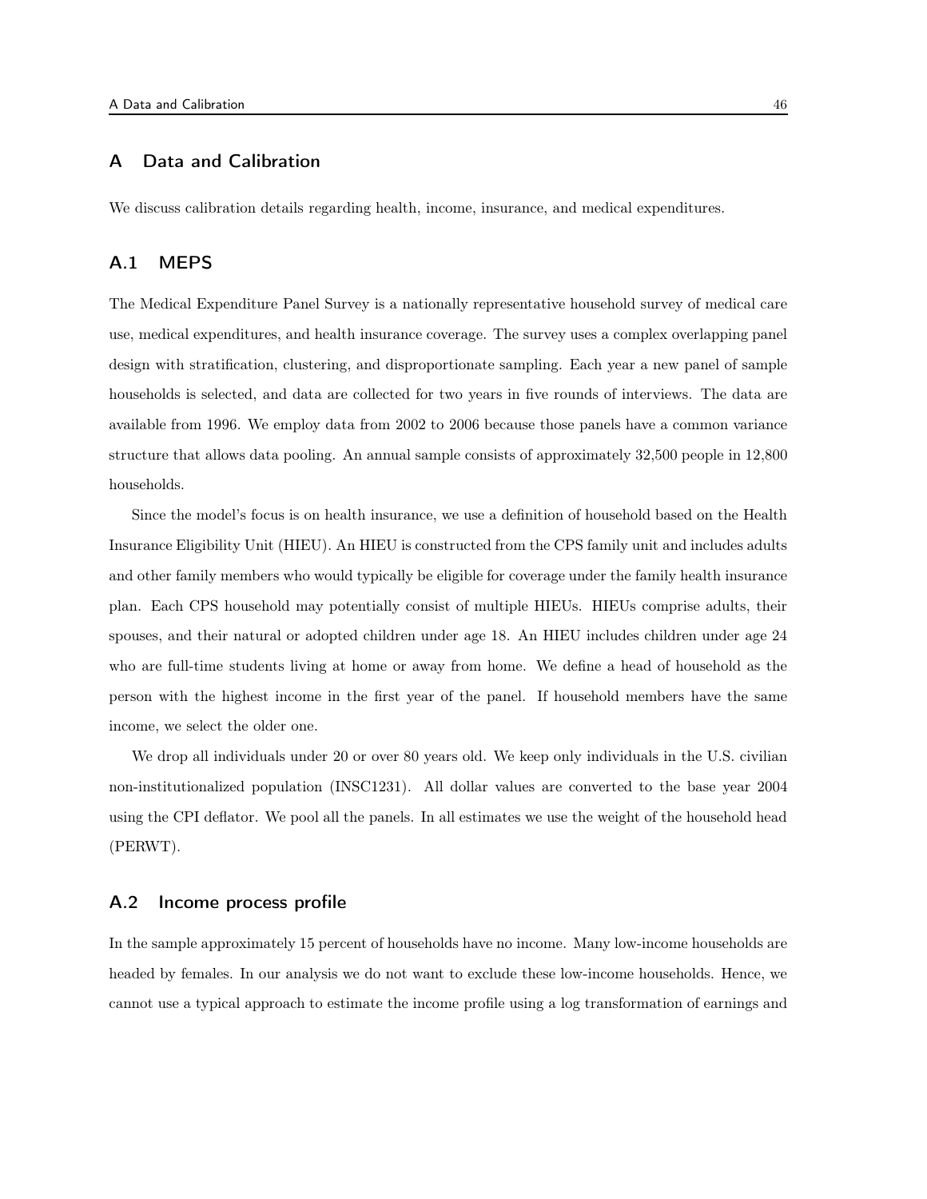## A Data and Calibration

We discuss calibration details regarding health, income, insurance, and medical expenditures.

### A.1 MEPS

The Medical Expenditure Panel Survey is a nationally representative household survey of medical care use, medical expenditures, and health insurance coverage. The survey uses a complex overlapping panel design with stratification, clustering, and disproportionate sampling. Each year a new panel of sample households is selected, and data are collected for two years in five rounds of interviews. The data are available from 1996. We employ data from 2002 to 2006 because those panels have a common variance structure that allows data pooling. An annual sample consists of approximately 32,500 people in 12,800 households.

Since the model's focus is on health insurance, we use a definition of household based on the Health Insurance Eligibility Unit (HIEU). An HIEU is constructed from the CPS family unit and includes adults and other family members who would typically be eligible for coverage under the family health insurance plan. Each CPS household may potentially consist of multiple HIEUs. HIEUs comprise adults, their spouses, and their natural or adopted children under age 18. An HIEU includes children under age 24 who are full-time students living at home or away from home. We define a head of household as the person with the highest income in the first year of the panel. If household members have the same income, we select the older one.

We drop all individuals under 20 or over 80 years old. We keep only individuals in the U.S. civilian non-institutionalized population (INSC1231). All dollar values are converted to the base year 2004 using the CPI deflator. We pool all the panels. In all estimates we use the weight of the household head (PERWT).

### A.2 Income process profile

In the sample approximately 15 percent of households have no income. Many low-income households are headed by females. In our analysis we do not want to exclude these low-income households. Hence, we cannot use a typical approach to estimate the income profile using a log transformation of earnings and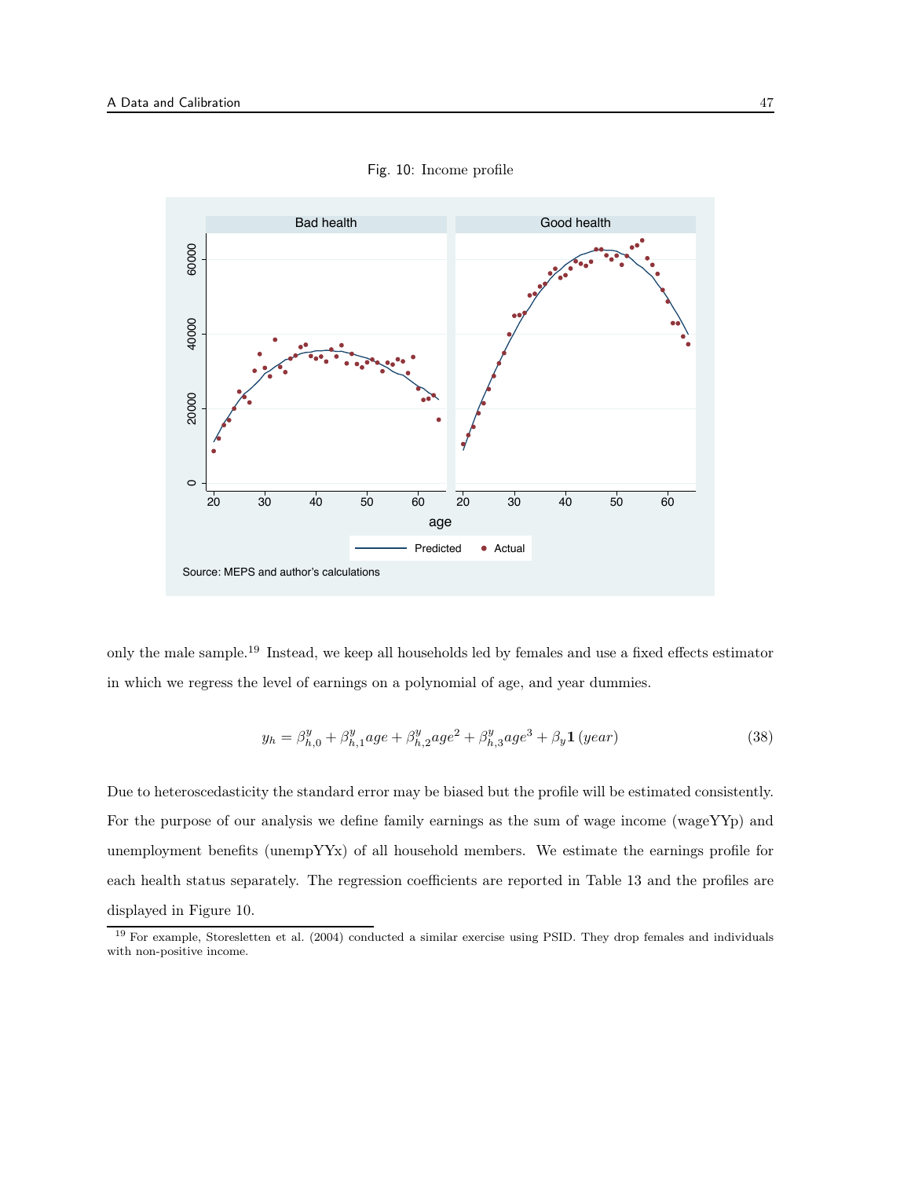Fig. 10: Income profile

only the male sample.[19] Instead, we keep all households led by females and use a fixed effects estimator in which we regress the level of earnings on a polynomial of age, and year dummies.

$$y_h = \beta^y_{h,0} + \beta^y_{h,1} age + \beta^y_{h,2} age^2 + \beta^y_{h,3} age^3 + \beta_y \mathbf{1}\,(year) \tag{38}$$

Due to heteroscedasticity the standard error may be biased but the profile will be estimated consistently. For the purpose of our analysis we define family earnings as the sum of wage income (wageYYp) and unemployment benefits (unempYYx) of all household members. We estimate the earnings profile for each health status separately. The regression coefficients are reported in Table 13 and the profiles are displayed in Figure 10.

[19] For example, Storesletten et al. (2004) conducted a similar exercise using PSID. They drop females and individuals with non-positive income.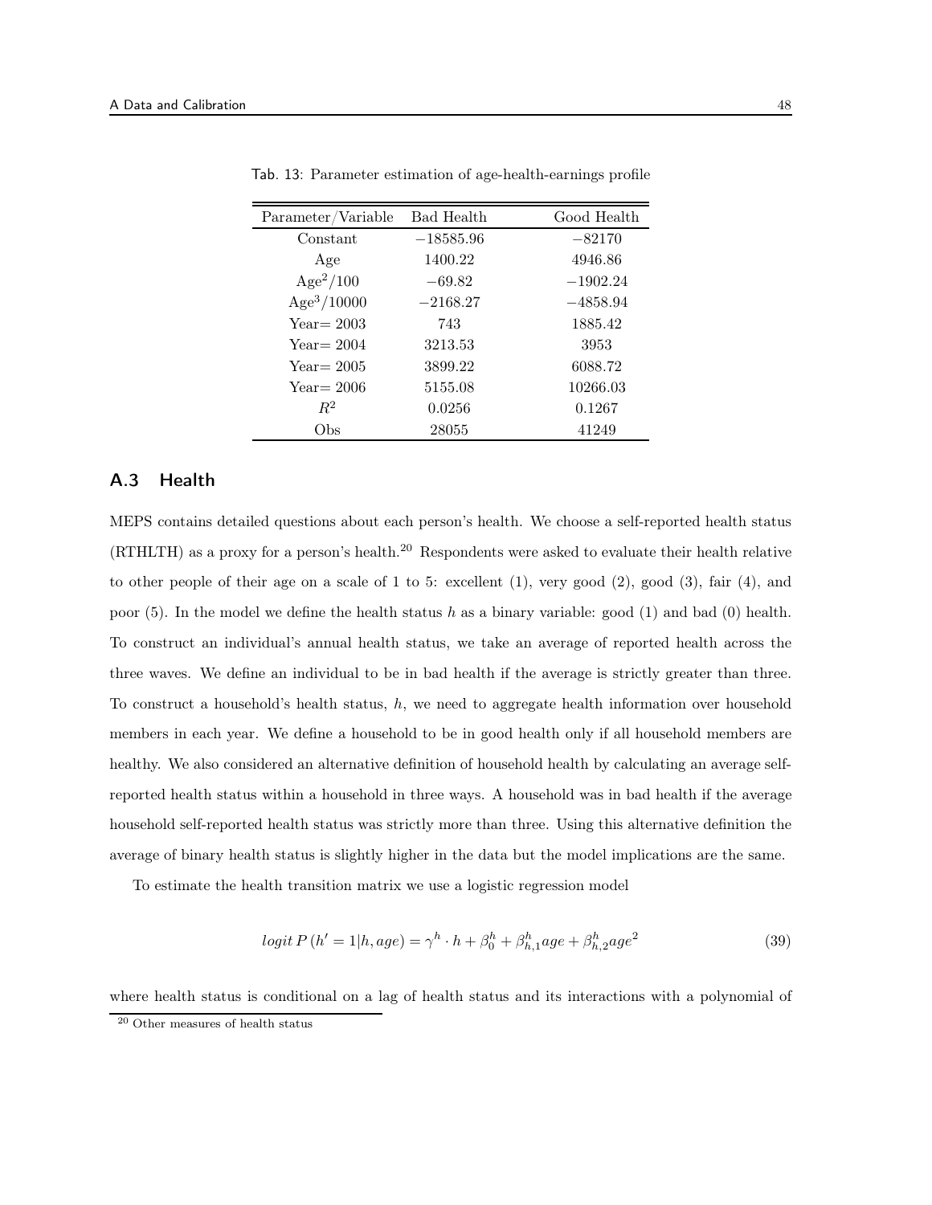Tab. 13: Parameter estimation of age-health-earnings profile

| Parameter/Variable | Bad Health | Good Health |
|---|---|---|
| Constant | $-18585.96$ | $-82170$ |
| Age | 1400.22 | 4946.86 |
| $\text{Age}^2/100$ | $-69.82$ | $-1902.24$ |
| $\text{Age}^3/10000$ | $-2168.27$ | $-4858.94$ |
| Year= 2003 | 743 | 1885.42 |
| Year= 2004 | 3213.53 | 3953 |
| Year= 2005 | 3899.22 | 6088.72 |
| Year= 2006 | 5155.08 | 10266.03 |
| $R^2$ | 0.0256 | 0.1267 |
| Obs | 28055 | 41249 |

## A.3 Health

MEPS contains detailed questions about each person's health. We choose a self-reported health status (RTHLTH) as a proxy for a person's health.[20] Respondents were asked to evaluate their health relative to other people of their age on a scale of 1 to 5: excellent (1), very good (2), good (3), fair (4), and poor (5). In the model we define the health status $h$ as a binary variable: good (1) and bad (0) health. To construct an individual's annual health status, we take an average of reported health across the three waves. We define an individual to be in bad health if the average is strictly greater than three. To construct a household's health status, $h$, we need to aggregate health information over household members in each year. We define a household to be in good health only if all household members are healthy. We also considered an alternative definition of household health by calculating an average self-reported health status within a household in three ways. A household was in bad health if the average household self-reported health status was strictly more than three. Using this alternative definition the average of binary health status is slightly higher in the data but the model implications are the same.

To estimate the health transition matrix we use a logistic regression model

$$logit\, P\left(h' = 1|h, age\right) = \gamma^h \cdot h + \beta_0^h + \beta_{h,1}^h age + \beta_{h,2}^h age^2 \tag{39}$$

where health status is conditional on a lag of health status and its interactions with a polynomial of

[20] Other measures of health status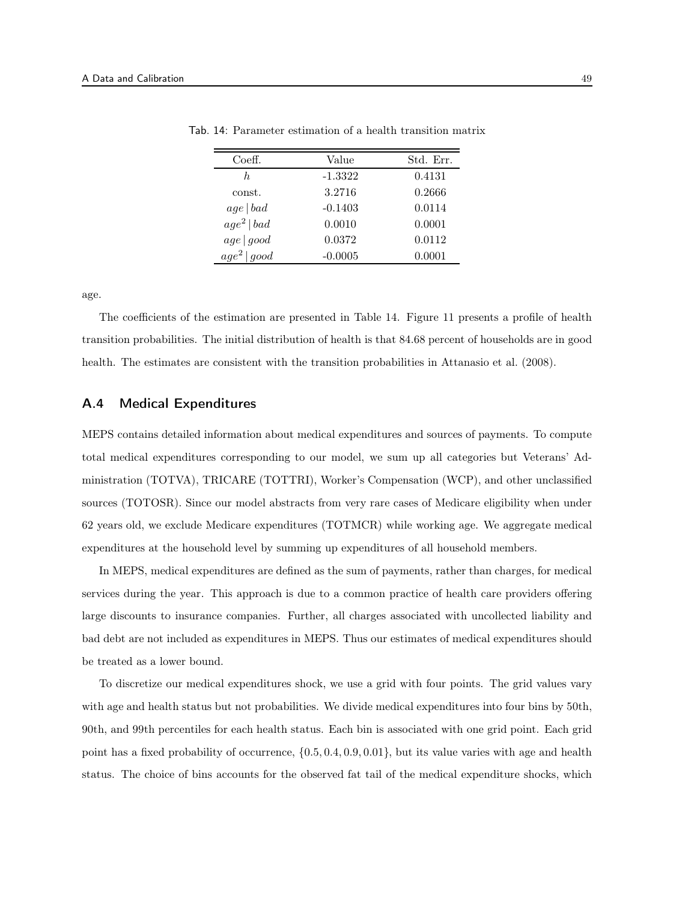Tab. 14: Parameter estimation of a health transition matrix

| Coeff. | Value | Std. Err. |
|---|---|---|
| $h$ | -1.3322 | 0.4131 |
| const. | 3.2716 | 0.2666 |
| $age \mid bad$ | -0.1403 | 0.0114 |
| $age^2 \mid bad$ | 0.0010 | 0.0001 |
| $age \mid good$ | 0.0372 | 0.0112 |
| $age^2 \mid good$ | -0.0005 | 0.0001 |

age.

The coefficients of the estimation are presented in Table 14. Figure 11 presents a profile of health transition probabilities. The initial distribution of health is that 84.68 percent of households are in good health. The estimates are consistent with the transition probabilities in Attanasio et al. (2008).

## A.4 Medical Expenditures

MEPS contains detailed information about medical expenditures and sources of payments. To compute total medical expenditures corresponding to our model, we sum up all categories but Veterans' Administration (TOTVA), TRICARE (TOTTRI), Worker's Compensation (WCP), and other unclassified sources (TOTOSR). Since our model abstracts from very rare cases of Medicare eligibility when under 62 years old, we exclude Medicare expenditures (TOTMCR) while working age. We aggregate medical expenditures at the household level by summing up expenditures of all household members.

In MEPS, medical expenditures are defined as the sum of payments, rather than charges, for medical services during the year. This approach is due to a common practice of health care providers offering large discounts to insurance companies. Further, all charges associated with uncollected liability and bad debt are not included as expenditures in MEPS. Thus our estimates of medical expenditures should be treated as a lower bound.

To discretize our medical expenditures shock, we use a grid with four points. The grid values vary with age and health status but not probabilities. We divide medical expenditures into four bins by 50th, 90th, and 99th percentiles for each health status. Each bin is associated with one grid point. Each grid point has a fixed probability of occurrence, $\{0.5, 0.4, 0.9, 0.01\}$, but its value varies with age and health status. The choice of bins accounts for the observed fat tail of the medical expenditure shocks, which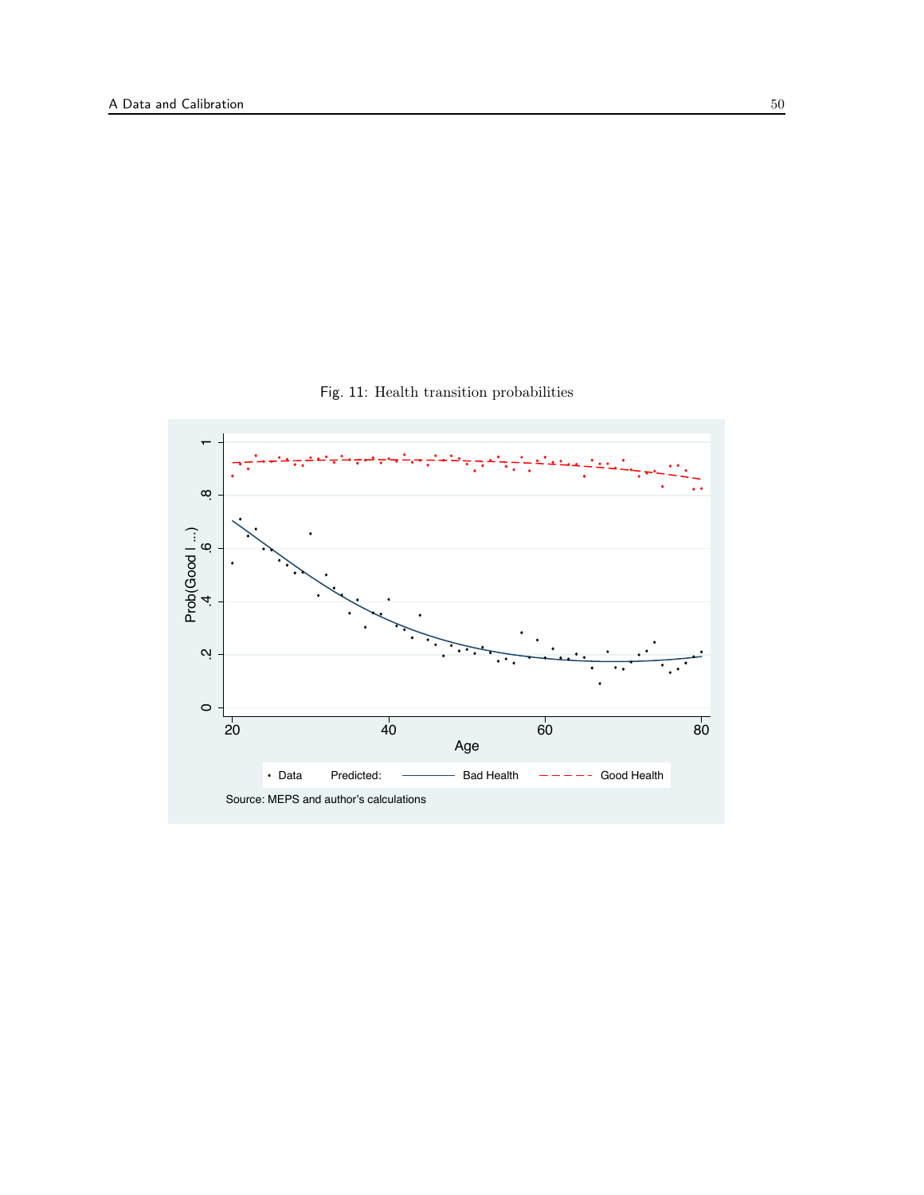Fig. 11: Health transition probabilities

Source: MEPS and author's calculations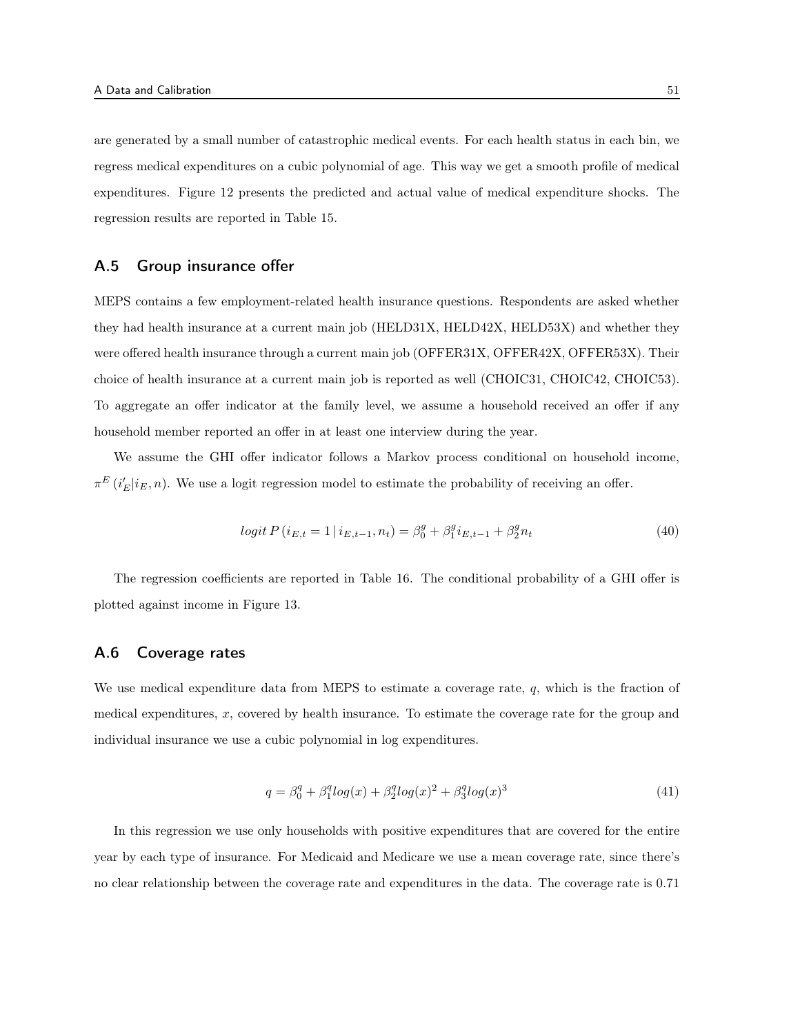are generated by a small number of catastrophic medical events. For each health status in each bin, we regress medical expenditures on a cubic polynomial of age. This way we get a smooth profile of medical expenditures. Figure 12 presents the predicted and actual value of medical expenditure shocks. The regression results are reported in Table 15.

## A.5 Group insurance offer

MEPS contains a few employment-related health insurance questions. Respondents are asked whether they had health insurance at a current main job (HELD31X, HELD42X, HELD53X) and whether they were offered health insurance through a current main job (OFFER31X, OFFER42X, OFFER53X). Their choice of health insurance at a current main job is reported as well (CHOIC31, CHOIC42, CHOIC53). To aggregate an offer indicator at the family level, we assume a household received an offer if any household member reported an offer in at least one interview during the year.

We assume the GHI offer indicator follows a Markov process conditional on household income, $\pi^E(i'_E|i_E, n)$. We use a logit regression model to estimate the probability of receiving an offer.

$$logit\, P\left(i_{E,t} = 1 \,|\, i_{E,t-1}, n_t\right) = \beta_0^g + \beta_1^g i_{E,t-1} + \beta_2^g n_t \tag{40}$$

The regression coefficients are reported in Table 16. The conditional probability of a GHI offer is plotted against income in Figure 13.

## A.6 Coverage rates

We use medical expenditure data from MEPS to estimate a coverage rate, $q$, which is the fraction of medical expenditures, $x$, covered by health insurance. To estimate the coverage rate for the group and individual insurance we use a cubic polynomial in log expenditures.

$$q = \beta_0^q + \beta_1^q log(x) + \beta_2^q log(x)^2 + \beta_3^q log(x)^3 \tag{41}$$

In this regression we use only households with positive expenditures that are covered for the entire year by each type of insurance. For Medicaid and Medicare we use a mean coverage rate, since there's no clear relationship between the coverage rate and expenditures in the data. The coverage rate is 0.71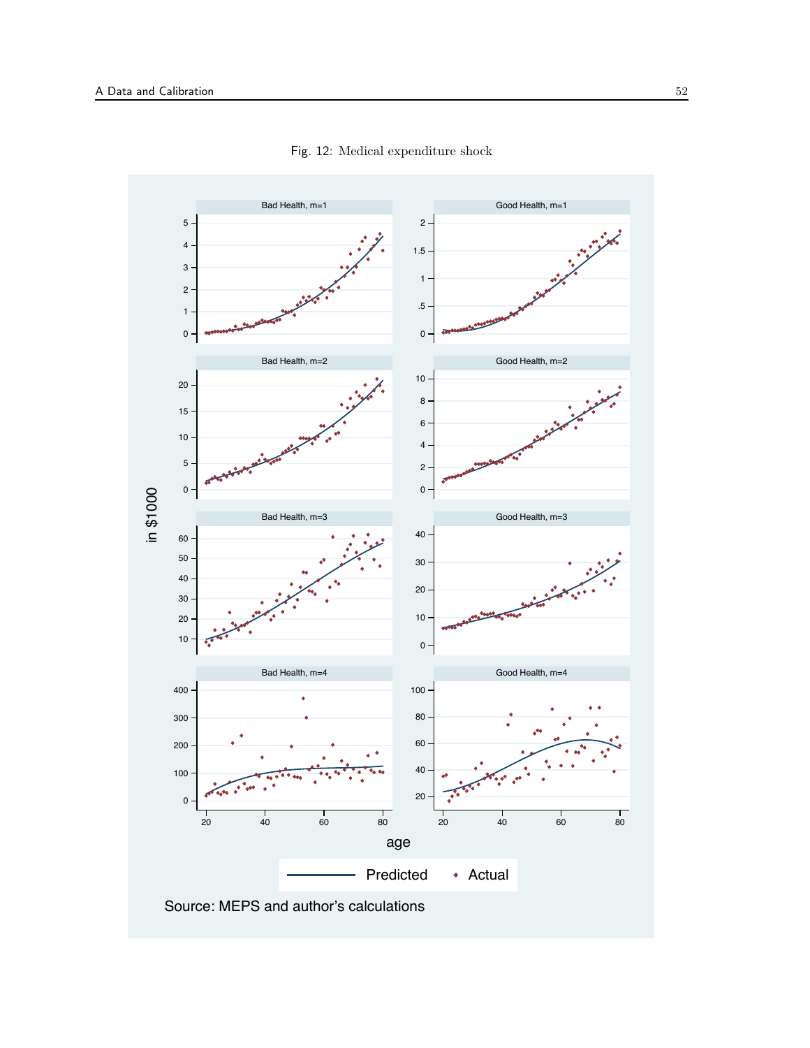Fig. 12: Medical expenditure shock

Source: MEPS and author's calculations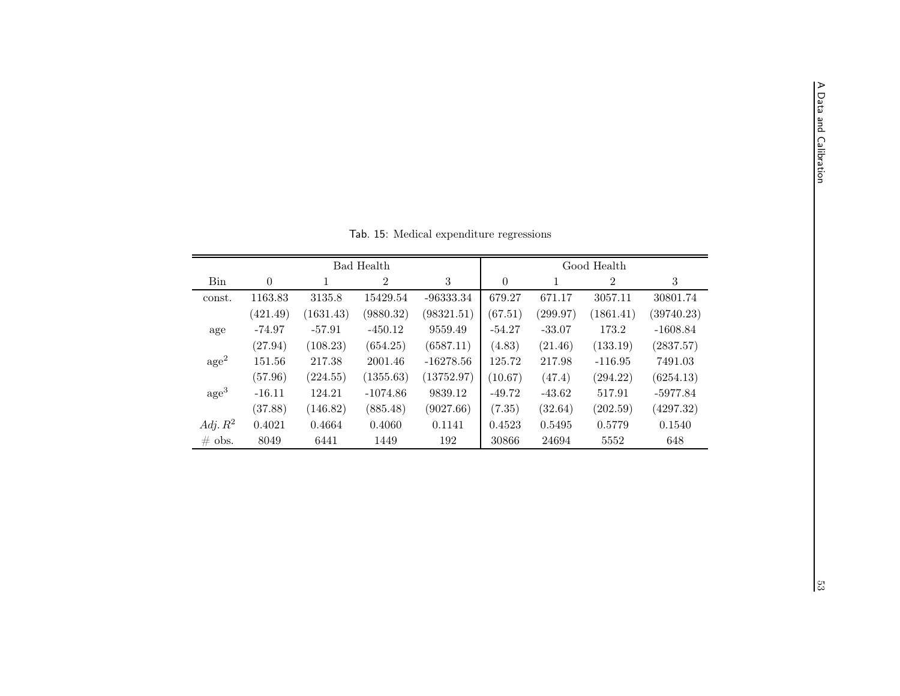Tab. 15: Medical expenditure regressions

| | Bad Health | | | | Good Health | | | |
|---|---|---|---|---|---|---|---|---|
| Bin | 0 | 1 | 2 | 3 | 0 | 1 | 2 | 3 |
| const. | 1163.83 | 3135.8 | 15429.54 | -96333.34 | 679.27 | 671.17 | 3057.11 | 30801.74 |
| | (421.49) | (1631.43) | (9880.32) | (98321.51) | (67.51) | (299.97) | (1861.41) | (39740.23) |
| age | -74.97 | -57.91 | -450.12 | 9559.49 | -54.27 | -33.07 | 173.2 | -1608.84 |
| | (27.94) | (108.23) | (654.25) | (6587.11) | (4.83) | (21.46) | (133.19) | (2837.57) |
| $\text{age}^2$ | 151.56 | 217.38 | 2001.46 | -16278.56 | 125.72 | 217.98 | -116.95 | 7491.03 |
| | (57.96) | (224.55) | (1355.63) | (13752.97) | (10.67) | (47.4) | (294.22) | (6254.13) |
| $\text{age}^3$ | -16.11 | 124.21 | -1074.86 | 9839.12 | -49.72 | -43.62 | 517.91 | -5977.84 |
| | (37.88) | (146.82) | (885.48) | (9027.66) | (7.35) | (32.64) | (202.59) | (4297.32) |
| *Adj.* $R^2$ | 0.4021 | 0.4664 | 0.4060 | 0.1141 | 0.4523 | 0.5495 | 0.5779 | 0.1540 |
| # obs. | 8049 | 6441 | 1449 | 192 | 30866 | 24694 | 5552 | 648 |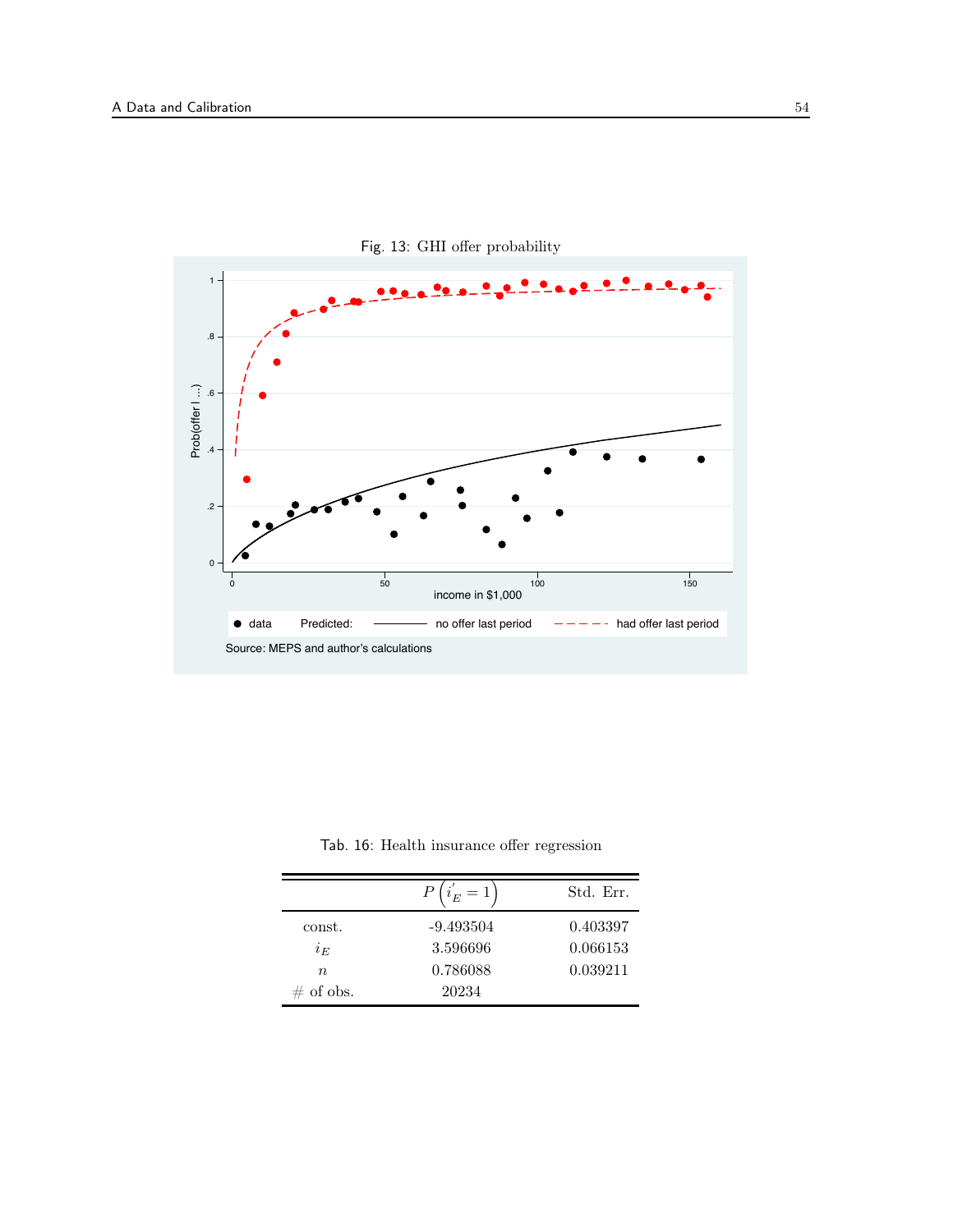Fig. 13: GHI offer probability

Tab. 16: Health insurance offer regression

| | $P\left(i_E^{'}=1\right)$ | Std. Err. |
|---|---|---|
| const. | -9.493504 | 0.403397 |
| $i_E$ | 3.596696 | 0.066153 |
| $n$ | 0.786088 | 0.039211 |
| # of obs. | 20234 | |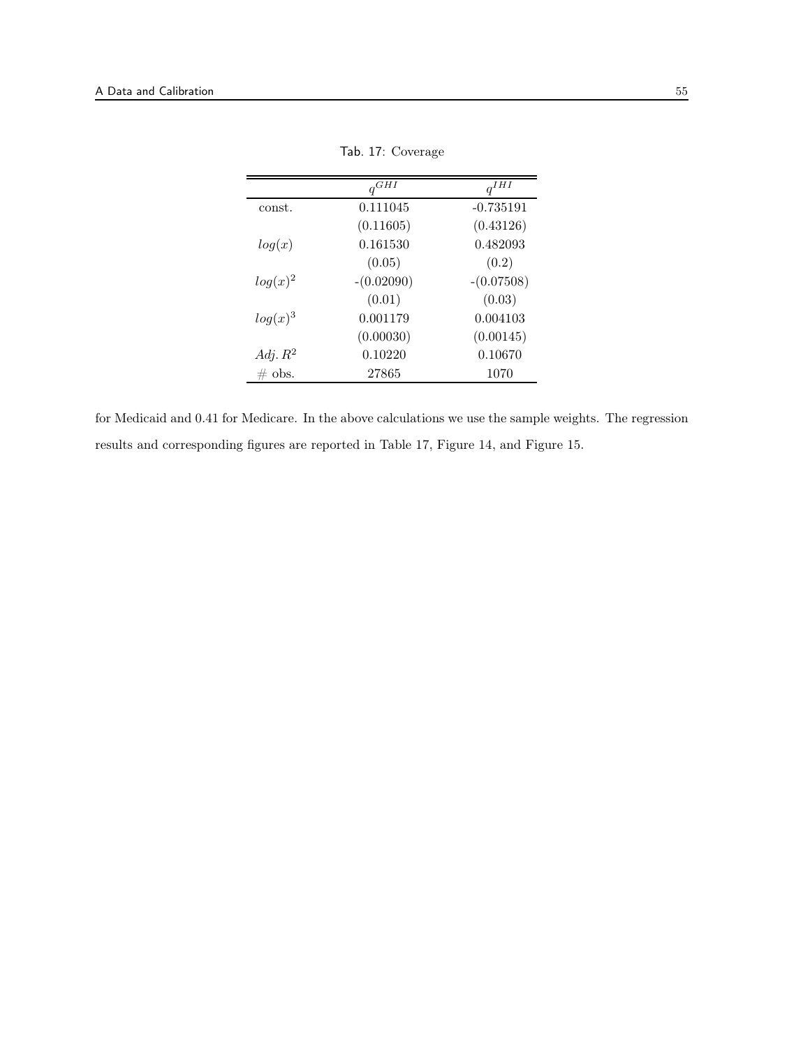Tab. 17: Coverage

| | $q^{GHI}$ | $q^{IHI}$ |
|---|---|---|
| const. | 0.111045 | -0.735191 |
| | (0.11605) | (0.43126) |
| $log(x)$ | 0.161530 | 0.482093 |
| | (0.05) | (0.2) |
| $log(x)^2$ | -(0.02090) | -(0.07508) |
| | (0.01) | (0.03) |
| $log(x)^3$ | 0.001179 | 0.004103 |
| | (0.00030) | (0.00145) |
| $Adj. R^2$ | 0.10220 | 0.10670 |
| # obs. | 27865 | 1070 |

for Medicaid and 0.41 for Medicare. In the above calculations we use the sample weights. The regression results and corresponding figures are reported in Table 17, Figure 14, and Figure 15.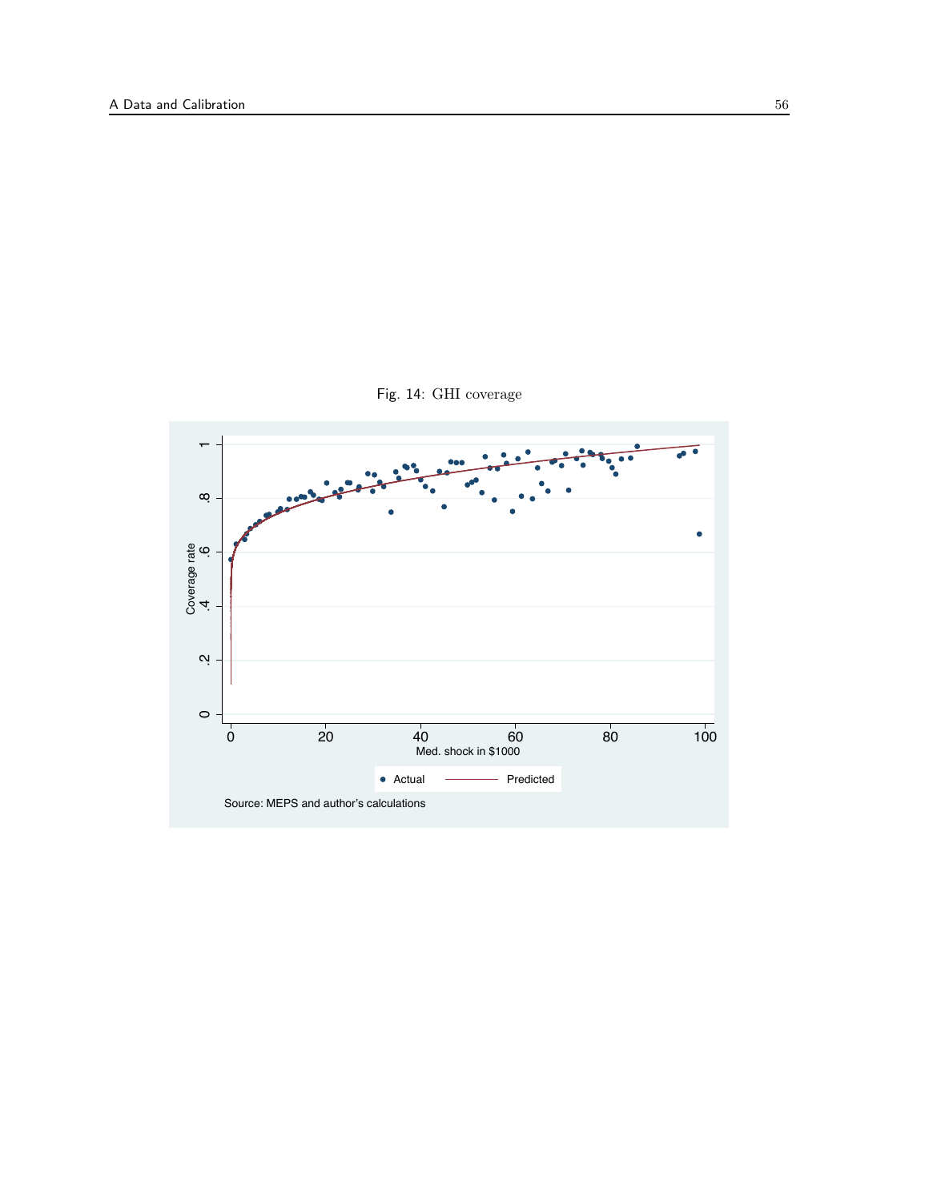Fig. 14: GHI coverage

Source: MEPS and author's calculations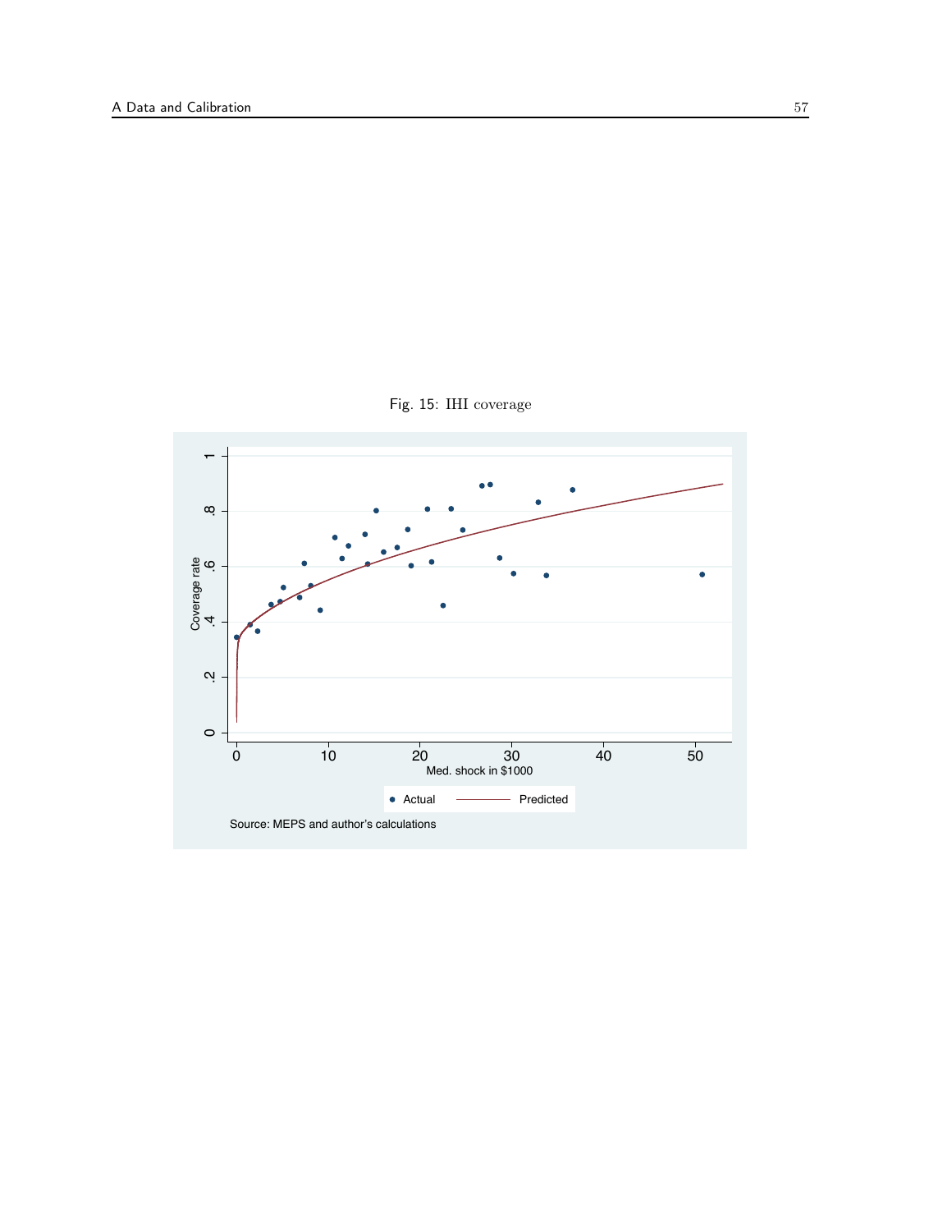Fig. 15: IHI coverage

Coverage rate

0
.2
.4
.6
.8
1

0
10
20
30
40
50

Med. shock in $1000

Actual
Predicted

Source: MEPS and author's calculations